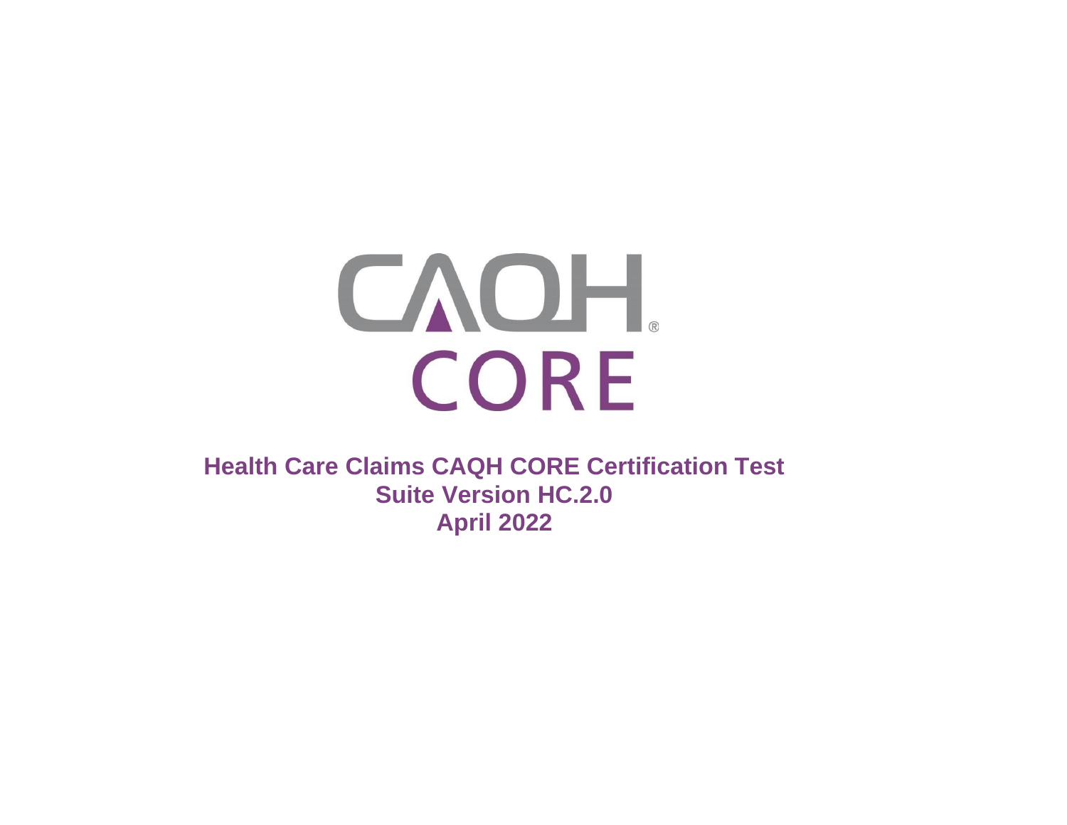CAQH®
CORE

# Health Care Claims CAQH CORE Certification Test Suite Version HC.2.0
## April 2022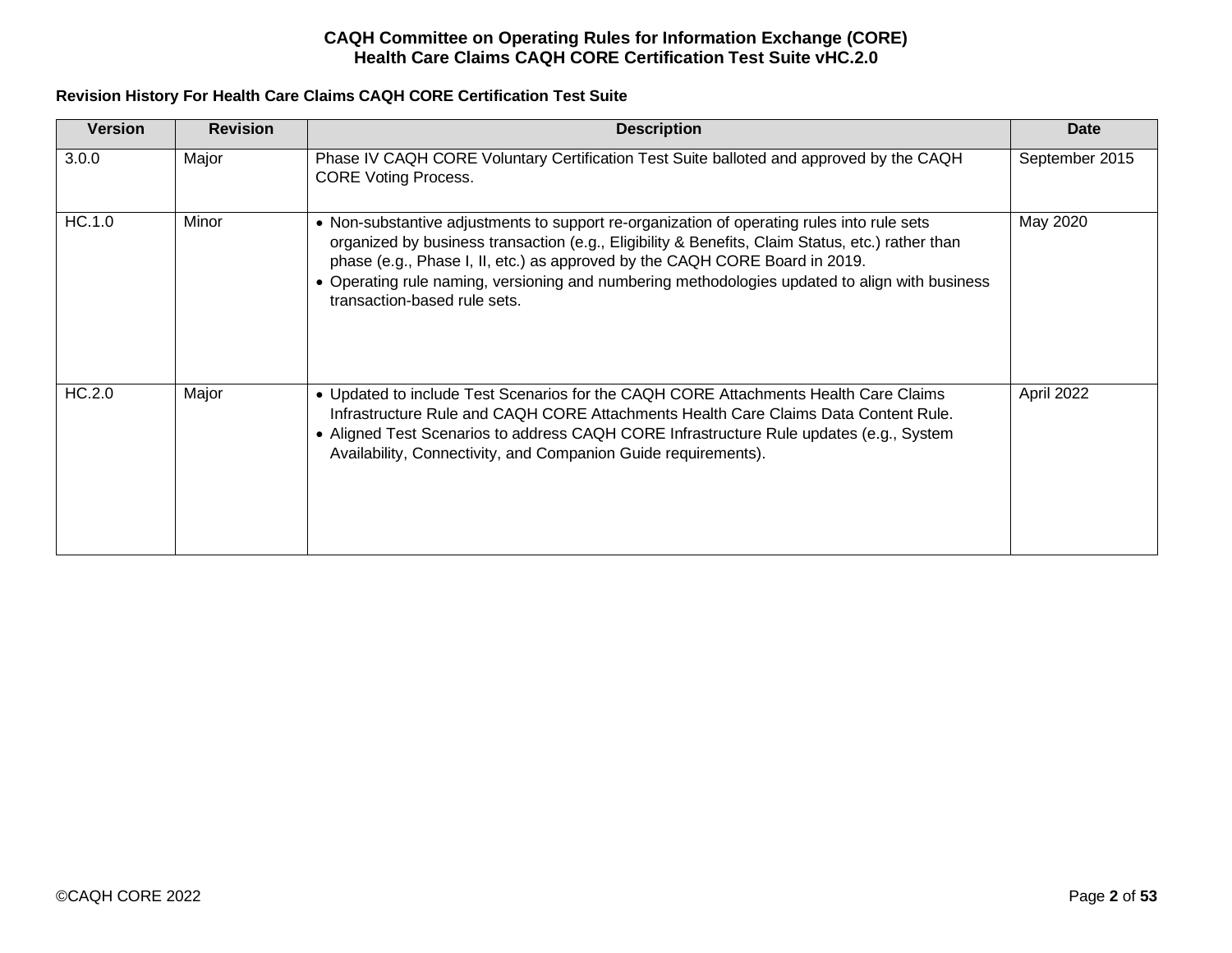**Revision History For Health Care Claims CAQH CORE Certification Test Suite**

| Version | Revision | Description | Date |
| --- | --- | --- | --- |
| 3.0.0 | Major | Phase IV CAQH CORE Voluntary Certification Test Suite balloted and approved by the CAQH CORE Voting Process. | September 2015 |
| HC.1.0 | Minor | • Non-substantive adjustments to support re-organization of operating rules into rule sets organized by business transaction (e.g., Eligibility & Benefits, Claim Status, etc.) rather than phase (e.g., Phase I, II, etc.) as approved by the CAQH CORE Board in 2019.<br>• Operating rule naming, versioning and numbering methodologies updated to align with business transaction-based rule sets. | May 2020 |
| HC.2.0 | Major | • Updated to include Test Scenarios for the CAQH CORE Attachments Health Care Claims Infrastructure Rule and CAQH CORE Attachments Health Care Claims Data Content Rule.<br>• Aligned Test Scenarios to address CAQH CORE Infrastructure Rule updates (e.g., System Availability, Connectivity, and Companion Guide requirements). | April 2022 |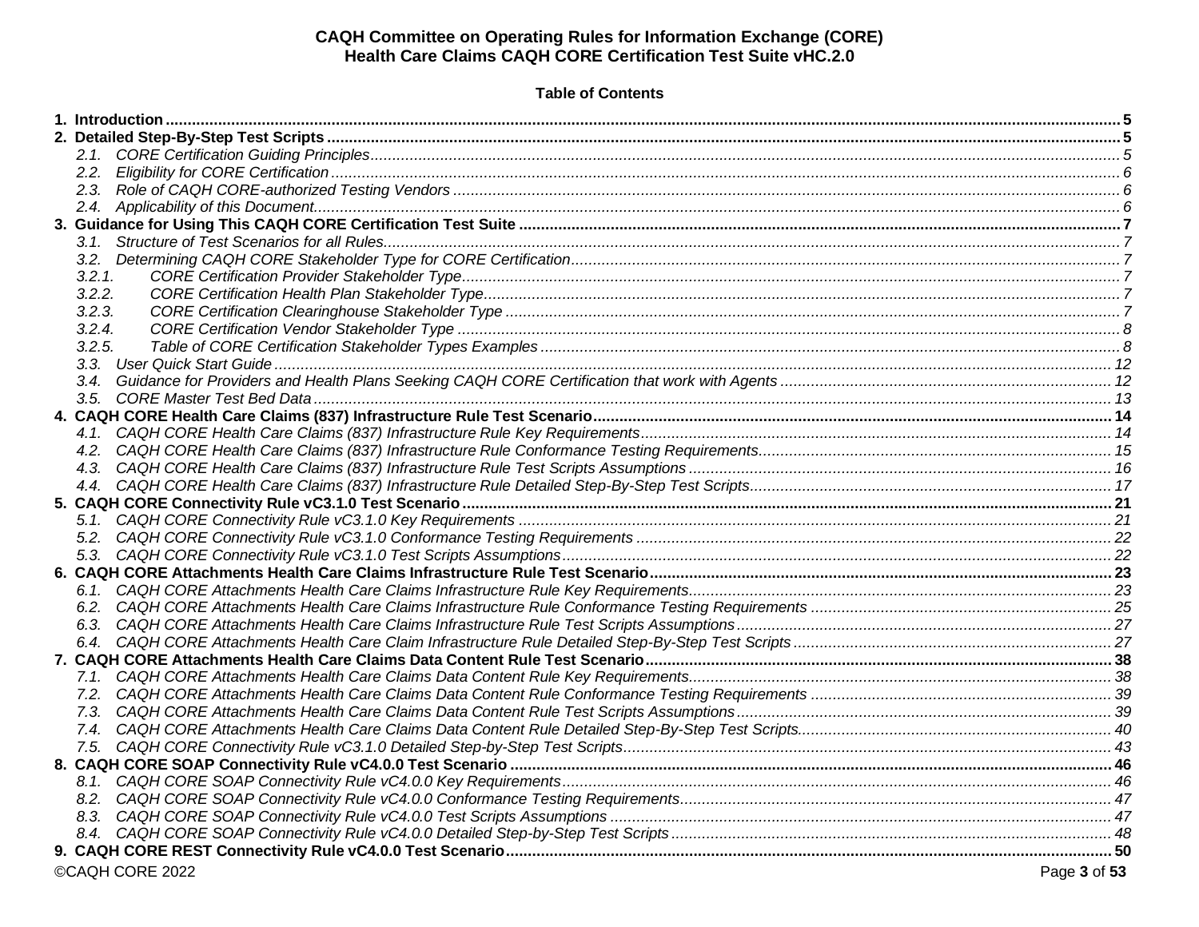**CAQH Committee on Operating Rules for Information Exchange (CORE)**
**Health Care Claims CAQH CORE Certification Test Suite vHC.2.0**

**Table of Contents**

**1. Introduction** ..... 5
**2. Detailed Step-By-Step Test Scripts** ..... 5
- *2.1. CORE Certification Guiding Principles* ..... 5
- *2.2. Eligibility for CORE Certification* ..... 6
- *2.3. Role of CAQH CORE-authorized Testing Vendors* ..... 6
- *2.4. Applicability of this Document* ..... 6

**3. Guidance for Using This CAQH CORE Certification Test Suite** ..... 7
- *3.1. Structure of Test Scenarios for all Rules* ..... 7
- *3.2. Determining CAQH CORE Stakeholder Type for CORE Certification* ..... 7
  - *3.2.1. CORE Certification Provider Stakeholder Type* ..... 7
  - *3.2.2. CORE Certification Health Plan Stakeholder Type* ..... 7
  - *3.2.3. CORE Certification Clearinghouse Stakeholder Type* ..... 7
  - *3.2.4. CORE Certification Vendor Stakeholder Type* ..... 8
  - *3.2.5. Table of CORE Certification Stakeholder Types Examples* ..... 8
- *3.3. User Quick Start Guide* ..... 12
- *3.4. Guidance for Providers and Health Plans Seeking CAQH CORE Certification that work with Agents* ..... 12
- *3.5. CORE Master Test Bed Data* ..... 13

**4. CAQH CORE Health Care Claims (837) Infrastructure Rule Test Scenario** ..... 14
- *4.1. CAQH CORE Health Care Claims (837) Infrastructure Rule Key Requirements* ..... 14
- *4.2. CAQH CORE Health Care Claims (837) Infrastructure Rule Conformance Testing Requirements* ..... 15
- *4.3. CAQH CORE Health Care Claims (837) Infrastructure Rule Test Scripts Assumptions* ..... 16
- *4.4. CAQH CORE Health Care Claims (837) Infrastructure Rule Detailed Step-By-Step Test Scripts* ..... 17

**5. CAQH CORE Connectivity Rule vC3.1.0 Test Scenario** ..... 21
- *5.1. CAQH CORE Connectivity Rule vC3.1.0 Key Requirements* ..... 21
- *5.2. CAQH CORE Connectivity Rule vC3.1.0 Conformance Testing Requirements* ..... 22
- *5.3. CAQH CORE Connectivity Rule vC3.1.0 Test Scripts Assumptions* ..... 22

**6. CAQH CORE Attachments Health Care Claims Infrastructure Rule Test Scenario** ..... 23
- *6.1. CAQH CORE Attachments Health Care Claims Infrastructure Rule Key Requirements* ..... 23
- *6.2. CAQH CORE Attachments Health Care Claims Infrastructure Rule Conformance Testing Requirements* ..... 25
- *6.3. CAQH CORE Attachments Health Care Claims Infrastructure Rule Test Scripts Assumptions* ..... 27
- *6.4. CAQH CORE Attachments Health Care Claim Infrastructure Rule Detailed Step-By-Step Test Scripts* ..... 27

**7. CAQH CORE Attachments Health Care Claims Data Content Rule Test Scenario** ..... 38
- *7.1. CAQH CORE Attachments Health Care Claims Data Content Rule Key Requirements* ..... 38
- *7.2. CAQH CORE Attachments Health Care Claims Data Content Rule Conformance Testing Requirements* ..... 39
- *7.3. CAQH CORE Attachments Health Care Claims Data Content Rule Test Scripts Assumptions* ..... 39
- *7.4. CAQH CORE Attachments Health Care Claims Data Content Rule Detailed Step-By-Step Test Scripts* ..... 40
- *7.5. CAQH CORE Connectivity Rule vC3.1.0 Detailed Step-by-Step Test Scripts* ..... 43

**8. CAQH CORE SOAP Connectivity Rule vC4.0.0 Test Scenario** ..... 46
- *8.1. CAQH CORE SOAP Connectivity Rule vC4.0.0 Key Requirements* ..... 46
- *8.2. CAQH CORE SOAP Connectivity Rule vC4.0.0 Conformance Testing Requirements* ..... 47
- *8.3. CAQH CORE SOAP Connectivity Rule vC4.0.0 Test Scripts Assumptions* ..... 47
- *8.4. CAQH CORE SOAP Connectivity Rule vC4.0.0 Detailed Step-by-Step Test Scripts* ..... 48

**9. CAQH CORE REST Connectivity Rule vC4.0.0 Test Scenario** ..... 50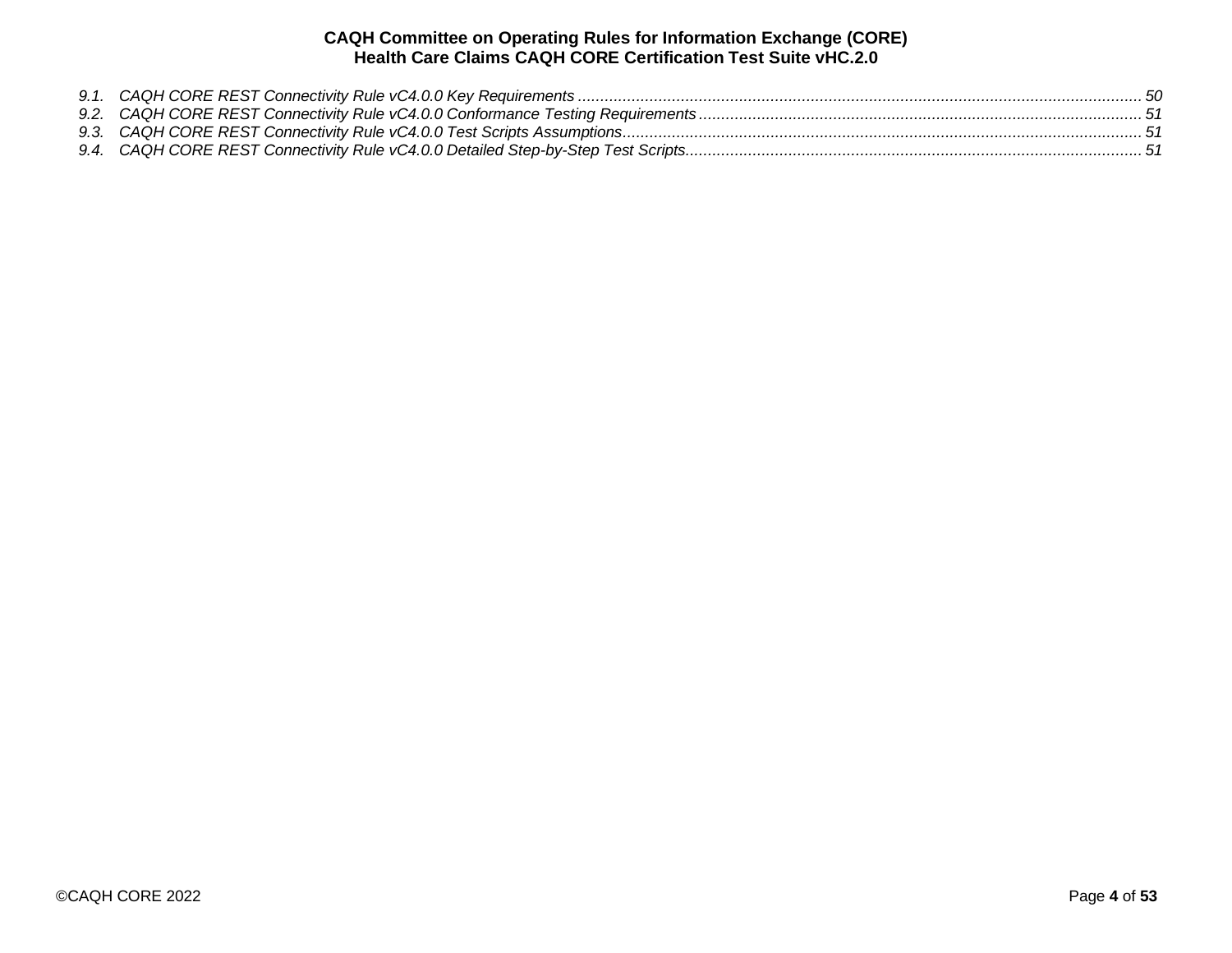*9.1. CAQH CORE REST Connectivity Rule vC4.0.0 Key Requirements ........................................................................................................................... 50*
*9.2. CAQH CORE REST Connectivity Rule vC4.0.0 Conformance Testing Requirements ................................................................................................. 51*
*9.3. CAQH CORE REST Connectivity Rule vC4.0.0 Test Scripts Assumptions.................................................................................................................. 51*
*9.4. CAQH CORE REST Connectivity Rule vC4.0.0 Detailed Step-by-Step Test Scripts.................................................................................................... 51*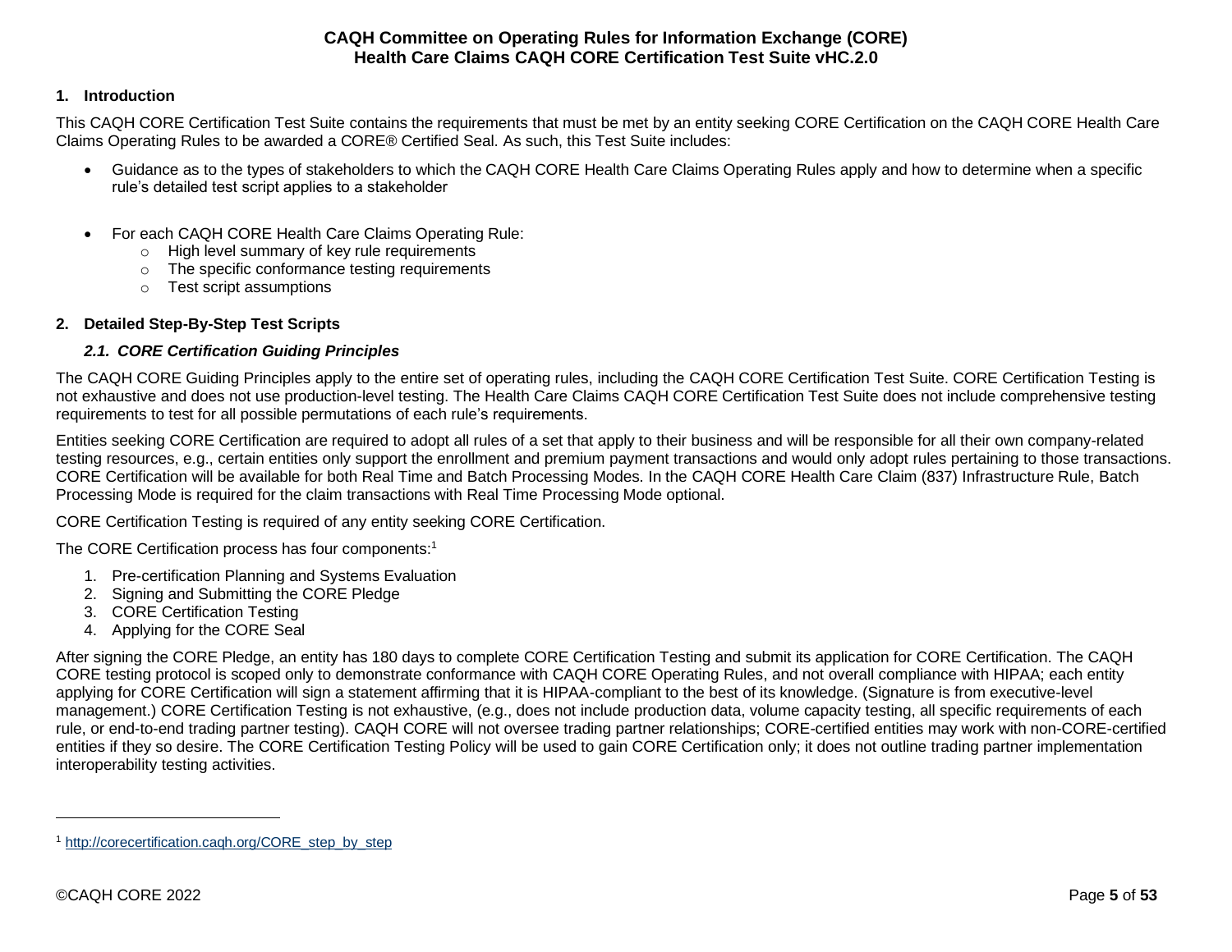## 1. Introduction

This CAQH CORE Certification Test Suite contains the requirements that must be met by an entity seeking CORE Certification on the CAQH CORE Health Care Claims Operating Rules to be awarded a CORE® Certified Seal. As such, this Test Suite includes:

- Guidance as to the types of stakeholders to which the CAQH CORE Health Care Claims Operating Rules apply and how to determine when a specific rule's detailed test script applies to a stakeholder

- For each CAQH CORE Health Care Claims Operating Rule:
  - High level summary of key rule requirements
  - The specific conformance testing requirements
  - Test script assumptions

## 2. Detailed Step-By-Step Test Scripts

### *2.1. CORE Certification Guiding Principles*

The CAQH CORE Guiding Principles apply to the entire set of operating rules, including the CAQH CORE Certification Test Suite. CORE Certification Testing is not exhaustive and does not use production-level testing. The Health Care Claims CAQH CORE Certification Test Suite does not include comprehensive testing requirements to test for all possible permutations of each rule's requirements.

Entities seeking CORE Certification are required to adopt all rules of a set that apply to their business and will be responsible for all their own company-related testing resources, e.g., certain entities only support the enrollment and premium payment transactions and would only adopt rules pertaining to those transactions. CORE Certification will be available for both Real Time and Batch Processing Modes. In the CAQH CORE Health Care Claim (837) Infrastructure Rule, Batch Processing Mode is required for the claim transactions with Real Time Processing Mode optional.

CORE Certification Testing is required of any entity seeking CORE Certification.

The CORE Certification process has four components:[1]

1. Pre-certification Planning and Systems Evaluation
2. Signing and Submitting the CORE Pledge
3. CORE Certification Testing
4. Applying for the CORE Seal

After signing the CORE Pledge, an entity has 180 days to complete CORE Certification Testing and submit its application for CORE Certification. The CAQH CORE testing protocol is scoped only to demonstrate conformance with CAQH CORE Operating Rules, and not overall compliance with HIPAA; each entity applying for CORE Certification will sign a statement affirming that it is HIPAA-compliant to the best of its knowledge. (Signature is from executive-level management.) CORE Certification Testing is not exhaustive, (e.g., does not include production data, volume capacity testing, all specific requirements of each rule, or end-to-end trading partner testing). CAQH CORE will not oversee trading partner relationships; CORE-certified entities may work with non-CORE-certified entities if they so desire. The CORE Certification Testing Policy will be used to gain CORE Certification only; it does not outline trading partner implementation interoperability testing activities.

---

[1] http://corecertification.caqh.org/CORE_step_by_step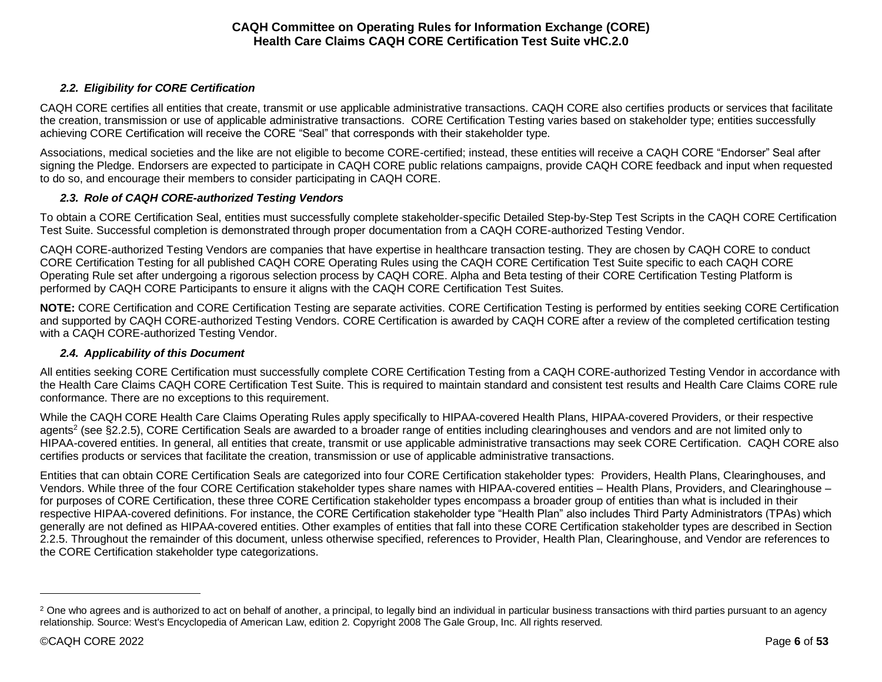### *2.2. Eligibility for CORE Certification*

CAQH CORE certifies all entities that create, transmit or use applicable administrative transactions. CAQH CORE also certifies products or services that facilitate the creation, transmission or use of applicable administrative transactions. CORE Certification Testing varies based on stakeholder type; entities successfully achieving CORE Certification will receive the CORE "Seal" that corresponds with their stakeholder type.

Associations, medical societies and the like are not eligible to become CORE-certified; instead, these entities will receive a CAQH CORE "Endorser" Seal after signing the Pledge. Endorsers are expected to participate in CAQH CORE public relations campaigns, provide CAQH CORE feedback and input when requested to do so, and encourage their members to consider participating in CAQH CORE.

### *2.3. Role of CAQH CORE-authorized Testing Vendors*

To obtain a CORE Certification Seal, entities must successfully complete stakeholder-specific Detailed Step-by-Step Test Scripts in the CAQH CORE Certification Test Suite. Successful completion is demonstrated through proper documentation from a CAQH CORE-authorized Testing Vendor.

CAQH CORE-authorized Testing Vendors are companies that have expertise in healthcare transaction testing. They are chosen by CAQH CORE to conduct CORE Certification Testing for all published CAQH CORE Operating Rules using the CAQH CORE Certification Test Suite specific to each CAQH CORE Operating Rule set after undergoing a rigorous selection process by CAQH CORE. Alpha and Beta testing of their CORE Certification Testing Platform is performed by CAQH CORE Participants to ensure it aligns with the CAQH CORE Certification Test Suites.

**NOTE:** CORE Certification and CORE Certification Testing are separate activities. CORE Certification Testing is performed by entities seeking CORE Certification and supported by CAQH CORE-authorized Testing Vendors. CORE Certification is awarded by CAQH CORE after a review of the completed certification testing with a CAQH CORE-authorized Testing Vendor.

### *2.4. Applicability of this Document*

All entities seeking CORE Certification must successfully complete CORE Certification Testing from a CAQH CORE-authorized Testing Vendor in accordance with the Health Care Claims CAQH CORE Certification Test Suite. This is required to maintain standard and consistent test results and Health Care Claims CORE rule conformance. There are no exceptions to this requirement.

While the CAQH CORE Health Care Claims Operating Rules apply specifically to HIPAA-covered Health Plans, HIPAA-covered Providers, or their respective agents[2] (see §2.2.5), CORE Certification Seals are awarded to a broader range of entities including clearinghouses and vendors and are not limited only to HIPAA-covered entities. In general, all entities that create, transmit or use applicable administrative transactions may seek CORE Certification. CAQH CORE also certifies products or services that facilitate the creation, transmission or use of applicable administrative transactions.

Entities that can obtain CORE Certification Seals are categorized into four CORE Certification stakeholder types: Providers, Health Plans, Clearinghouses, and Vendors. While three of the four CORE Certification stakeholder types share names with HIPAA-covered entities – Health Plans, Providers, and Clearinghouse – for purposes of CORE Certification, these three CORE Certification stakeholder types encompass a broader group of entities than what is included in their respective HIPAA-covered definitions. For instance, the CORE Certification stakeholder type "Health Plan" also includes Third Party Administrators (TPAs) which generally are not defined as HIPAA-covered entities. Other examples of entities that fall into these CORE Certification stakeholder types are described in Section 2.2.5. Throughout the remainder of this document, unless otherwise specified, references to Provider, Health Plan, Clearinghouse, and Vendor are references to the CORE Certification stakeholder type categorizations.

---

[2] One who agrees and is authorized to act on behalf of another, a principal, to legally bind an individual in particular business transactions with third parties pursuant to an agency relationship. Source: West's Encyclopedia of American Law, edition 2. Copyright 2008 The Gale Group, Inc. All rights reserved.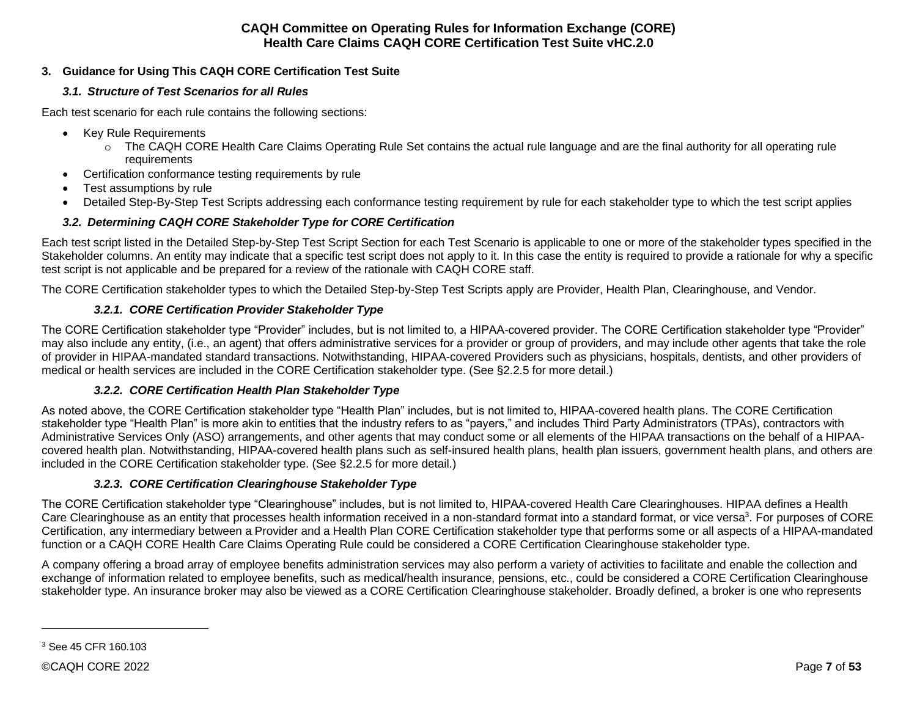## 3. Guidance for Using This CAQH CORE Certification Test Suite

### *3.1. Structure of Test Scenarios for all Rules*

Each test scenario for each rule contains the following sections:

- Key Rule Requirements
  - The CAQH CORE Health Care Claims Operating Rule Set contains the actual rule language and are the final authority for all operating rule requirements
- Certification conformance testing requirements by rule
- Test assumptions by rule
- Detailed Step-By-Step Test Scripts addressing each conformance testing requirement by rule for each stakeholder type to which the test script applies

### *3.2. Determining CAQH CORE Stakeholder Type for CORE Certification*

Each test script listed in the Detailed Step-by-Step Test Script Section for each Test Scenario is applicable to one or more of the stakeholder types specified in the Stakeholder columns. An entity may indicate that a specific test script does not apply to it. In this case the entity is required to provide a rationale for why a specific test script is not applicable and be prepared for a review of the rationale with CAQH CORE staff.

The CORE Certification stakeholder types to which the Detailed Step-by-Step Test Scripts apply are Provider, Health Plan, Clearinghouse, and Vendor.

#### *3.2.1. CORE Certification Provider Stakeholder Type*

The CORE Certification stakeholder type "Provider" includes, but is not limited to, a HIPAA-covered provider. The CORE Certification stakeholder type "Provider" may also include any entity, (i.e., an agent) that offers administrative services for a provider or group of providers, and may include other agents that take the role of provider in HIPAA-mandated standard transactions. Notwithstanding, HIPAA-covered Providers such as physicians, hospitals, dentists, and other providers of medical or health services are included in the CORE Certification stakeholder type. (See §2.2.5 for more detail.)

#### *3.2.2. CORE Certification Health Plan Stakeholder Type*

As noted above, the CORE Certification stakeholder type "Health Plan" includes, but is not limited to, HIPAA-covered health plans. The CORE Certification stakeholder type "Health Plan" is more akin to entities that the industry refers to as "payers," and includes Third Party Administrators (TPAs), contractors with Administrative Services Only (ASO) arrangements, and other agents that may conduct some or all elements of the HIPAA transactions on the behalf of a HIPAA-covered health plan. Notwithstanding, HIPAA-covered health plans such as self-insured health plans, health plan issuers, government health plans, and others are included in the CORE Certification stakeholder type. (See §2.2.5 for more detail.)

#### *3.2.3. CORE Certification Clearinghouse Stakeholder Type*

The CORE Certification stakeholder type "Clearinghouse" includes, but is not limited to, HIPAA-covered Health Care Clearinghouses. HIPAA defines a Health Care Clearinghouse as an entity that processes health information received in a non-standard format into a standard format, or vice versa[3]. For purposes of CORE Certification, any intermediary between a Provider and a Health Plan CORE Certification stakeholder type that performs some or all aspects of a HIPAA-mandated function or a CAQH CORE Health Care Claims Operating Rule could be considered a CORE Certification Clearinghouse stakeholder type.

A company offering a broad array of employee benefits administration services may also perform a variety of activities to facilitate and enable the collection and exchange of information related to employee benefits, such as medical/health insurance, pensions, etc., could be considered a CORE Certification Clearinghouse stakeholder type. An insurance broker may also be viewed as a CORE Certification Clearinghouse stakeholder. Broadly defined, a broker is one who represents

[3] See 45 CFR 160.103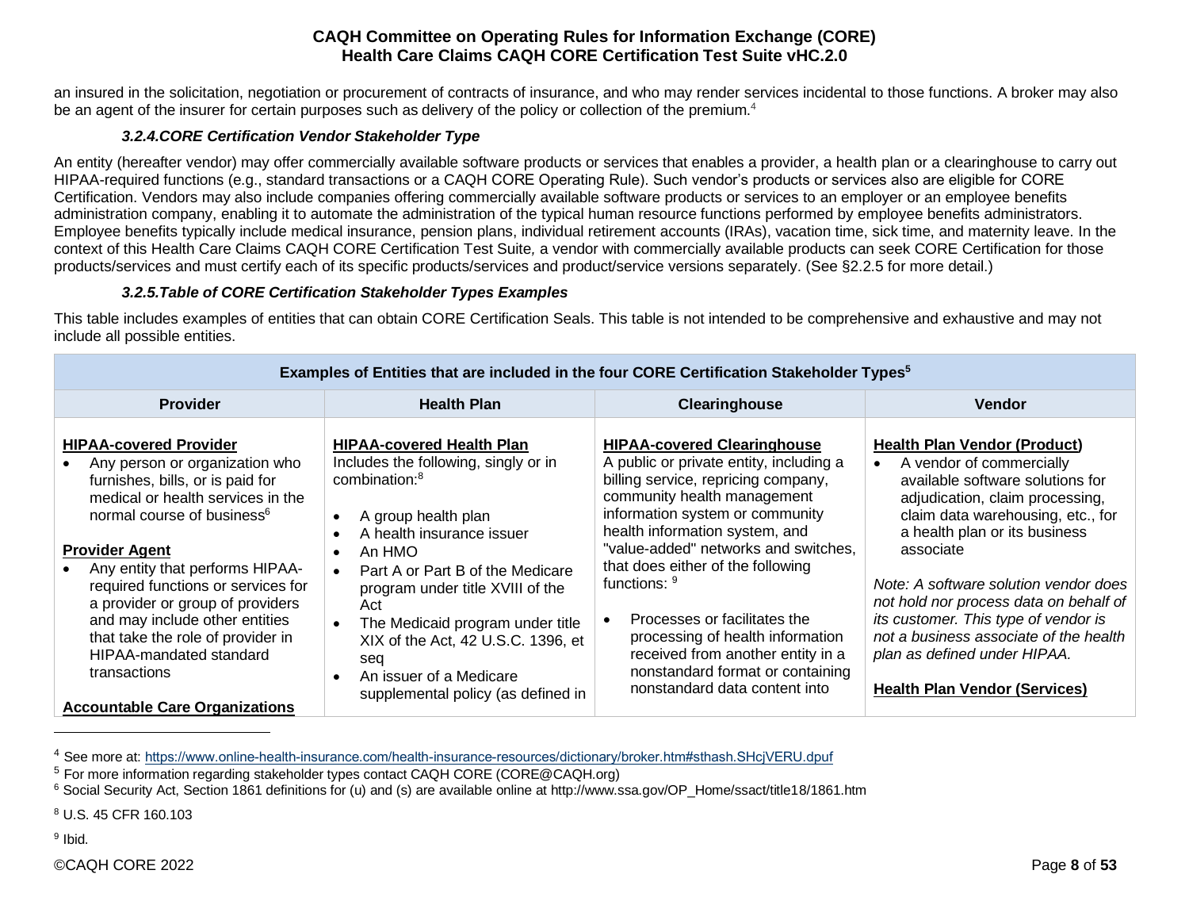an insured in the solicitation, negotiation or procurement of contracts of insurance, and who may render services incidental to those functions. A broker may also be an agent of the insurer for certain purposes such as delivery of the policy or collection of the premium.[4]

#### *3.2.4.CORE Certification Vendor Stakeholder Type*

An entity (hereafter vendor) may offer commercially available software products or services that enables a provider, a health plan or a clearinghouse to carry out HIPAA-required functions (e.g., standard transactions or a CAQH CORE Operating Rule). Such vendor's products or services also are eligible for CORE Certification. Vendors may also include companies offering commercially available software products or services to an employer or an employee benefits administration company, enabling it to automate the administration of the typical human resource functions performed by employee benefits administrators. Employee benefits typically include medical insurance, pension plans, individual retirement accounts (IRAs), vacation time, sick time, and maternity leave. In the context of this Health Care Claims CAQH CORE Certification Test Suite, a vendor with commercially available products can seek CORE Certification for those products/services and must certify each of its specific products/services and product/service versions separately. (See §2.2.5 for more detail.)

#### *3.2.5.Table of CORE Certification Stakeholder Types Examples*

This table includes examples of entities that can obtain CORE Certification Seals. This table is not intended to be comprehensive and exhaustive and may not include all possible entities.

| **Examples of Entities that are included in the four CORE Certification Stakeholder Types[5]** | | | |
|---|---|---|---|
| **Provider** | **Health Plan** | **Clearinghouse** | **Vendor** |
| **HIPAA-covered Provider**<br>• Any person or organization who furnishes, bills, or is paid for medical or health services in the normal course of business[6]<br><br>**Provider Agent**<br>• Any entity that performs HIPAA-required functions or services for a provider or group of providers and may include other entities that take the role of provider in HIPAA-mandated standard transactions<br><br>**Accountable Care Organizations** | **HIPAA-covered Health Plan**<br>Includes the following, singly or in combination:[8]<br><br>• A group health plan<br>• A health insurance issuer<br>• An HMO<br>• Part A or Part B of the Medicare program under title XVIII of the Act<br>• The Medicaid program under title XIX of the Act, 42 U.S.C. 1396, et seq<br>• An issuer of a Medicare supplemental policy (as defined in | **HIPAA-covered Clearinghouse**<br>A public or private entity, including a billing service, repricing company, community health management information system or community health information system, and "value-added" networks and switches, that does either of the following functions: [9]<br><br>• Processes or facilitates the processing of health information received from another entity in a nonstandard format or containing nonstandard data content into | **Health Plan Vendor (Product)**<br>• A vendor of commercially available software solutions for adjudication, claim processing, claim data warehousing, etc., for a health plan or its business associate<br><br>*Note: A software solution vendor does not hold nor process data on behalf of its customer. This type of vendor is not a business associate of the health plan as defined under HIPAA.*<br><br>**Health Plan Vendor (Services)** |

[4] See more at: https://www.online-health-insurance.com/health-insurance-resources/dictionary/broker.htm#sthash.SHcjVERU.dpuf

[5] For more information regarding stakeholder types contact CAQH CORE (CORE@CAQH.org)

[6] Social Security Act, Section 1861 definitions for (u) and (s) are available online at http://www.ssa.gov/OP_Home/ssact/title18/1861.htm

[8] U.S. 45 CFR 160.103

[9] Ibid.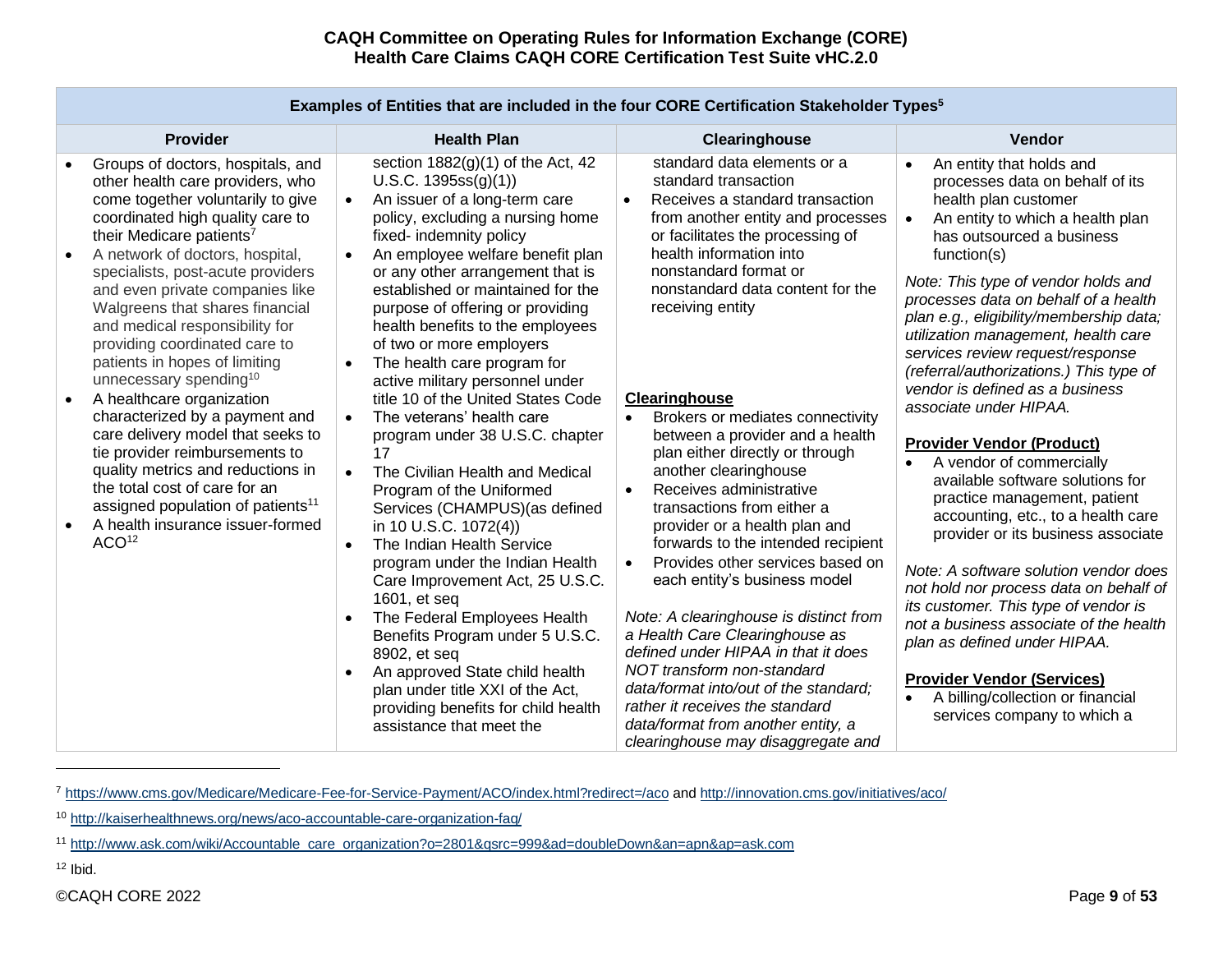| Examples of Entities that are included in the four CORE Certification Stakeholder Types[5] | | | |
|---|---|---|---|
| **Provider** | **Health Plan** | **Clearinghouse** | **Vendor** |
| • Groups of doctors, hospitals, and other health care providers, who come together voluntarily to give coordinated high quality care to their Medicare patients[7]<br>• A network of doctors, hospital, specialists, post-acute providers and even private companies like Walgreens that shares financial and medical responsibility for providing coordinated care to patients in hopes of limiting unnecessary spending[10]<br>• A healthcare organization characterized by a payment and care delivery model that seeks to tie provider reimbursements to quality metrics and reductions in the total cost of care for an assigned population of patients[11]<br>• A health insurance issuer-formed ACO[12] | section 1882(g)(1) of the Act, 42 U.S.C. 1395ss(g)(1))<br>• An issuer of a long-term care policy, excluding a nursing home fixed- indemnity policy<br>• An employee welfare benefit plan or any other arrangement that is established or maintained for the purpose of offering or providing health benefits to the employees of two or more employers<br>• The health care program for active military personnel under title 10 of the United States Code<br>• The veterans' health care program under 38 U.S.C. chapter 17<br>• The Civilian Health and Medical Program of the Uniformed Services (CHAMPUS)(as defined in 10 U.S.C. 1072(4))<br>• The Indian Health Service program under the Indian Health Care Improvement Act, 25 U.S.C. 1601, et seq<br>• The Federal Employees Health Benefits Program under 5 U.S.C. 8902, et seq<br>• An approved State child health plan under title XXI of the Act, providing benefits for child health assistance that meet the | standard data elements or a standard transaction<br>• Receives a standard transaction from another entity and processes or facilitates the processing of health information into nonstandard format or nonstandard data content for the receiving entity<br><br>**<u>Clearinghouse</u>**<br>• Brokers or mediates connectivity between a provider and a health plan either directly or through another clearinghouse<br>• Receives administrative transactions from either a provider or a health plan and forwards to the intended recipient<br>• Provides other services based on each entity's business model<br><br>*Note: A clearinghouse is distinct from a Health Care Clearinghouse as defined under HIPAA in that it does NOT transform non-standard data/format into/out of the standard; rather it receives the standard data/format from another entity, a clearinghouse may disaggregate and* | • An entity that holds and processes data on behalf of its health plan customer<br>• An entity to which a health plan has outsourced a business function(s)<br><br>*Note: This type of vendor holds and processes data on behalf of a health plan e.g., eligibility/membership data; utilization management, health care services review request/response (referral/authorizations.) This type of vendor is defined as a business associate under HIPAA.*<br><br>**<u>Provider Vendor (Product)</u>**<br>• A vendor of commercially available software solutions for practice management, patient accounting, etc., to a health care provider or its business associate<br><br>*Note: A software solution vendor does not hold nor process data on behalf of its customer. This type of vendor is not a business associate of the health plan as defined under HIPAA.*<br><br>**<u>Provider Vendor (Services)</u>**<br>• A billing/collection or financial services company to which a |

[7] https://www.cms.gov/Medicare/Medicare-Fee-for-Service-Payment/ACO/index.html?redirect=/aco and http://innovation.cms.gov/initiatives/aco/

[10] http://kaiserhealthnews.org/news/aco-accountable-care-organization-faq/

[11] http://www.ask.com/wiki/Accountable_care_organization?o=2801&qsrc=999&ad=doubleDown&an=apn&ap=ask.com

[12] Ibid.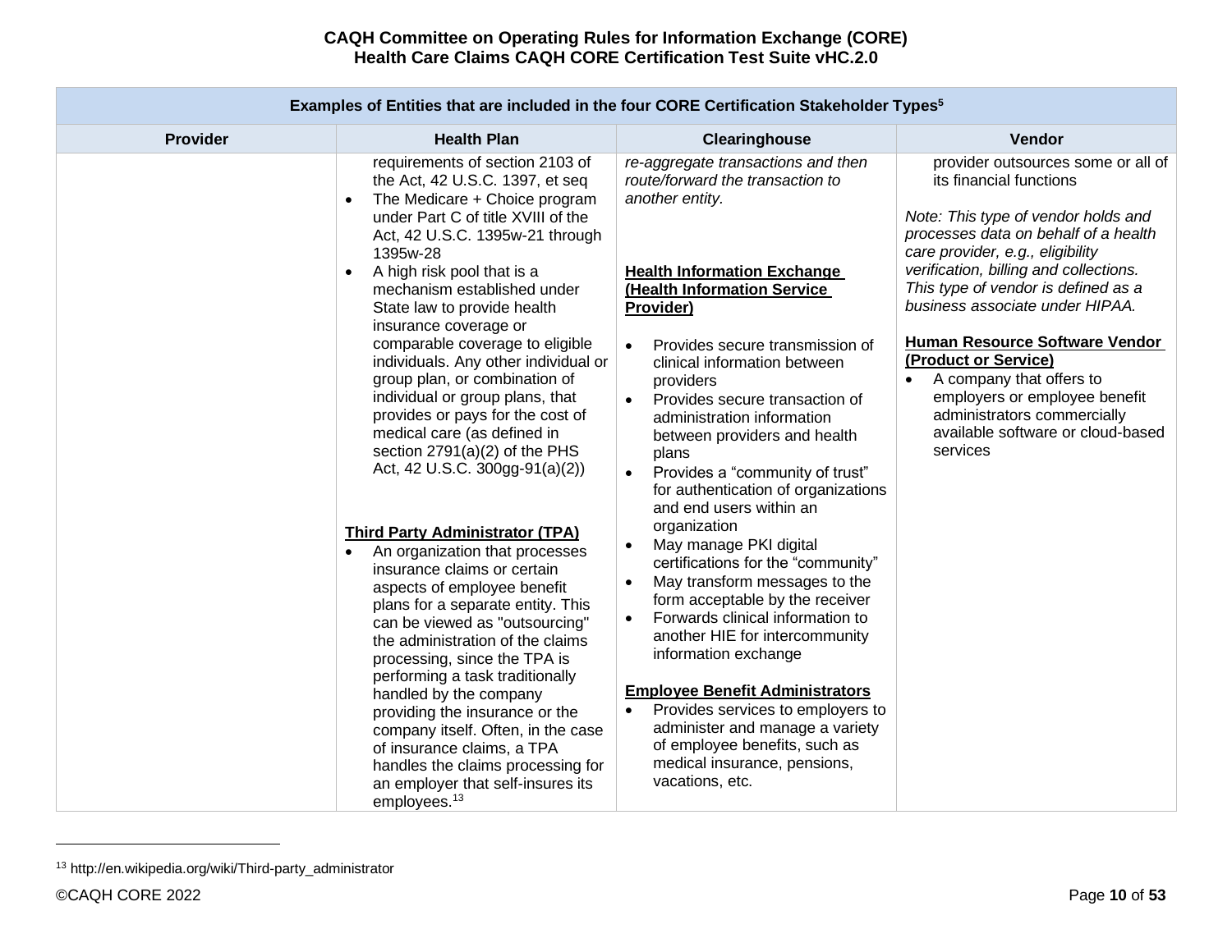| Examples of Entities that are included in the four CORE Certification Stakeholder Types[5] | | | |
|---|---|---|---|
| **Provider** | **Health Plan** | **Clearinghouse** | **Vendor** |
| | requirements of section 2103 of the Act, 42 U.S.C. 1397, et seq<br>• The Medicare + Choice program under Part C of title XVIII of the Act, 42 U.S.C. 1395w-21 through 1395w-28<br>• A high risk pool that is a mechanism established under State law to provide health insurance coverage or comparable coverage to eligible individuals. Any other individual or group plan, or combination of individual or group plans, that provides or pays for the cost of medical care (as defined in section 2791(a)(2) of the PHS Act, 42 U.S.C. 300gg-91(a)(2))<br><br>**<u>Third Party Administrator (TPA)</u>**<br>• An organization that processes insurance claims or certain aspects of employee benefit plans for a separate entity. This can be viewed as "outsourcing" the administration of the claims processing, since the TPA is performing a task traditionally handled by the company providing the insurance or the company itself. Often, in the case of insurance claims, a TPA handles the claims processing for an employer that self-insures its employees.[13] | *re-aggregate transactions and then route/forward the transaction to another entity.*<br><br>**<u>Health Information Exchange (Health Information Service Provider)</u>**<br>• Provides secure transmission of clinical information between providers<br>• Provides secure transaction of administration information between providers and health plans<br>• Provides a "community of trust" for authentication of organizations and end users within an organization<br>• May manage PKI digital certifications for the "community"<br>• May transform messages to the form acceptable by the receiver<br>• Forwards clinical information to another HIE for intercommunity information exchange<br><br>**<u>Employee Benefit Administrators</u>**<br>• Provides services to employers to administer and manage a variety of employee benefits, such as medical insurance, pensions, vacations, etc. | provider outsources some or all of its financial functions<br><br>*Note: This type of vendor holds and processes data on behalf of a health care provider, e.g., eligibility verification, billing and collections. This type of vendor is defined as a business associate under HIPAA.*<br><br>**<u>Human Resource Software Vendor (Product or Service)</u>**<br>• A company that offers to employers or employee benefit administrators commercially available software or cloud-based services |

[13] http://en.wikipedia.org/wiki/Third-party_administrator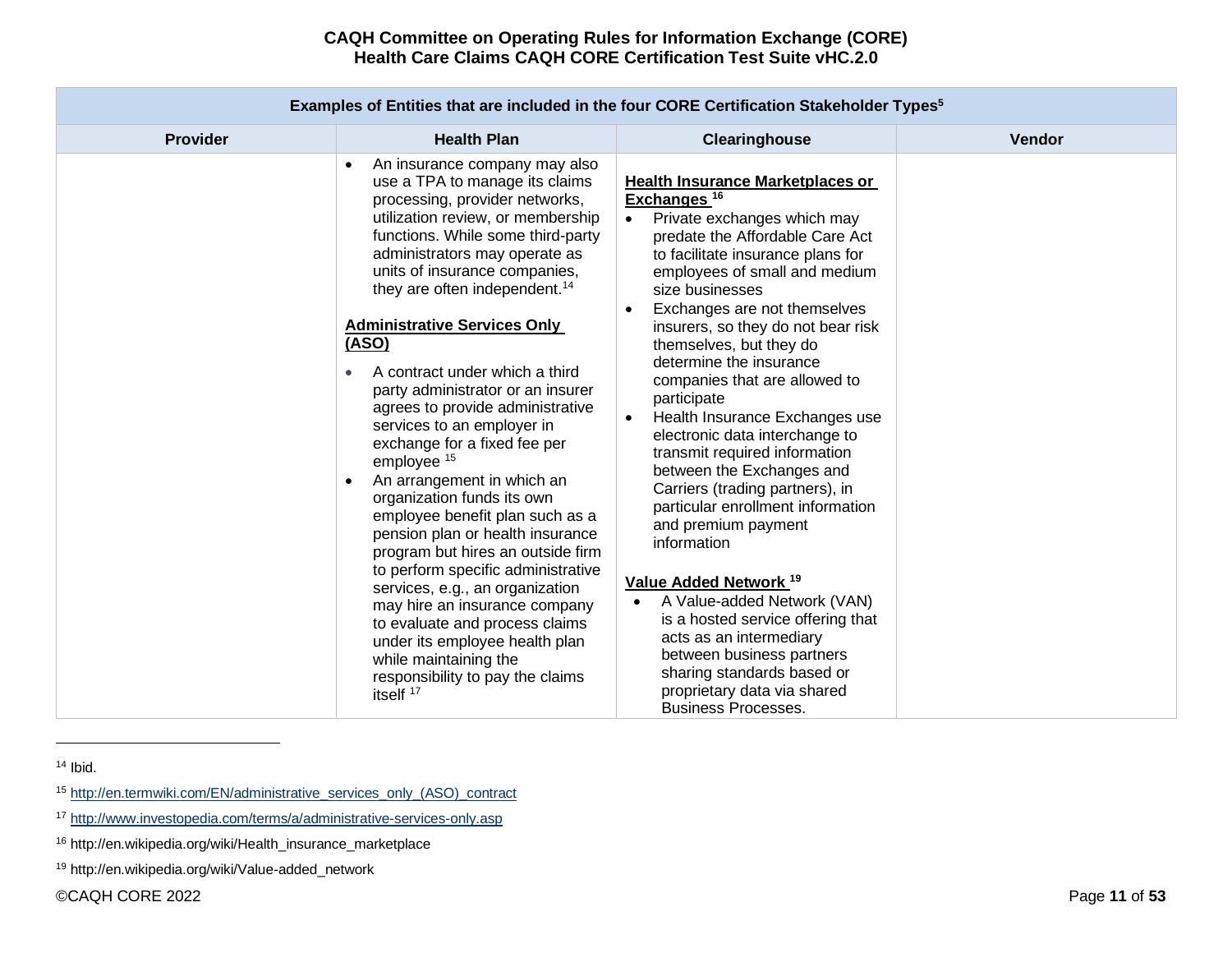| Examples of Entities that are included in the four CORE Certification Stakeholder Types[5] | | | |
|---|---|---|---|
| **Provider** | **Health Plan** | **Clearinghouse** | **Vendor** |
| | • An insurance company may also use a TPA to manage its claims processing, provider networks, utilization review, or membership functions. While some third-party administrators may operate as units of insurance companies, they are often independent.[14]<br><br>**Administrative Services Only (ASO)**<br>• A contract under which a third party administrator or an insurer agrees to provide administrative services to an employer in exchange for a fixed fee per employee [15]<br>• An arrangement in which an organization funds its own employee benefit plan such as a pension plan or health insurance program but hires an outside firm to perform specific administrative services, e.g., an organization may hire an insurance company to evaluate and process claims under its employee health plan while maintaining the responsibility to pay the claims itself [17] | **Health Insurance Marketplaces or Exchanges [16]**<br>• Private exchanges which may predate the Affordable Care Act to facilitate insurance plans for employees of small and medium size businesses<br>• Exchanges are not themselves insurers, so they do not bear risk themselves, but they do determine the insurance companies that are allowed to participate<br>• Health Insurance Exchanges use electronic data interchange to transmit required information between the Exchanges and Carriers (trading partners), in particular enrollment information and premium payment information<br><br>**Value Added Network [19]**<br>• A Value-added Network (VAN) is a hosted service offering that acts as an intermediary between business partners sharing standards based or proprietary data via shared Business Processes. | |

[14] Ibid.

[15] http://en.termwiki.com/EN/administrative_services_only_(ASO)_contract

[17] http://www.investopedia.com/terms/a/administrative-services-only.asp

[16] http://en.wikipedia.org/wiki/Health_insurance_marketplace

[19] http://en.wikipedia.org/wiki/Value-added_network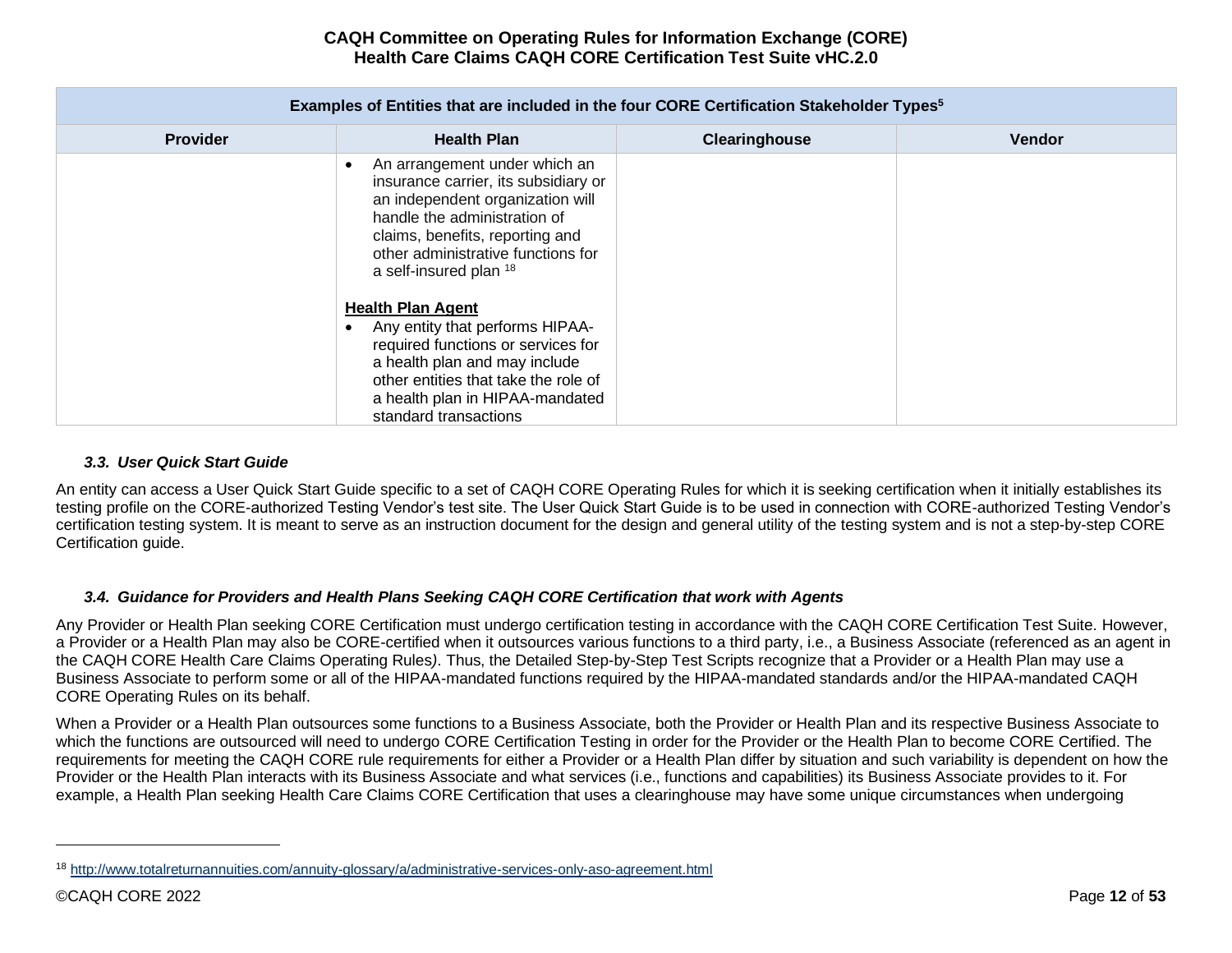| Examples of Entities that are included in the four CORE Certification Stakeholder Types[5] | | | |
|---|---|---|---|
| **Provider** | **Health Plan** | **Clearinghouse** | **Vendor** |
| | • An arrangement under which an insurance carrier, its subsidiary or an independent organization will handle the administration of claims, benefits, reporting and other administrative functions for a self-insured plan [18]<br><br>**Health Plan Agent**<br>• Any entity that performs HIPAA-required functions or services for a health plan and may include other entities that take the role of a health plan in HIPAA-mandated standard transactions | | |

### *3.3. User Quick Start Guide*

An entity can access a User Quick Start Guide specific to a set of CAQH CORE Operating Rules for which it is seeking certification when it initially establishes its testing profile on the CORE-authorized Testing Vendor's test site. The User Quick Start Guide is to be used in connection with CORE-authorized Testing Vendor's certification testing system. It is meant to serve as an instruction document for the design and general utility of the testing system and is not a step-by-step CORE Certification guide.

### *3.4. Guidance for Providers and Health Plans Seeking CAQH CORE Certification that work with Agents*

Any Provider or Health Plan seeking CORE Certification must undergo certification testing in accordance with the CAQH CORE Certification Test Suite. However, a Provider or a Health Plan may also be CORE-certified when it outsources various functions to a third party, i.e., a Business Associate (referenced as an agent in the CAQH CORE Health Care Claims Operating Rules*)*. Thus, the Detailed Step-by-Step Test Scripts recognize that a Provider or a Health Plan may use a Business Associate to perform some or all of the HIPAA-mandated functions required by the HIPAA-mandated standards and/or the HIPAA-mandated CAQH CORE Operating Rules on its behalf.

When a Provider or a Health Plan outsources some functions to a Business Associate, both the Provider or Health Plan and its respective Business Associate to which the functions are outsourced will need to undergo CORE Certification Testing in order for the Provider or the Health Plan to become CORE Certified. The requirements for meeting the CAQH CORE rule requirements for either a Provider or a Health Plan differ by situation and such variability is dependent on how the Provider or the Health Plan interacts with its Business Associate and what services (i.e., functions and capabilities) its Business Associate provides to it. For example, a Health Plan seeking Health Care Claims CORE Certification that uses a clearinghouse may have some unique circumstances when undergoing

---

[18] http://www.totalreturnannuities.com/annuity-glossary/a/administrative-services-only-aso-agreement.html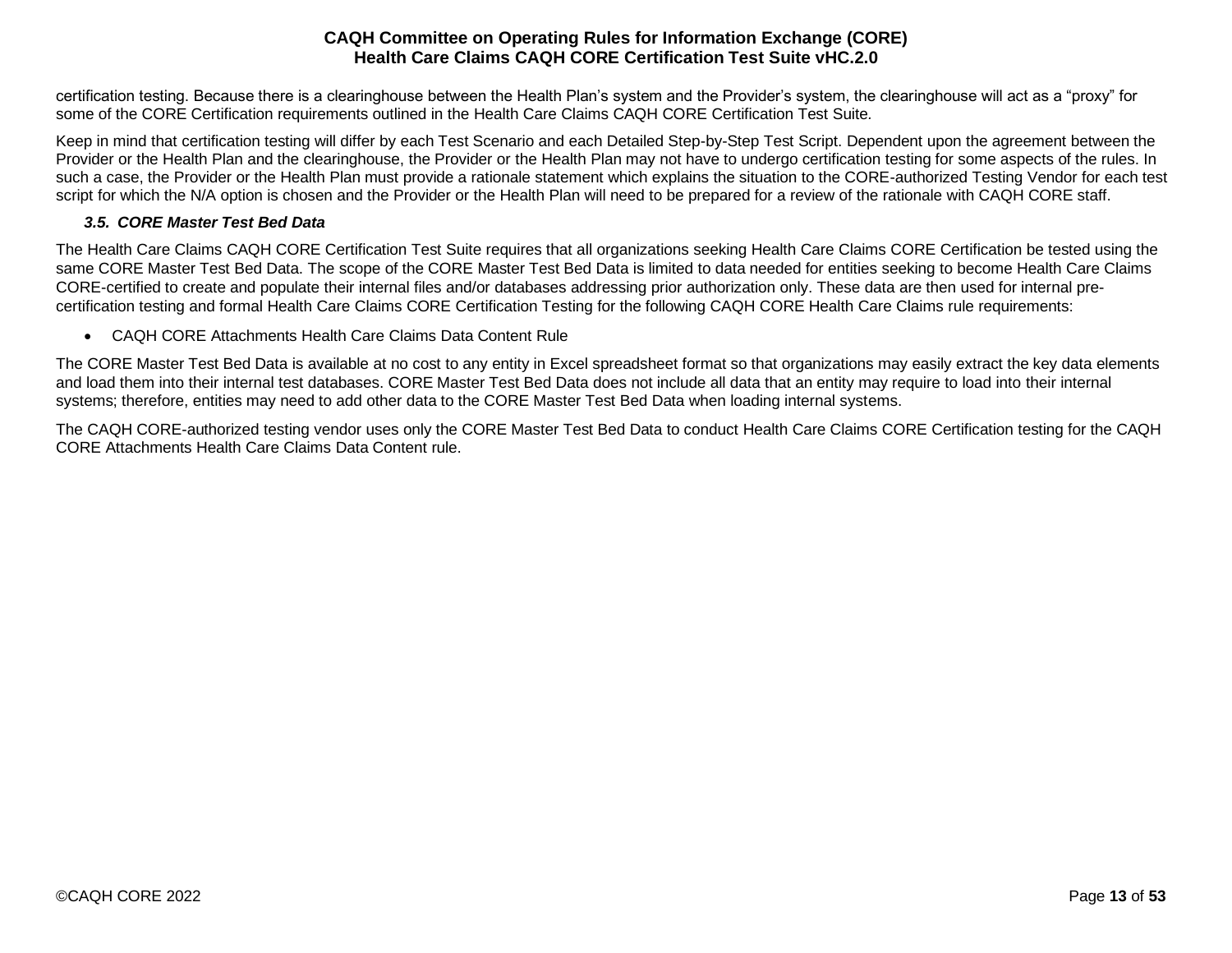certification testing. Because there is a clearinghouse between the Health Plan's system and the Provider's system, the clearinghouse will act as a "proxy" for some of the CORE Certification requirements outlined in the Health Care Claims CAQH CORE Certification Test Suite.

Keep in mind that certification testing will differ by each Test Scenario and each Detailed Step-by-Step Test Script. Dependent upon the agreement between the Provider or the Health Plan and the clearinghouse, the Provider or the Health Plan may not have to undergo certification testing for some aspects of the rules. In such a case, the Provider or the Health Plan must provide a rationale statement which explains the situation to the CORE-authorized Testing Vendor for each test script for which the N/A option is chosen and the Provider or the Health Plan will need to be prepared for a review of the rationale with CAQH CORE staff.

### *3.5. CORE Master Test Bed Data*

The Health Care Claims CAQH CORE Certification Test Suite requires that all organizations seeking Health Care Claims CORE Certification be tested using the same CORE Master Test Bed Data. The scope of the CORE Master Test Bed Data is limited to data needed for entities seeking to become Health Care Claims CORE-certified to create and populate their internal files and/or databases addressing prior authorization only. These data are then used for internal pre-certification testing and formal Health Care Claims CORE Certification Testing for the following CAQH CORE Health Care Claims rule requirements:

- CAQH CORE Attachments Health Care Claims Data Content Rule

The CORE Master Test Bed Data is available at no cost to any entity in Excel spreadsheet format so that organizations may easily extract the key data elements and load them into their internal test databases. CORE Master Test Bed Data does not include all data that an entity may require to load into their internal systems; therefore, entities may need to add other data to the CORE Master Test Bed Data when loading internal systems.

The CAQH CORE-authorized testing vendor uses only the CORE Master Test Bed Data to conduct Health Care Claims CORE Certification testing for the CAQH CORE Attachments Health Care Claims Data Content rule.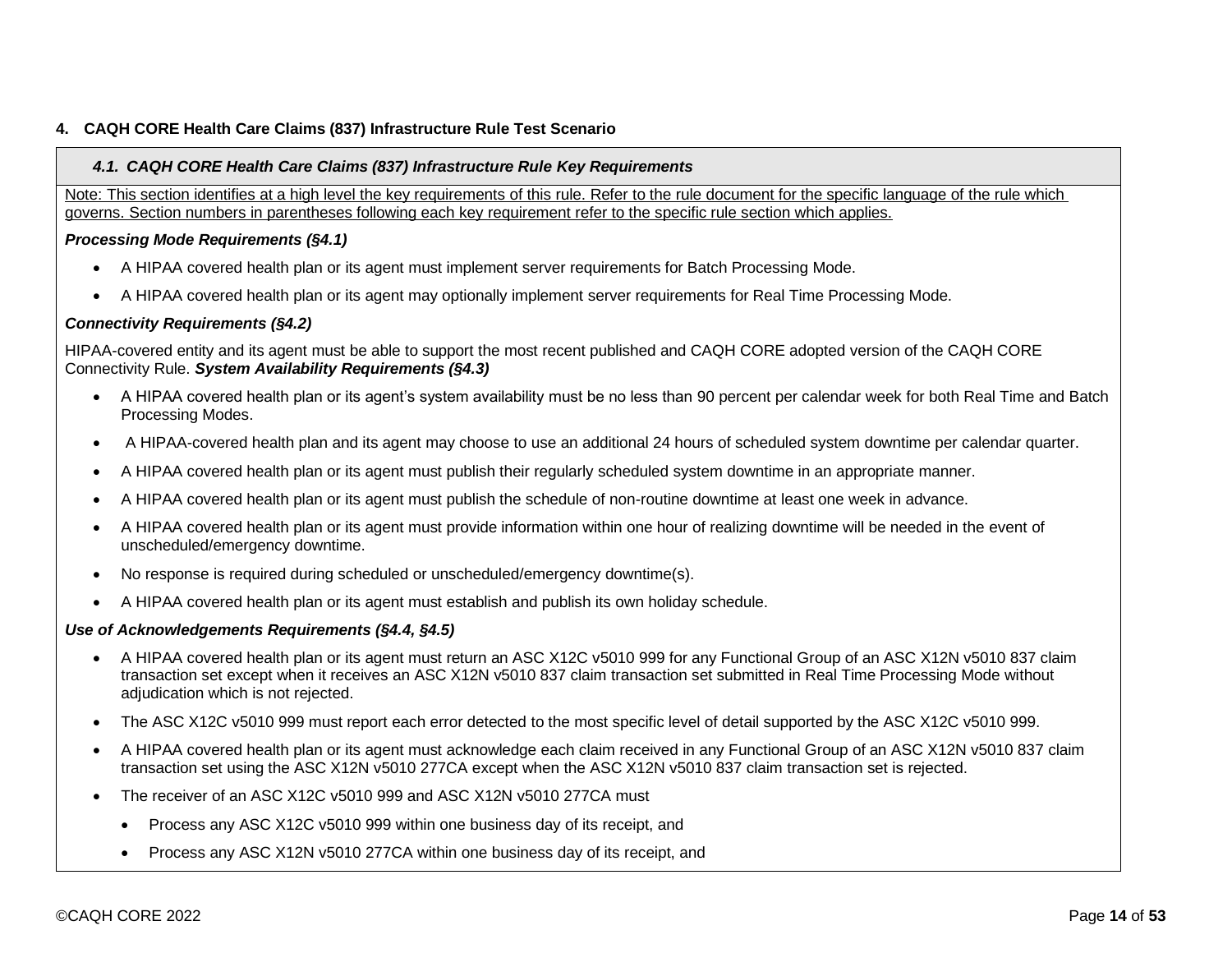## 4. CAQH CORE Health Care Claims (837) Infrastructure Rule Test Scenario

### *4.1. CAQH CORE Health Care Claims (837) Infrastructure Rule Key Requirements*

Note: This section identifies at a high level the key requirements of this rule. Refer to the rule document for the specific language of the rule which governs. Section numbers in parentheses following each key requirement refer to the specific rule section which applies.

***Processing Mode Requirements (§4.1)***

- A HIPAA covered health plan or its agent must implement server requirements for Batch Processing Mode.
- A HIPAA covered health plan or its agent may optionally implement server requirements for Real Time Processing Mode.

***Connectivity Requirements (§4.2)***

HIPAA-covered entity and its agent must be able to support the most recent published and CAQH CORE adopted version of the CAQH CORE Connectivity Rule. ***System Availability Requirements (§4.3)***

- A HIPAA covered health plan or its agent's system availability must be no less than 90 percent per calendar week for both Real Time and Batch Processing Modes.
- A HIPAA-covered health plan and its agent may choose to use an additional 24 hours of scheduled system downtime per calendar quarter.
- A HIPAA covered health plan or its agent must publish their regularly scheduled system downtime in an appropriate manner.
- A HIPAA covered health plan or its agent must publish the schedule of non-routine downtime at least one week in advance.
- A HIPAA covered health plan or its agent must provide information within one hour of realizing downtime will be needed in the event of unscheduled/emergency downtime.
- No response is required during scheduled or unscheduled/emergency downtime(s).
- A HIPAA covered health plan or its agent must establish and publish its own holiday schedule.

***Use of Acknowledgements Requirements (§4.4, §4.5)***

- A HIPAA covered health plan or its agent must return an ASC X12C v5010 999 for any Functional Group of an ASC X12N v5010 837 claim transaction set except when it receives an ASC X12N v5010 837 claim transaction set submitted in Real Time Processing Mode without adjudication which is not rejected.
- The ASC X12C v5010 999 must report each error detected to the most specific level of detail supported by the ASC X12C v5010 999.
- A HIPAA covered health plan or its agent must acknowledge each claim received in any Functional Group of an ASC X12N v5010 837 claim transaction set using the ASC X12N v5010 277CA except when the ASC X12N v5010 837 claim transaction set is rejected.
- The receiver of an ASC X12C v5010 999 and ASC X12N v5010 277CA must
  - Process any ASC X12C v5010 999 within one business day of its receipt, and
  - Process any ASC X12N v5010 277CA within one business day of its receipt, and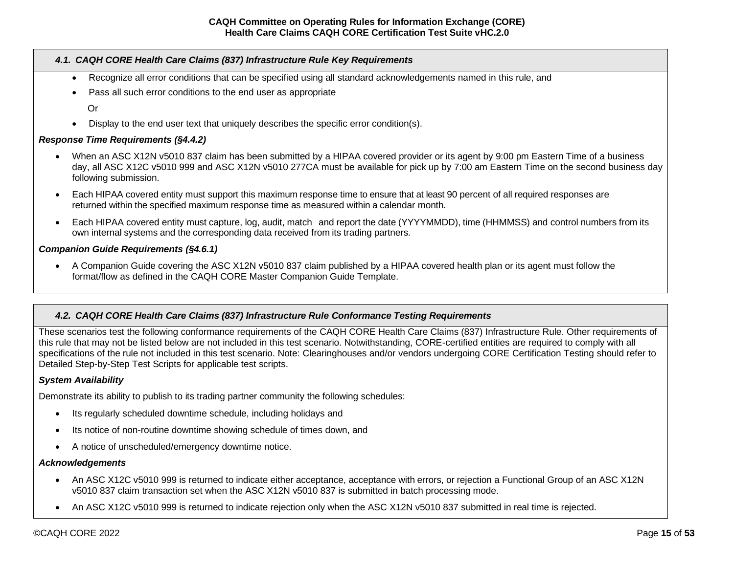### *4.1. CAQH CORE Health Care Claims (837) Infrastructure Rule Key Requirements*

- Recognize all error conditions that can be specified using all standard acknowledgements named in this rule, and
- Pass all such error conditions to the end user as appropriate

  Or

- Display to the end user text that uniquely describes the specific error condition(s).

***Response Time Requirements (§4.4.2)***

- When an ASC X12N v5010 837 claim has been submitted by a HIPAA covered provider or its agent by 9:00 pm Eastern Time of a business day, all ASC X12C v5010 999 and ASC X12N v5010 277CA must be available for pick up by 7:00 am Eastern Time on the second business day following submission.
- Each HIPAA covered entity must support this maximum response time to ensure that at least 90 percent of all required responses are returned within the specified maximum response time as measured within a calendar month.
- Each HIPAA covered entity must capture, log, audit, match and report the date (YYYYMMDD), time (HHMMSS) and control numbers from its own internal systems and the corresponding data received from its trading partners.

***Companion Guide Requirements (§4.6.1)***

- A Companion Guide covering the ASC X12N v5010 837 claim published by a HIPAA covered health plan or its agent must follow the format/flow as defined in the CAQH CORE Master Companion Guide Template.

### *4.2. CAQH CORE Health Care Claims (837) Infrastructure Rule Conformance Testing Requirements*

These scenarios test the following conformance requirements of the CAQH CORE Health Care Claims (837) Infrastructure Rule. Other requirements of this rule that may not be listed below are not included in this test scenario. Notwithstanding, CORE-certified entities are required to comply with all specifications of the rule not included in this test scenario. Note: Clearinghouses and/or vendors undergoing CORE Certification Testing should refer to Detailed Step-by-Step Test Scripts for applicable test scripts.

***System Availability***

Demonstrate its ability to publish to its trading partner community the following schedules:

- Its regularly scheduled downtime schedule, including holidays and
- Its notice of non-routine downtime showing schedule of times down, and
- A notice of unscheduled/emergency downtime notice.

***Acknowledgements***

- An ASC X12C v5010 999 is returned to indicate either acceptance, acceptance with errors, or rejection a Functional Group of an ASC X12N v5010 837 claim transaction set when the ASC X12N v5010 837 is submitted in batch processing mode.
- An ASC X12C v5010 999 is returned to indicate rejection only when the ASC X12N v5010 837 submitted in real time is rejected.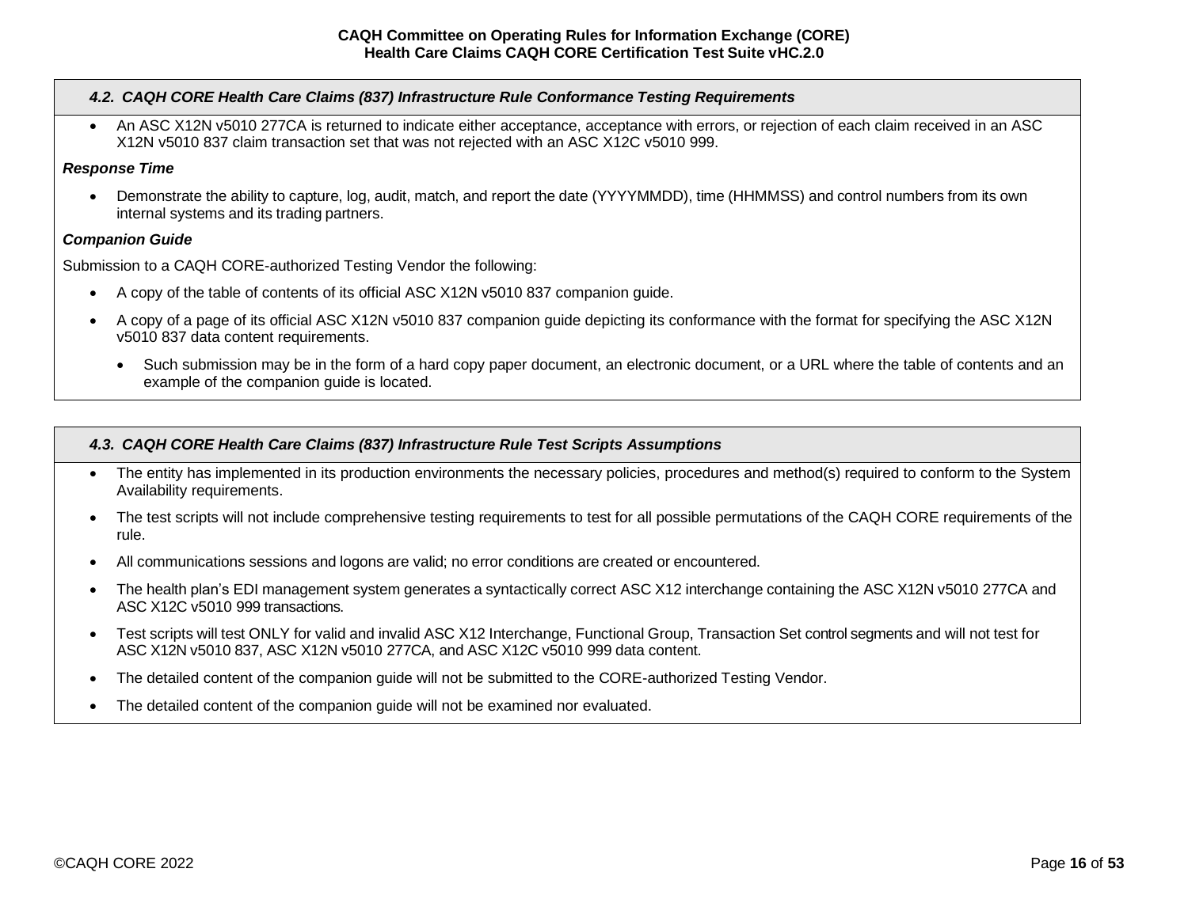### *4.2. CAQH CORE Health Care Claims (837) Infrastructure Rule Conformance Testing Requirements*

- An ASC X12N v5010 277CA is returned to indicate either acceptance, acceptance with errors, or rejection of each claim received in an ASC X12N v5010 837 claim transaction set that was not rejected with an ASC X12C v5010 999.

***Response Time***

- Demonstrate the ability to capture, log, audit, match, and report the date (YYYYMMDD), time (HHMMSS) and control numbers from its own internal systems and its trading partners.

***Companion Guide***

Submission to a CAQH CORE-authorized Testing Vendor the following:

- A copy of the table of contents of its official ASC X12N v5010 837 companion guide.
- A copy of a page of its official ASC X12N v5010 837 companion guide depicting its conformance with the format for specifying the ASC X12N v5010 837 data content requirements.
  - Such submission may be in the form of a hard copy paper document, an electronic document, or a URL where the table of contents and an example of the companion guide is located.

### *4.3. CAQH CORE Health Care Claims (837) Infrastructure Rule Test Scripts Assumptions*

- The entity has implemented in its production environments the necessary policies, procedures and method(s) required to conform to the System Availability requirements.
- The test scripts will not include comprehensive testing requirements to test for all possible permutations of the CAQH CORE requirements of the rule.
- All communications sessions and logons are valid; no error conditions are created or encountered.
- The health plan's EDI management system generates a syntactically correct ASC X12 interchange containing the ASC X12N v5010 277CA and ASC X12C v5010 999 transactions.
- Test scripts will test ONLY for valid and invalid ASC X12 Interchange, Functional Group, Transaction Set control segments and will not test for ASC X12N v5010 837, ASC X12N v5010 277CA, and ASC X12C v5010 999 data content.
- The detailed content of the companion guide will not be submitted to the CORE-authorized Testing Vendor.
- The detailed content of the companion guide will not be examined nor evaluated.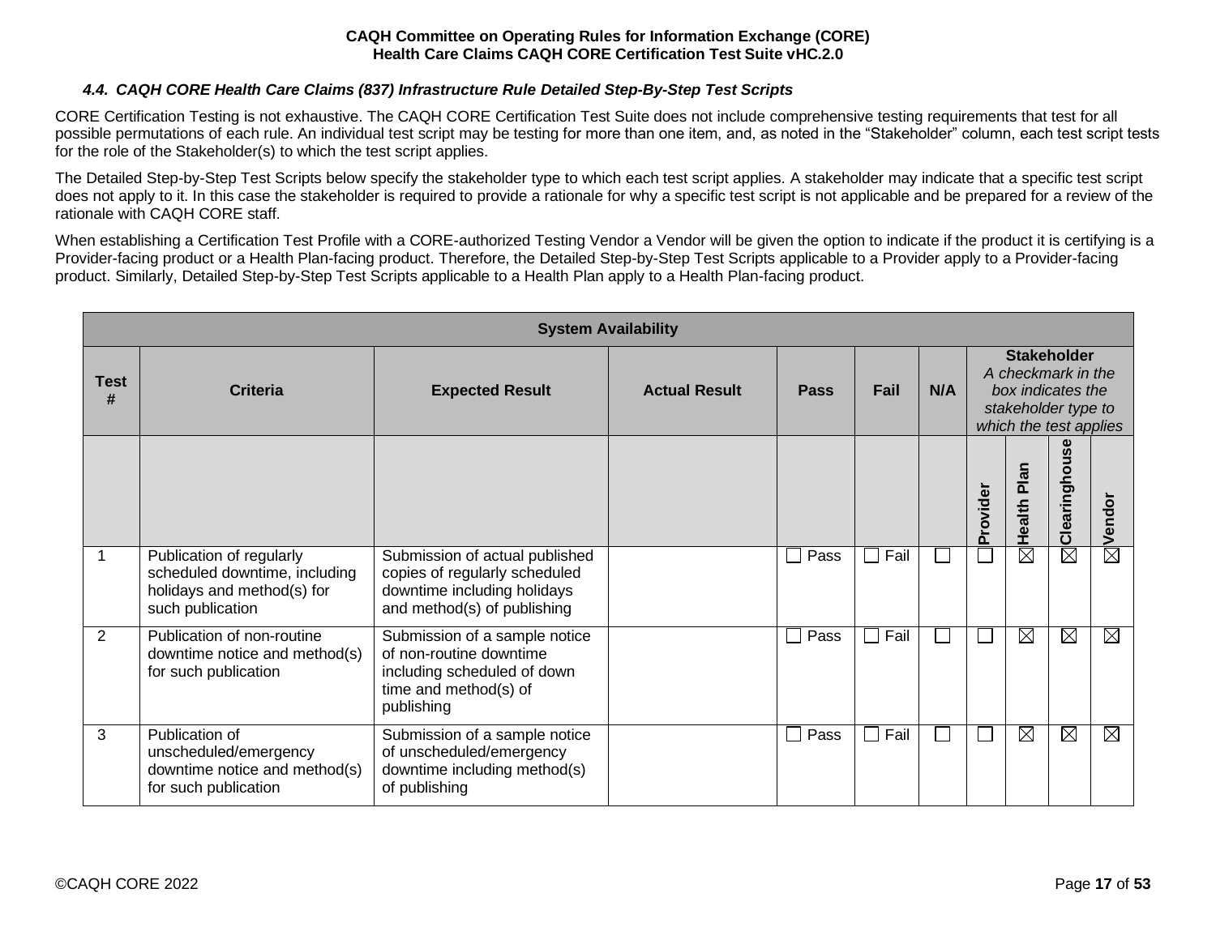### 4.4. CAQH CORE Health Care Claims (837) Infrastructure Rule Detailed Step-By-Step Test Scripts

CORE Certification Testing is not exhaustive. The CAQH CORE Certification Test Suite does not include comprehensive testing requirements that test for all possible permutations of each rule. An individual test script may be testing for more than one item, and, as noted in the "Stakeholder" column, each test script tests for the role of the Stakeholder(s) to which the test script applies.

The Detailed Step-by-Step Test Scripts below specify the stakeholder type to which each test script applies. A stakeholder may indicate that a specific test script does not apply to it. In this case the stakeholder is required to provide a rationale for why a specific test script is not applicable and be prepared for a review of the rationale with CAQH CORE staff.

When establishing a Certification Test Profile with a CORE-authorized Testing Vendor a Vendor will be given the option to indicate if the product it is certifying is a Provider-facing product or a Health Plan-facing product. Therefore, the Detailed Step-by-Step Test Scripts applicable to a Provider apply to a Provider-facing product. Similarly, Detailed Step-by-Step Test Scripts applicable to a Health Plan apply to a Health Plan-facing product.

| **System Availability** | | | | | | | | | | |
|---|---|---|---|---|---|---|---|---|---|---|
| **Test #** | **Criteria** | **Expected Result** | **Actual Result** | **Pass** | **Fail** | **N/A** | **Stakeholder** *A checkmark in the box indicates the stakeholder type to which the test applies* | | | |
| | | | | | | | **Provider** | **Health Plan** | **Clearinghouse** | **Vendor** |
| 1 | Publication of regularly scheduled downtime, including holidays and method(s) for such publication | Submission of actual published copies of regularly scheduled downtime including holidays and method(s) of publishing | | ☐ Pass | ☐ Fail | ☐ | ☐ | ☒ | ☒ | ☒ |
| 2 | Publication of non-routine downtime notice and method(s) for such publication | Submission of a sample notice of non-routine downtime including scheduled of down time and method(s) of publishing | | ☐ Pass | ☐ Fail | ☐ | ☐ | ☒ | ☒ | ☒ |
| 3 | Publication of unscheduled/emergency downtime notice and method(s) for such publication | Submission of a sample notice of unscheduled/emergency downtime including method(s) of publishing | | ☐ Pass | ☐ Fail | ☐ | ☐ | ☒ | ☒ | ☒ |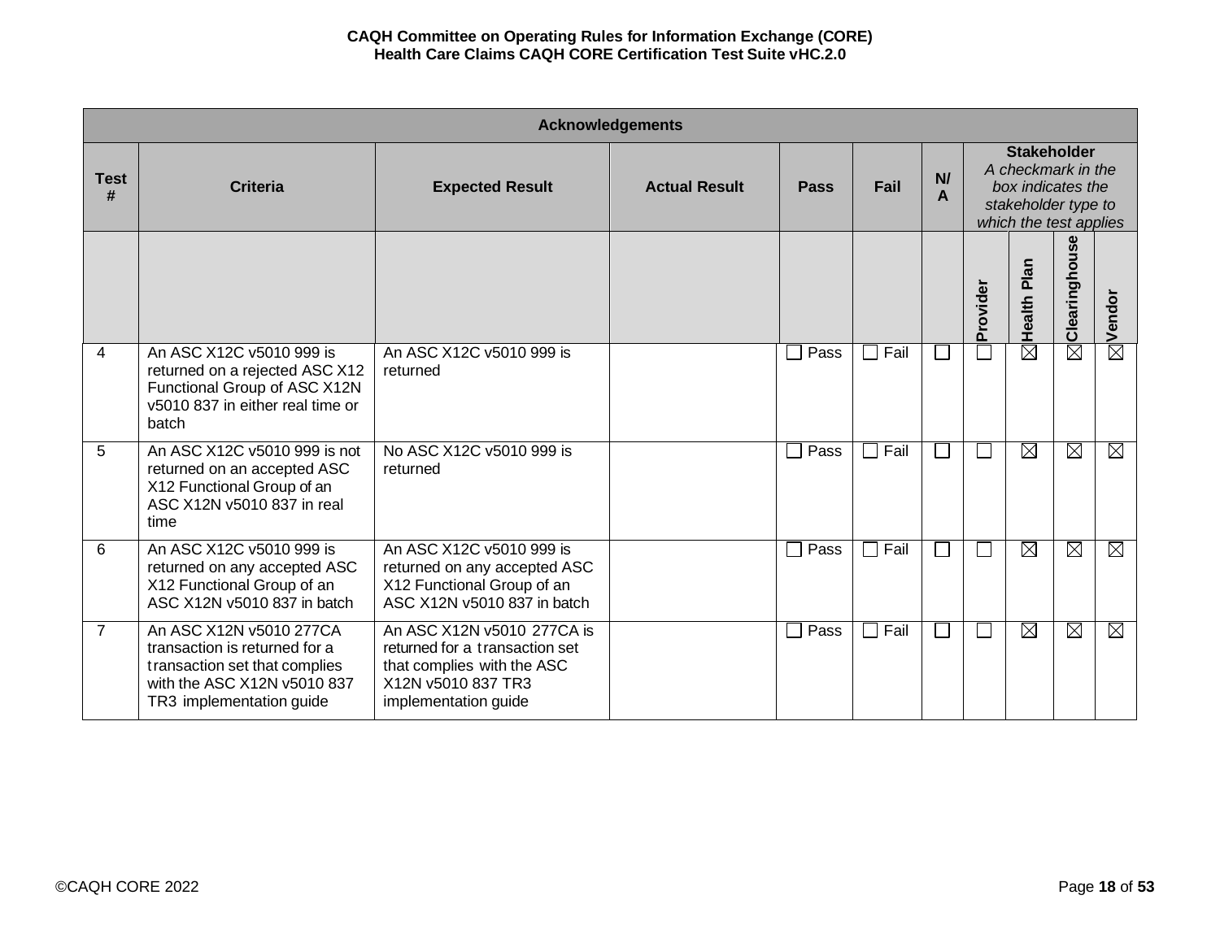| Acknowledgements | | | | | | | | | | |
|---|---|---|---|---|---|---|---|---|---|---|
| **Test #** | **Criteria** | **Expected Result** | **Actual Result** | **Pass** | **Fail** | **N/A** | **Stakeholder** *A checkmark in the box indicates the stakeholder type to which the test applies* | | | |
| | | | | | | | **Provider** | **Health Plan** | **Clearinghouse** | **Vendor** |
| 4 | An ASC X12C v5010 999 is returned on a rejected ASC X12 Functional Group of ASC X12N v5010 837 in either real time or batch | An ASC X12C v5010 999 is returned | | ☐ Pass | ☐ Fail | ☐ | ☐ | ☒ | ☒ | ☒ |
| 5 | An ASC X12C v5010 999 is not returned on an accepted ASC X12 Functional Group of an ASC X12N v5010 837 in real time | No ASC X12C v5010 999 is returned | | ☐ Pass | ☐ Fail | ☐ | ☐ | ☒ | ☒ | ☒ |
| 6 | An ASC X12C v5010 999 is returned on any accepted ASC X12 Functional Group of an ASC X12N v5010 837 in batch | An ASC X12C v5010 999 is returned on any accepted ASC X12 Functional Group of an ASC X12N v5010 837 in batch | | ☐ Pass | ☐ Fail | ☐ | ☐ | ☒ | ☒ | ☒ |
| 7 | An ASC X12N v5010 277CA transaction is returned for a transaction set that complies with the ASC X12N v5010 837 TR3 implementation guide | An ASC X12N v5010 277CA is returned for a transaction set that complies with the ASC X12N v5010 837 TR3 implementation guide | | ☐ Pass | ☐ Fail | ☐ | ☐ | ☒ | ☒ | ☒ |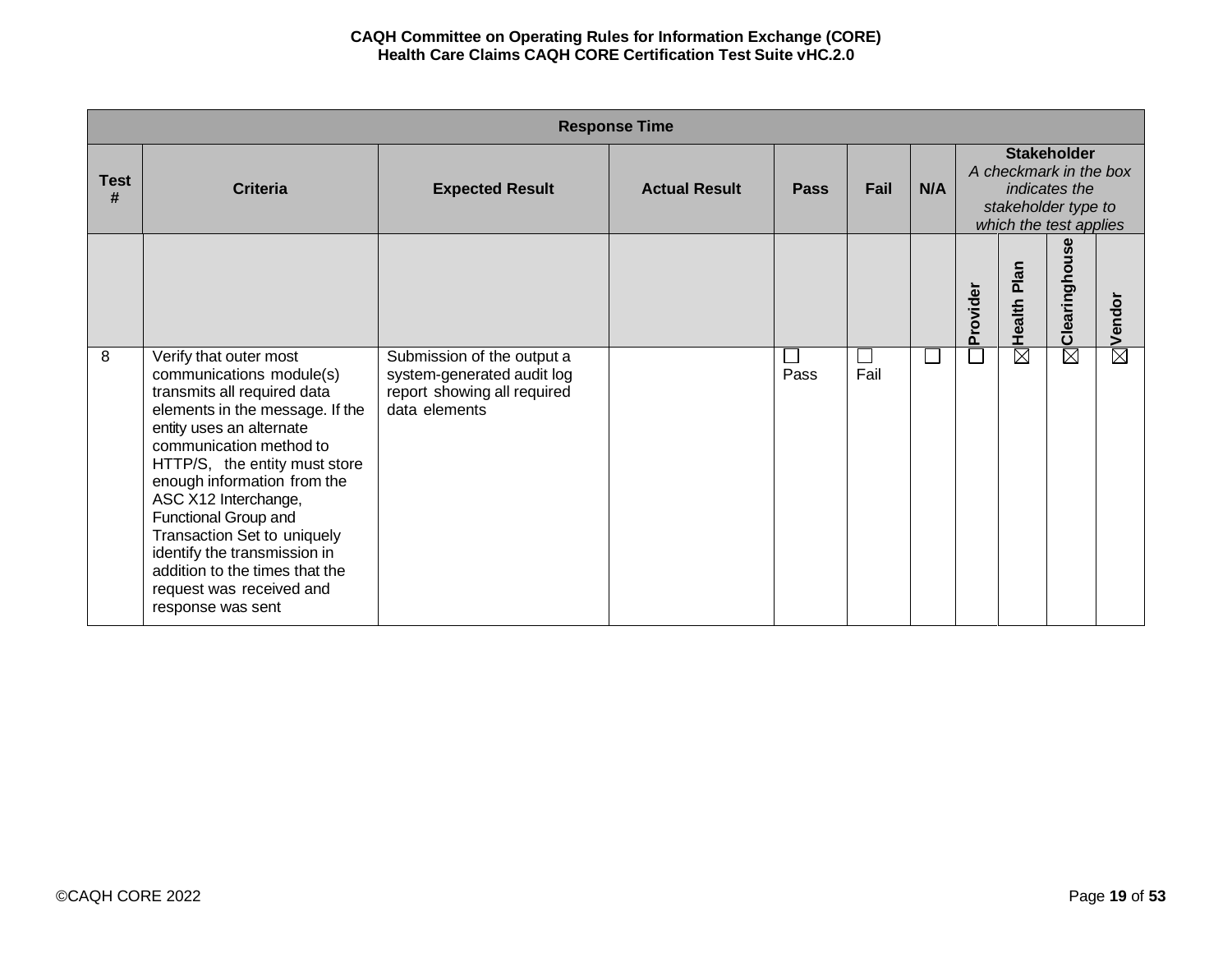| Response Time | | | | | | | | | | |
|---|---|---|---|---|---|---|---|---|---|---|
| **Test #** | **Criteria** | **Expected Result** | **Actual Result** | **Pass** | **Fail** | **N/A** | **Stakeholder** *A checkmark in the box indicates the stakeholder type to which the test applies* | | | |
| | | | | | | | **Provider** | **Health Plan** | **Clearinghouse** | **Vendor** |
| 8 | Verify that outer most communications module(s) transmits all required data elements in the message. If the entity uses an alternate communication method to HTTP/S, the entity must store enough information from the ASC X12 Interchange, Functional Group and Transaction Set to uniquely identify the transmission in addition to the times that the request was received and response was sent | Submission of the output a system-generated audit log report showing all required data elements | | ☐ Pass | ☐ Fail | ☐ | ☐ | ☒ | ☒ | ☒ |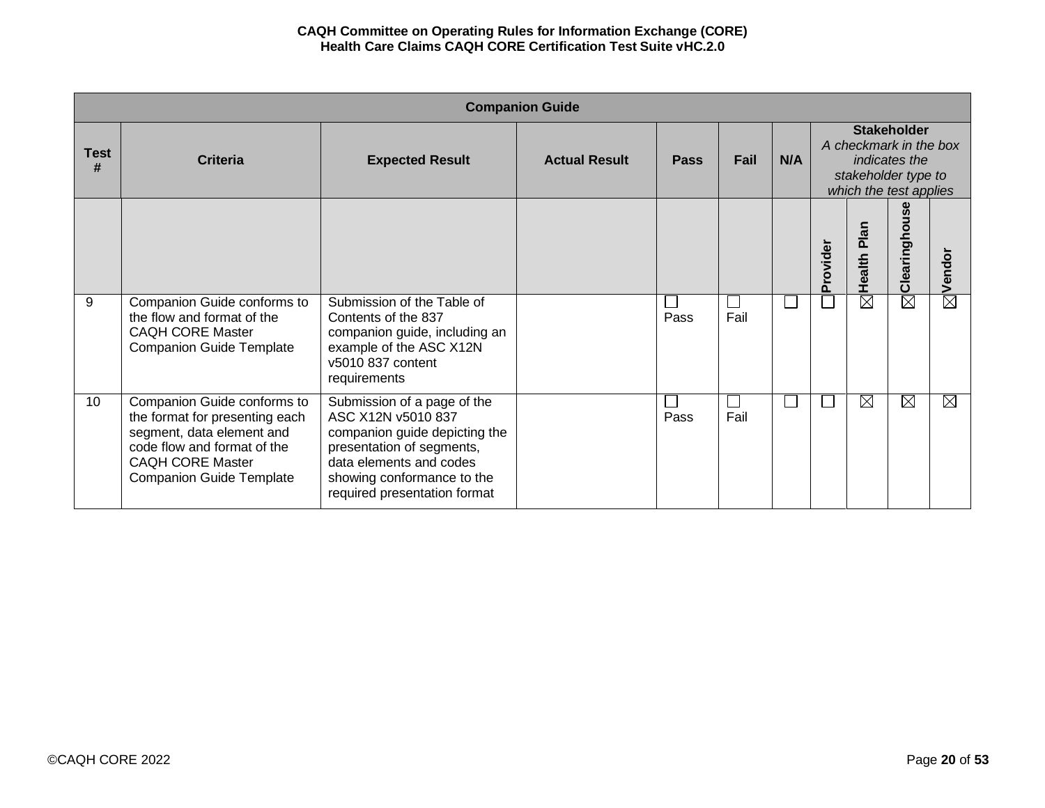| Companion Guide | | | | | | | | | | |
|---|---|---|---|---|---|---|---|---|---|---|
| **Test #** | **Criteria** | **Expected Result** | **Actual Result** | **Pass** | **Fail** | **N/A** | **Stakeholder** *A checkmark in the box indicates the stakeholder type to which the test applies* | | | |
| | | | | | | | **Provider** | **Health Plan** | **Clearinghouse** | **Vendor** |
| 9 | Companion Guide conforms to the flow and format of the CAQH CORE Master Companion Guide Template | Submission of the Table of Contents of the 837 companion guide, including an example of the ASC X12N v5010 837 content requirements | | ☐ Pass | ☐ Fail | ☐ | ☐ | ☒ | ☒ | ☒ |
| 10 | Companion Guide conforms to the format for presenting each segment, data element and code flow and format of the CAQH CORE Master Companion Guide Template | Submission of a page of the ASC X12N v5010 837 companion guide depicting the presentation of segments, data elements and codes showing conformance to the required presentation format | | ☐ Pass | ☐ Fail | ☐ | ☐ | ☒ | ☒ | ☒ |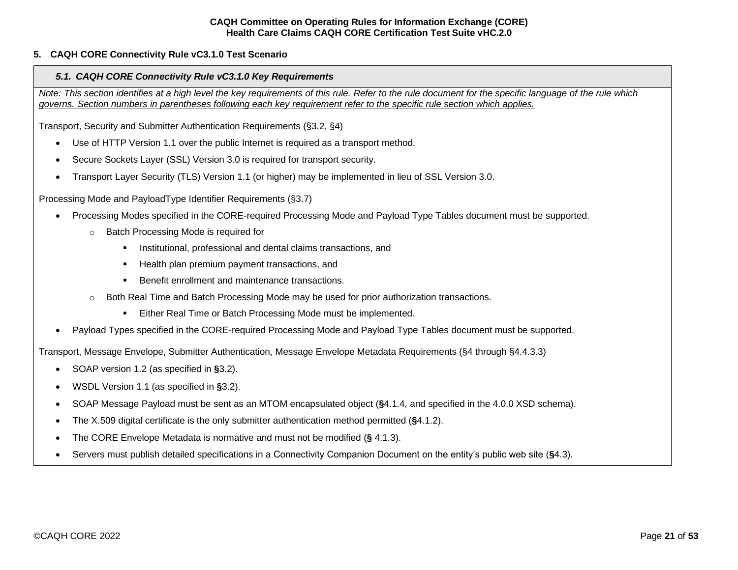## 5. CAQH CORE Connectivity Rule vC3.1.0 Test Scenario

### *5.1. CAQH CORE Connectivity Rule vC3.1.0 Key Requirements*

*Note: This section identifies at a high level the key requirements of this rule. Refer to the rule document for the specific language of the rule which governs. Section numbers in parentheses following each key requirement refer to the specific rule section which applies.*

Transport, Security and Submitter Authentication Requirements (§3.2, §4)

- Use of HTTP Version 1.1 over the public Internet is required as a transport method.
- Secure Sockets Layer (SSL) Version 3.0 is required for transport security.
- Transport Layer Security (TLS) Version 1.1 (or higher) may be implemented in lieu of SSL Version 3.0.

Processing Mode and PayloadType Identifier Requirements (§3.7)

- Processing Modes specified in the CORE-required Processing Mode and Payload Type Tables document must be supported.
  - Batch Processing Mode is required for
    - Institutional, professional and dental claims transactions, and
    - Health plan premium payment transactions, and
    - Benefit enrollment and maintenance transactions.
  - Both Real Time and Batch Processing Mode may be used for prior authorization transactions.
    - Either Real Time or Batch Processing Mode must be implemented.
- Payload Types specified in the CORE-required Processing Mode and Payload Type Tables document must be supported.

Transport, Message Envelope, Submitter Authentication, Message Envelope Metadata Requirements (§4 through §4.4.3.3)

- SOAP version 1.2 (as specified in **§**3.2).
- WSDL Version 1.1 (as specified in **§**3.2).
- SOAP Message Payload must be sent as an MTOM encapsulated object (**§**4.1.4, and specified in the 4.0.0 XSD schema).
- The X.509 digital certificate is the only submitter authentication method permitted (**§**4.1.2).
- The CORE Envelope Metadata is normative and must not be modified (**§** 4.1.3).
- Servers must publish detailed specifications in a Connectivity Companion Document on the entity's public web site (**§**4.3).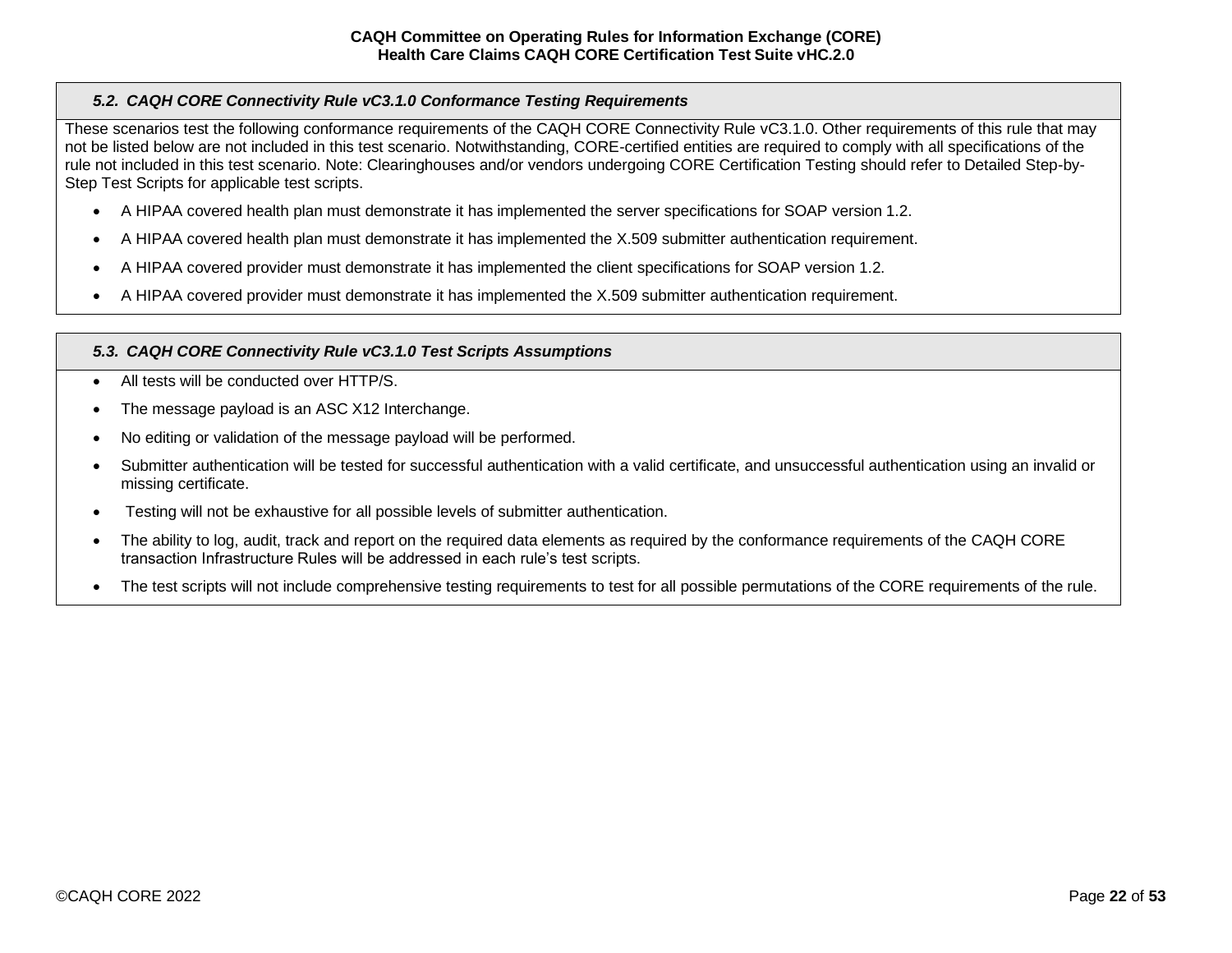### *5.2. CAQH CORE Connectivity Rule vC3.1.0 Conformance Testing Requirements*

These scenarios test the following conformance requirements of the CAQH CORE Connectivity Rule vC3.1.0. Other requirements of this rule that may not be listed below are not included in this test scenario. Notwithstanding, CORE-certified entities are required to comply with all specifications of the rule not included in this test scenario. Note: Clearinghouses and/or vendors undergoing CORE Certification Testing should refer to Detailed Step-by-Step Test Scripts for applicable test scripts.

- A HIPAA covered health plan must demonstrate it has implemented the server specifications for SOAP version 1.2.
- A HIPAA covered health plan must demonstrate it has implemented the X.509 submitter authentication requirement.
- A HIPAA covered provider must demonstrate it has implemented the client specifications for SOAP version 1.2.
- A HIPAA covered provider must demonstrate it has implemented the X.509 submitter authentication requirement.

### *5.3. CAQH CORE Connectivity Rule vC3.1.0 Test Scripts Assumptions*

- All tests will be conducted over HTTP/S.
- The message payload is an ASC X12 Interchange.
- No editing or validation of the message payload will be performed.
- Submitter authentication will be tested for successful authentication with a valid certificate, and unsuccessful authentication using an invalid or missing certificate.
- Testing will not be exhaustive for all possible levels of submitter authentication.
- The ability to log, audit, track and report on the required data elements as required by the conformance requirements of the CAQH CORE transaction Infrastructure Rules will be addressed in each rule's test scripts.
- The test scripts will not include comprehensive testing requirements to test for all possible permutations of the CORE requirements of the rule.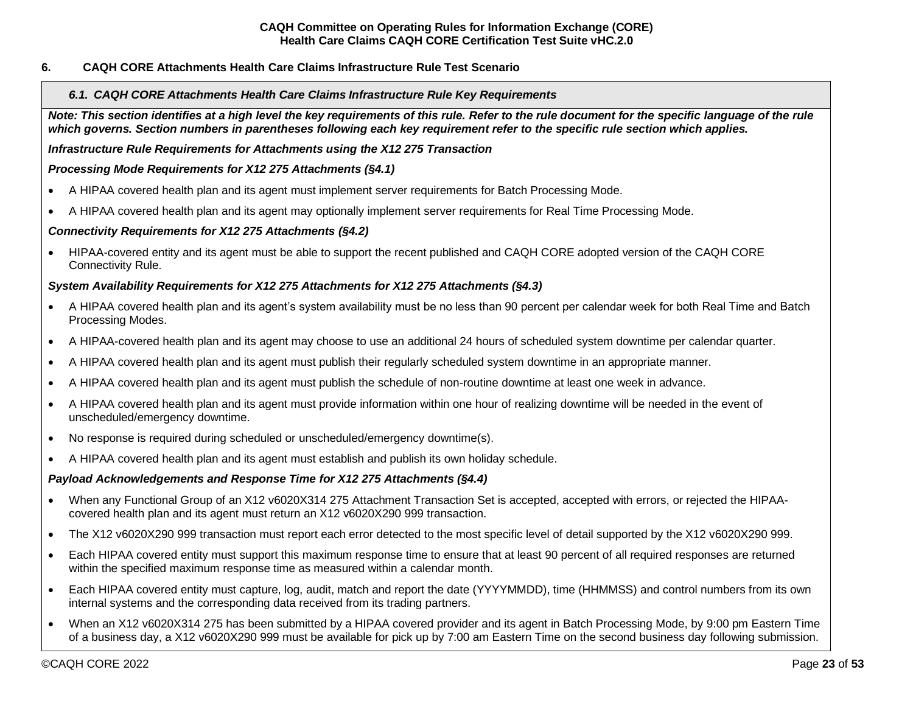## 6. CAQH CORE Attachments Health Care Claims Infrastructure Rule Test Scenario

### *6.1. CAQH CORE Attachments Health Care Claims Infrastructure Rule Key Requirements*

***Note: This section identifies at a high level the key requirements of this rule. Refer to the rule document for the specific language of the rule which governs. Section numbers in parentheses following each key requirement refer to the specific rule section which applies.***

***Infrastructure Rule Requirements for Attachments using the X12 275 Transaction***

***Processing Mode Requirements for X12 275 Attachments (§4.1)***

- A HIPAA covered health plan and its agent must implement server requirements for Batch Processing Mode.
- A HIPAA covered health plan and its agent may optionally implement server requirements for Real Time Processing Mode.

***Connectivity Requirements for X12 275 Attachments (§4.2)***

- HIPAA-covered entity and its agent must be able to support the recent published and CAQH CORE adopted version of the CAQH CORE Connectivity Rule.

***System Availability Requirements for X12 275 Attachments for X12 275 Attachments (§4.3)***

- A HIPAA covered health plan and its agent's system availability must be no less than 90 percent per calendar week for both Real Time and Batch Processing Modes.
- A HIPAA-covered health plan and its agent may choose to use an additional 24 hours of scheduled system downtime per calendar quarter.
- A HIPAA covered health plan and its agent must publish their regularly scheduled system downtime in an appropriate manner.
- A HIPAA covered health plan and its agent must publish the schedule of non-routine downtime at least one week in advance.
- A HIPAA covered health plan and its agent must provide information within one hour of realizing downtime will be needed in the event of unscheduled/emergency downtime.
- No response is required during scheduled or unscheduled/emergency downtime(s).
- A HIPAA covered health plan and its agent must establish and publish its own holiday schedule.

***Payload Acknowledgements and Response Time for X12 275 Attachments (§4.4)***

- When any Functional Group of an X12 v6020X314 275 Attachment Transaction Set is accepted, accepted with errors, or rejected the HIPAA-covered health plan and its agent must return an X12 v6020X290 999 transaction.
- The X12 v6020X290 999 transaction must report each error detected to the most specific level of detail supported by the X12 v6020X290 999.
- Each HIPAA covered entity must support this maximum response time to ensure that at least 90 percent of all required responses are returned within the specified maximum response time as measured within a calendar month.
- Each HIPAA covered entity must capture, log, audit, match and report the date (YYYYMMDD), time (HHMMSS) and control numbers from its own internal systems and the corresponding data received from its trading partners.
- When an X12 v6020X314 275 has been submitted by a HIPAA covered provider and its agent in Batch Processing Mode, by 9:00 pm Eastern Time of a business day, a X12 v6020X290 999 must be available for pick up by 7:00 am Eastern Time on the second business day following submission.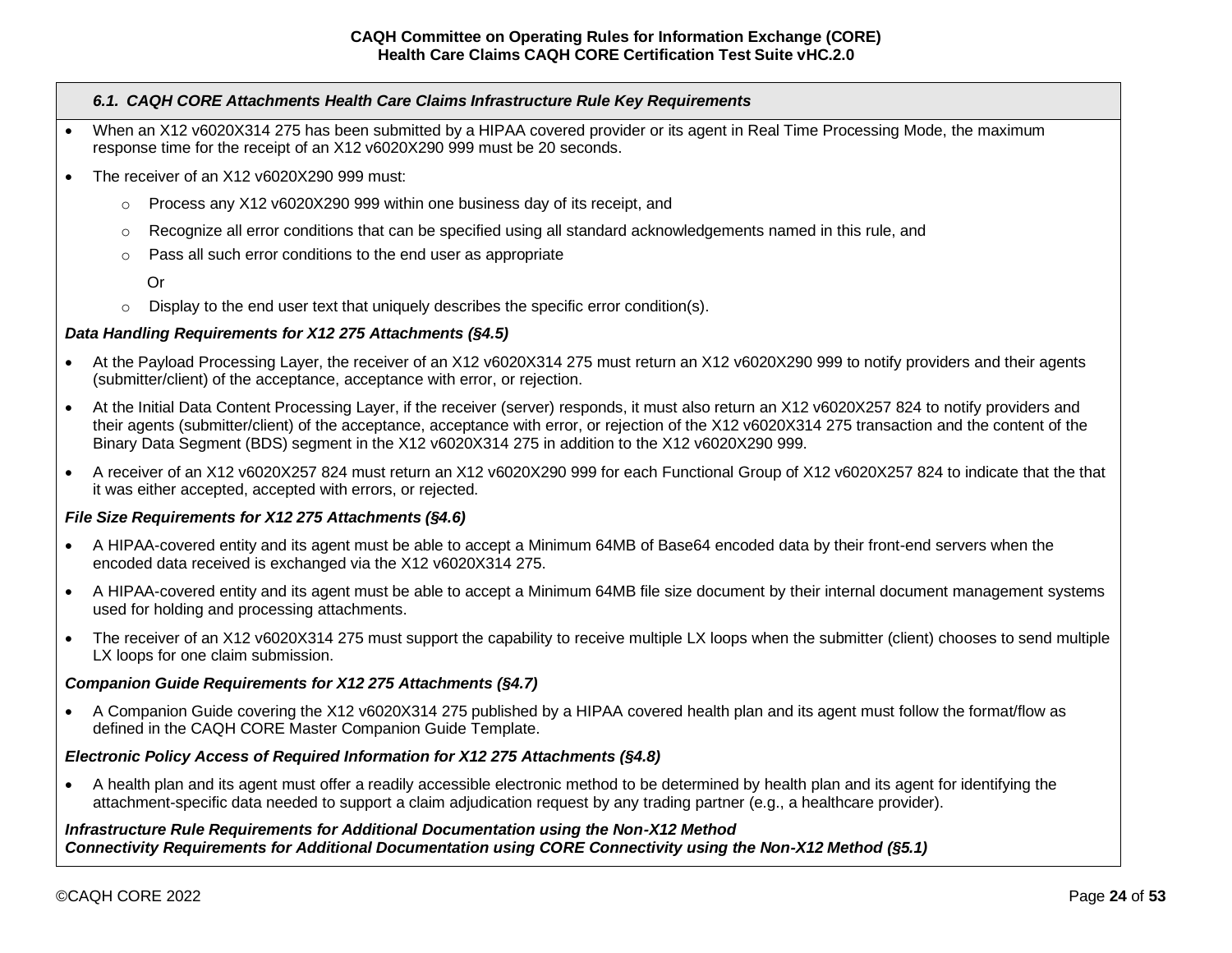### *6.1. CAQH CORE Attachments Health Care Claims Infrastructure Rule Key Requirements*

- When an X12 v6020X314 275 has been submitted by a HIPAA covered provider or its agent in Real Time Processing Mode, the maximum response time for the receipt of an X12 v6020X290 999 must be 20 seconds.
- The receiver of an X12 v6020X290 999 must:
  - Process any X12 v6020X290 999 within one business day of its receipt, and
  - Recognize all error conditions that can be specified using all standard acknowledgements named in this rule, and
  - Pass all such error conditions to the end user as appropriate

    Or

  - Display to the end user text that uniquely describes the specific error condition(s).

***Data Handling Requirements for X12 275 Attachments (§4.5)***

- At the Payload Processing Layer, the receiver of an X12 v6020X314 275 must return an X12 v6020X290 999 to notify providers and their agents (submitter/client) of the acceptance, acceptance with error, or rejection.
- At the Initial Data Content Processing Layer, if the receiver (server) responds, it must also return an X12 v6020X257 824 to notify providers and their agents (submitter/client) of the acceptance, acceptance with error, or rejection of the X12 v6020X314 275 transaction and the content of the Binary Data Segment (BDS) segment in the X12 v6020X314 275 in addition to the X12 v6020X290 999.
- A receiver of an X12 v6020X257 824 must return an X12 v6020X290 999 for each Functional Group of X12 v6020X257 824 to indicate that the that it was either accepted, accepted with errors, or rejected.

***File Size Requirements for X12 275 Attachments (§4.6)***

- A HIPAA-covered entity and its agent must be able to accept a Minimum 64MB of Base64 encoded data by their front-end servers when the encoded data received is exchanged via the X12 v6020X314 275.
- A HIPAA-covered entity and its agent must be able to accept a Minimum 64MB file size document by their internal document management systems used for holding and processing attachments.
- The receiver of an X12 v6020X314 275 must support the capability to receive multiple LX loops when the submitter (client) chooses to send multiple LX loops for one claim submission.

***Companion Guide Requirements for X12 275 Attachments (§4.7)***

- A Companion Guide covering the X12 v6020X314 275 published by a HIPAA covered health plan and its agent must follow the format/flow as defined in the CAQH CORE Master Companion Guide Template.

***Electronic Policy Access of Required Information for X12 275 Attachments (§4.8)***

- A health plan and its agent must offer a readily accessible electronic method to be determined by health plan and its agent for identifying the attachment-specific data needed to support a claim adjudication request by any trading partner (e.g., a healthcare provider).

***Infrastructure Rule Requirements for Additional Documentation using the Non-X12 Method***
***Connectivity Requirements for Additional Documentation using CORE Connectivity using the Non-X12 Method (§5.1)***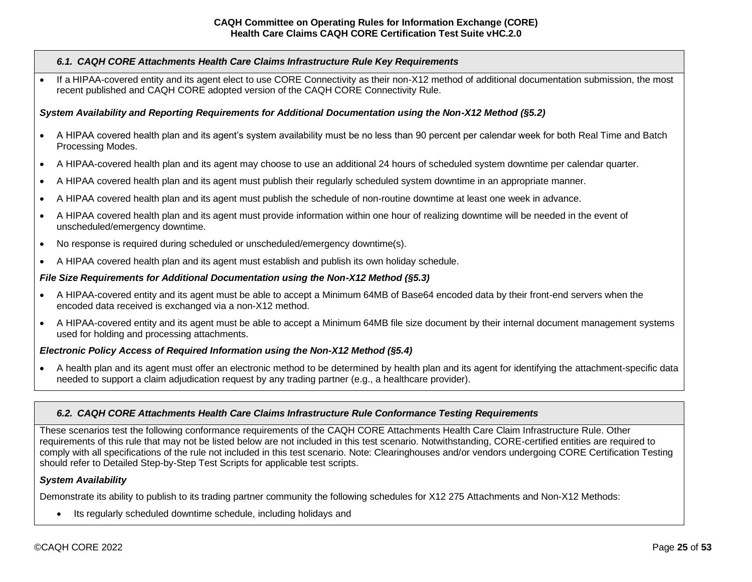### 6.1. CAQH CORE Attachments Health Care Claims Infrastructure Rule Key Requirements

- If a HIPAA-covered entity and its agent elect to use CORE Connectivity as their non-X12 method of additional documentation submission, the most recent published and CAQH CORE adopted version of the CAQH CORE Connectivity Rule.

***System Availability and Reporting Requirements for Additional Documentation using the Non-X12 Method (§5.2)***

- A HIPAA covered health plan and its agent's system availability must be no less than 90 percent per calendar week for both Real Time and Batch Processing Modes.
- A HIPAA-covered health plan and its agent may choose to use an additional 24 hours of scheduled system downtime per calendar quarter.
- A HIPAA covered health plan and its agent must publish their regularly scheduled system downtime in an appropriate manner.
- A HIPAA covered health plan and its agent must publish the schedule of non-routine downtime at least one week in advance.
- A HIPAA covered health plan and its agent must provide information within one hour of realizing downtime will be needed in the event of unscheduled/emergency downtime.
- No response is required during scheduled or unscheduled/emergency downtime(s).
- A HIPAA covered health plan and its agent must establish and publish its own holiday schedule.

***File Size Requirements for Additional Documentation using the Non-X12 Method (§5.3)***

- A HIPAA-covered entity and its agent must be able to accept a Minimum 64MB of Base64 encoded data by their front-end servers when the encoded data received is exchanged via a non-X12 method.
- A HIPAA-covered entity and its agent must be able to accept a Minimum 64MB file size document by their internal document management systems used for holding and processing attachments.

***Electronic Policy Access of Required Information using the Non-X12 Method (§5.4)***

- A health plan and its agent must offer an electronic method to be determined by health plan and its agent for identifying the attachment-specific data needed to support a claim adjudication request by any trading partner (e.g., a healthcare provider).

### 6.2. CAQH CORE Attachments Health Care Claims Infrastructure Rule Conformance Testing Requirements

These scenarios test the following conformance requirements of the CAQH CORE Attachments Health Care Claim Infrastructure Rule. Other requirements of this rule that may not be listed below are not included in this test scenario. Notwithstanding, CORE-certified entities are required to comply with all specifications of the rule not included in this test scenario. Note: Clearinghouses and/or vendors undergoing CORE Certification Testing should refer to Detailed Step-by-Step Test Scripts for applicable test scripts.

***System Availability***

Demonstrate its ability to publish to its trading partner community the following schedules for X12 275 Attachments and Non-X12 Methods:

- Its regularly scheduled downtime schedule, including holidays and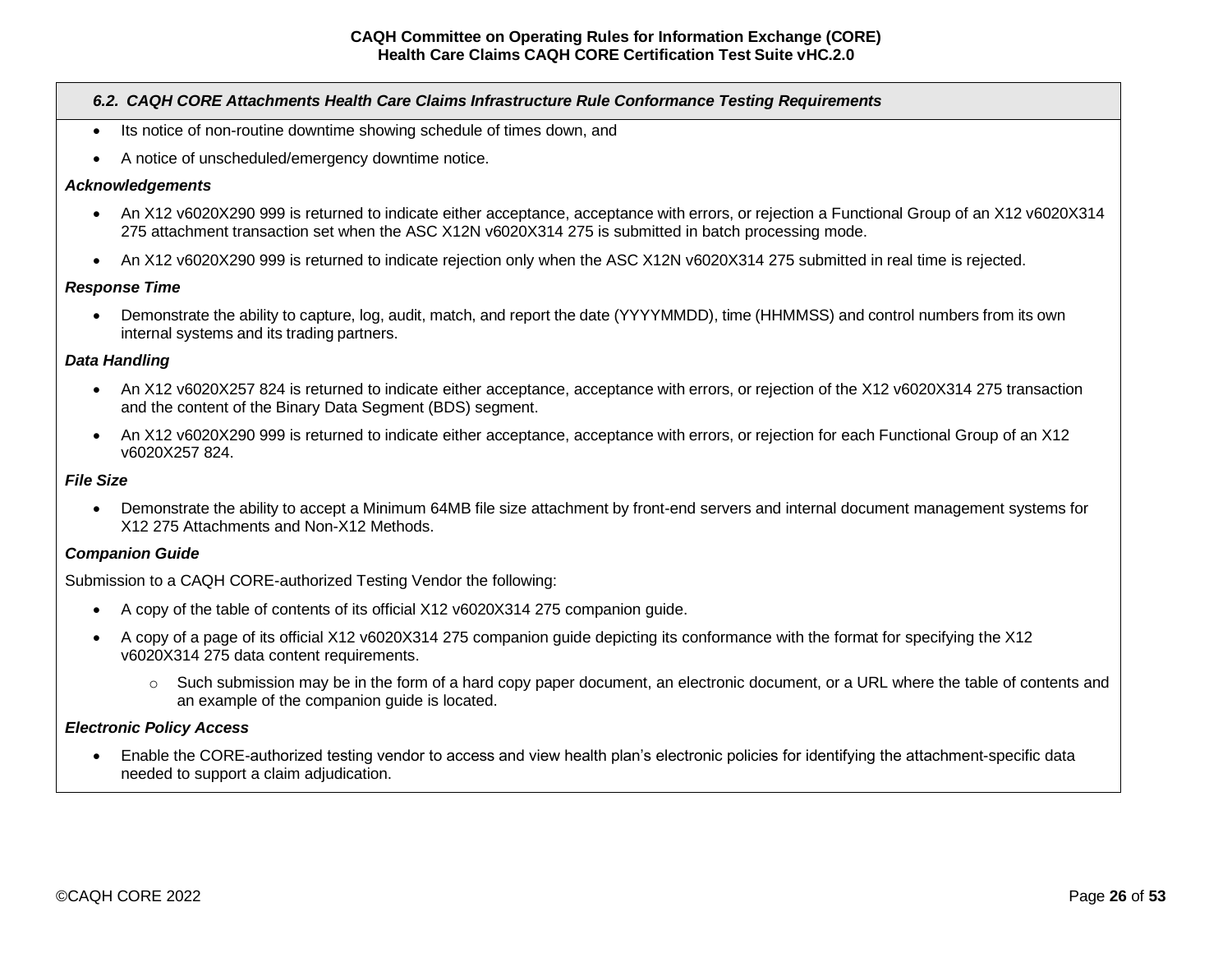### *6.2. CAQH CORE Attachments Health Care Claims Infrastructure Rule Conformance Testing Requirements*

- Its notice of non-routine downtime showing schedule of times down, and
- A notice of unscheduled/emergency downtime notice.

***Acknowledgements***

- An X12 v6020X290 999 is returned to indicate either acceptance, acceptance with errors, or rejection a Functional Group of an X12 v6020X314 275 attachment transaction set when the ASC X12N v6020X314 275 is submitted in batch processing mode.
- An X12 v6020X290 999 is returned to indicate rejection only when the ASC X12N v6020X314 275 submitted in real time is rejected.

***Response Time***

- Demonstrate the ability to capture, log, audit, match, and report the date (YYYYMMDD), time (HHMMSS) and control numbers from its own internal systems and its trading partners.

***Data Handling***

- An X12 v6020X257 824 is returned to indicate either acceptance, acceptance with errors, or rejection of the X12 v6020X314 275 transaction and the content of the Binary Data Segment (BDS) segment.
- An X12 v6020X290 999 is returned to indicate either acceptance, acceptance with errors, or rejection for each Functional Group of an X12 v6020X257 824.

***File Size***

- Demonstrate the ability to accept a Minimum 64MB file size attachment by front-end servers and internal document management systems for X12 275 Attachments and Non-X12 Methods.

***Companion Guide***

Submission to a CAQH CORE-authorized Testing Vendor the following:

- A copy of the table of contents of its official X12 v6020X314 275 companion guide.
- A copy of a page of its official X12 v6020X314 275 companion guide depicting its conformance with the format for specifying the X12 v6020X314 275 data content requirements.
  - Such submission may be in the form of a hard copy paper document, an electronic document, or a URL where the table of contents and an example of the companion guide is located.

***Electronic Policy Access***

- Enable the CORE-authorized testing vendor to access and view health plan's electronic policies for identifying the attachment-specific data needed to support a claim adjudication.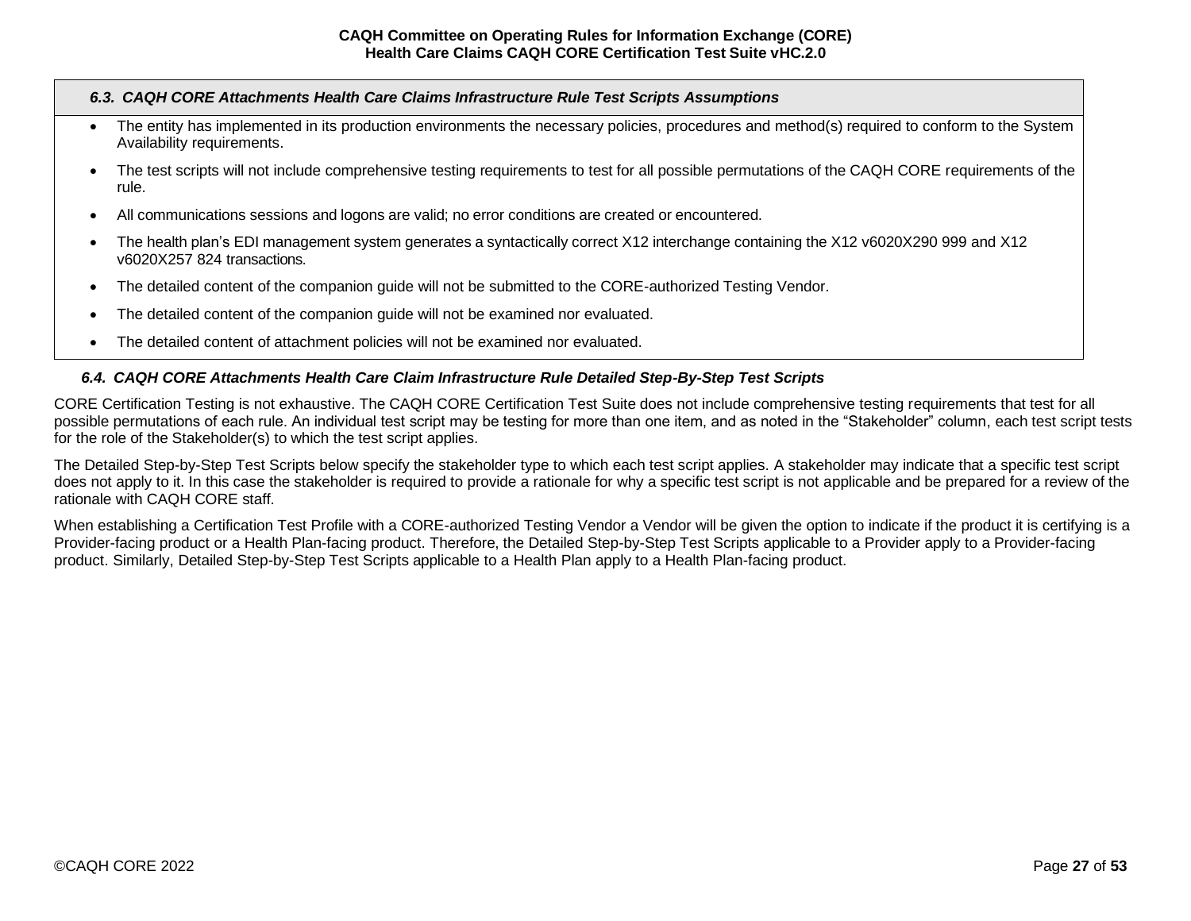### *6.3. CAQH CORE Attachments Health Care Claims Infrastructure Rule Test Scripts Assumptions*

- The entity has implemented in its production environments the necessary policies, procedures and method(s) required to conform to the System Availability requirements.
- The test scripts will not include comprehensive testing requirements to test for all possible permutations of the CAQH CORE requirements of the rule.
- All communications sessions and logons are valid; no error conditions are created or encountered.
- The health plan's EDI management system generates a syntactically correct X12 interchange containing the X12 v6020X290 999 and X12 v6020X257 824 transactions.
- The detailed content of the companion guide will not be submitted to the CORE-authorized Testing Vendor.
- The detailed content of the companion guide will not be examined nor evaluated.
- The detailed content of attachment policies will not be examined nor evaluated.

### *6.4. CAQH CORE Attachments Health Care Claim Infrastructure Rule Detailed Step-By-Step Test Scripts*

CORE Certification Testing is not exhaustive. The CAQH CORE Certification Test Suite does not include comprehensive testing requirements that test for all possible permutations of each rule. An individual test script may be testing for more than one item, and as noted in the "Stakeholder" column, each test script tests for the role of the Stakeholder(s) to which the test script applies.

The Detailed Step-by-Step Test Scripts below specify the stakeholder type to which each test script applies. A stakeholder may indicate that a specific test script does not apply to it. In this case the stakeholder is required to provide a rationale for why a specific test script is not applicable and be prepared for a review of the rationale with CAQH CORE staff.

When establishing a Certification Test Profile with a CORE-authorized Testing Vendor a Vendor will be given the option to indicate if the product it is certifying is a Provider-facing product or a Health Plan-facing product. Therefore, the Detailed Step-by-Step Test Scripts applicable to a Provider apply to a Provider-facing product. Similarly, Detailed Step-by-Step Test Scripts applicable to a Health Plan apply to a Health Plan-facing product.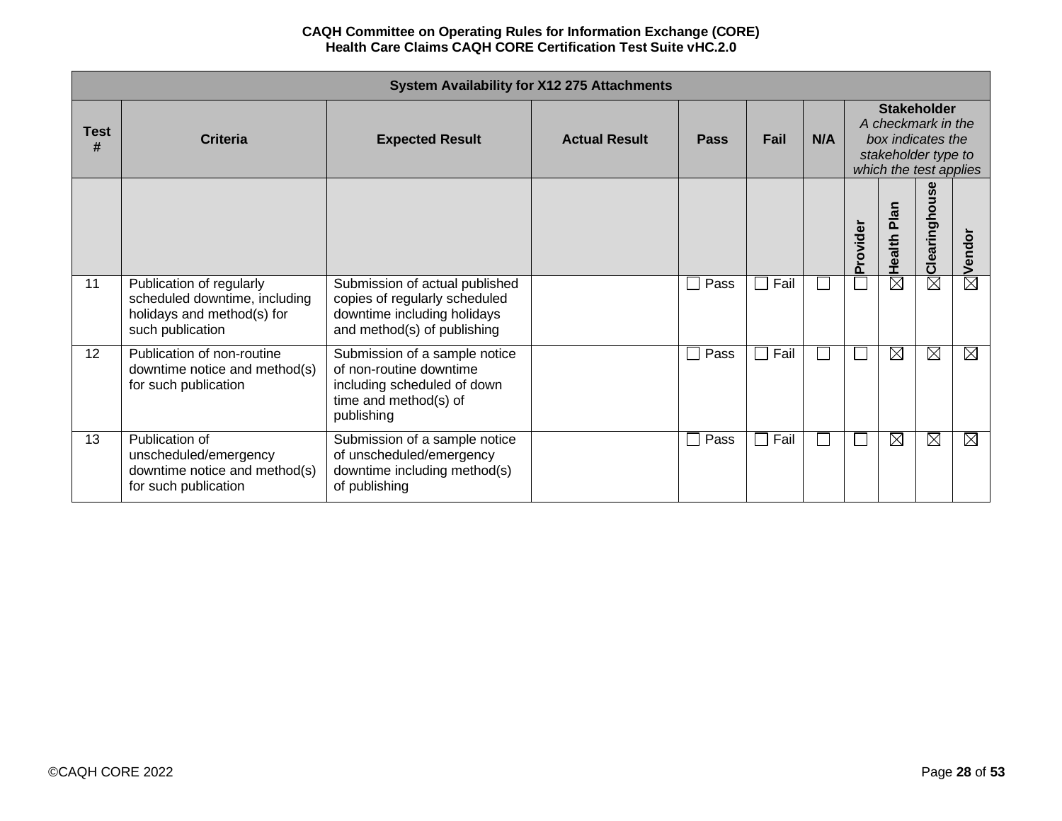| System Availability for X12 275 Attachments | | | | | | | | | | |
|---|---|---|---|---|---|---|---|---|---|---|
| Test # | Criteria | Expected Result | Actual Result | Pass | Fail | N/A | Stakeholder *A checkmark in the box indicates the stakeholder type to which the test applies* | | | |
| | | | | | | | Provider | Health Plan | Clearinghouse | Vendor |
| 11 | Publication of regularly scheduled downtime, including holidays and method(s) for such publication | Submission of actual published copies of regularly scheduled downtime including holidays and method(s) of publishing | | ☐ Pass | ☐ Fail | ☐ | ☐ | ☒ | ☒ | ☒ |
| 12 | Publication of non-routine downtime notice and method(s) for such publication | Submission of a sample notice of non-routine downtime including scheduled of down time and method(s) of publishing | | ☐ Pass | ☐ Fail | ☐ | ☐ | ☒ | ☒ | ☒ |
| 13 | Publication of unscheduled/emergency downtime notice and method(s) for such publication | Submission of a sample notice of unscheduled/emergency downtime including method(s) of publishing | | ☐ Pass | ☐ Fail | ☐ | ☐ | ☒ | ☒ | ☒ |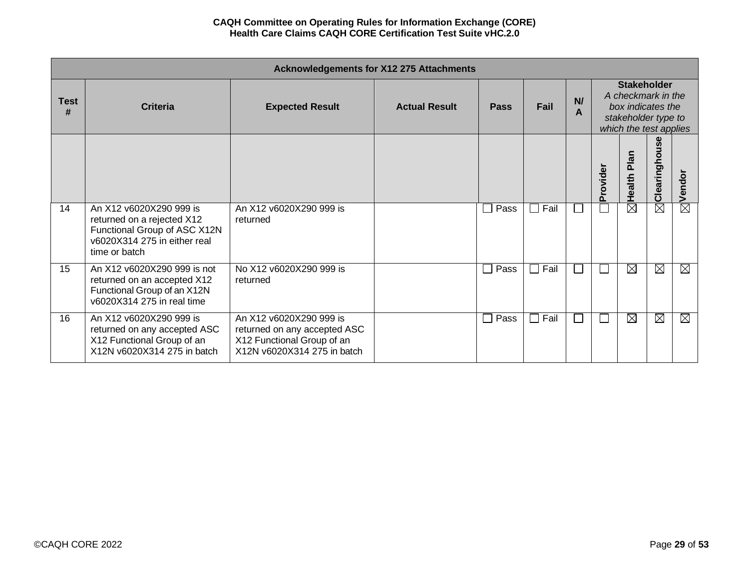| Acknowledgements for X12 275 Attachments | | | | | | | | | | |
|---|---|---|---|---|---|---|---|---|---|---|
| **Test #** | **Criteria** | **Expected Result** | **Actual Result** | **Pass** | **Fail** | **N/A** | **Stakeholder** *A checkmark in the box indicates the stakeholder type to which the test applies* | | | |
| | | | | | | | **Provider** | **Health Plan** | **Clearinghouse** | **Vendor** |
| 14 | An X12 v6020X290 999 is returned on a rejected X12 Functional Group of ASC X12N v6020X314 275 in either real time or batch | An X12 v6020X290 999 is returned | | ☐ Pass | ☐ Fail | ☐ | ☐ | ☒ | ☒ | ☒ |
| 15 | An X12 v6020X290 999 is not returned on an accepted X12 Functional Group of an X12N v6020X314 275 in real time | No X12 v6020X290 999 is returned | | ☐ Pass | ☐ Fail | ☐ | ☐ | ☒ | ☒ | ☒ |
| 16 | An X12 v6020X290 999 is returned on any accepted ASC X12 Functional Group of an X12N v6020X314 275 in batch | An X12 v6020X290 999 is returned on any accepted ASC X12 Functional Group of an X12N v6020X314 275 in batch | | ☐ Pass | ☐ Fail | ☐ | ☐ | ☒ | ☒ | ☒ |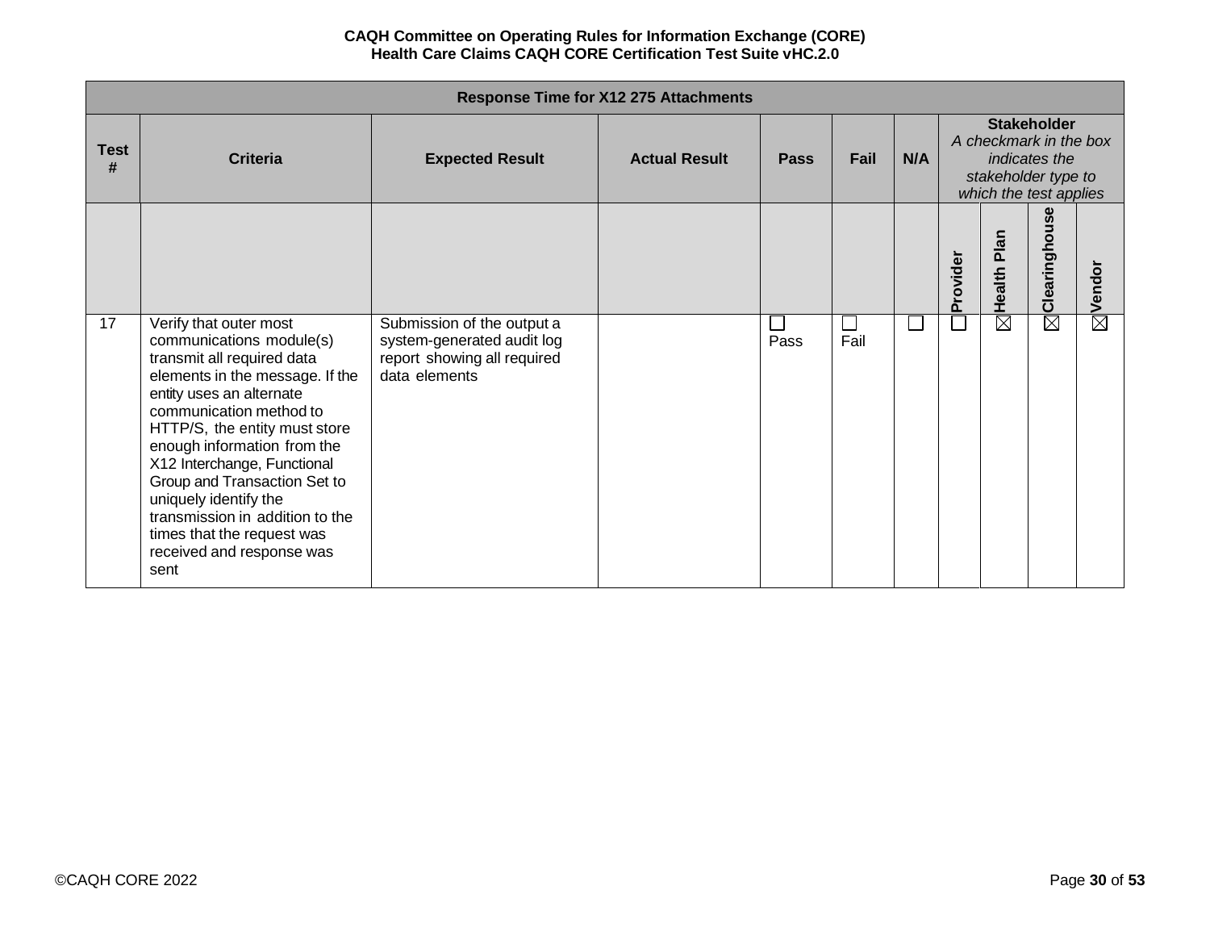| Response Time for X12 275 Attachments | | | | | | | | | | |
|---|---|---|---|---|---|---|---|---|---|---|
| Test # | Criteria | Expected Result | Actual Result | Pass | Fail | N/A | Stakeholder *A checkmark in the box indicates the stakeholder type to which the test applies* | | | |
| | | | | | | | Provider | Health Plan | Clearinghouse | Vendor |
| 17 | Verify that outer most communications module(s) transmit all required data elements in the message. If the entity uses an alternate communication method to HTTP/S, the entity must store enough information from the X12 Interchange, Functional Group and Transaction Set to uniquely identify the transmission in addition to the times that the request was received and response was sent | Submission of the output a system-generated audit log report showing all required data elements | | ☐ Pass | ☐ Fail | ☐ | ☐ | ☒ | ☒ | ☒ |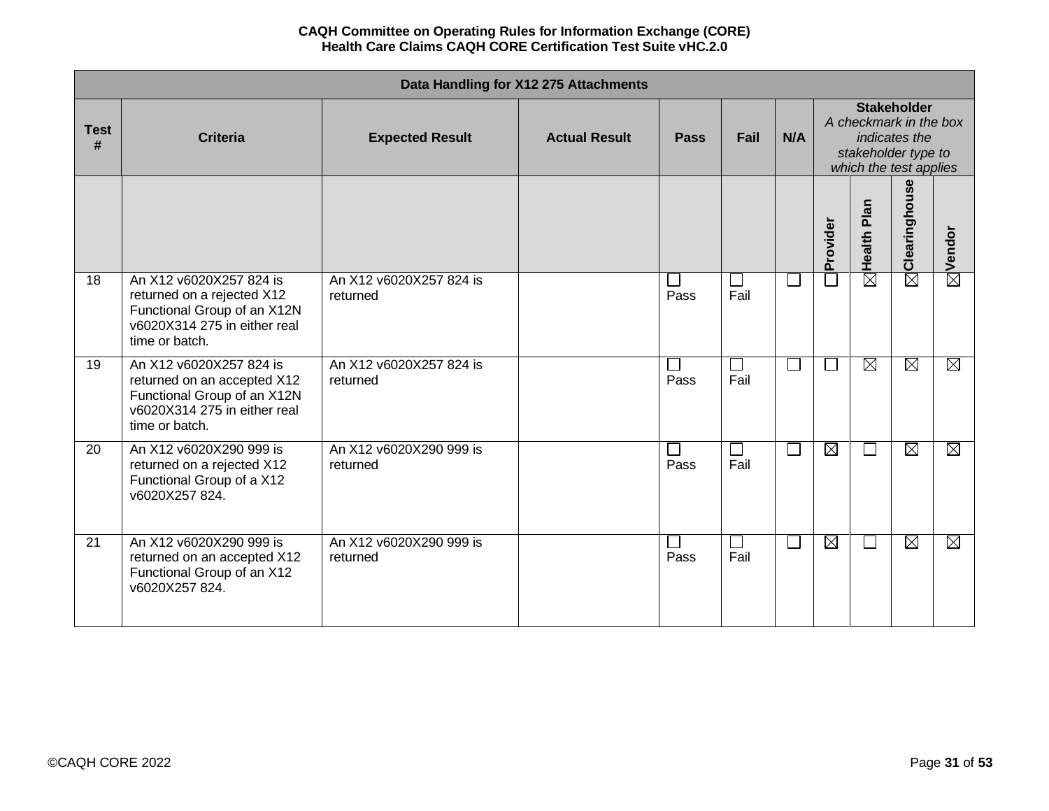| Data Handling for X12 275 Attachments | | | | | | | | | | |
|---|---|---|---|---|---|---|---|---|---|---|
| Test # | Criteria | Expected Result | Actual Result | Pass | Fail | N/A | Stakeholder *A checkmark in the box indicates the stakeholder type to which the test applies* | | | |
| | | | | | | | Provider | Health Plan | Clearinghouse | Vendor |
| 18 | An X12 v6020X257 824 is returned on a rejected X12 Functional Group of an X12N v6020X314 275 in either real time or batch. | An X12 v6020X257 824 is returned | | ☐ Pass | ☐ Fail | ☐ | ☐ | ☒ | ☒ | ☒ |
| 19 | An X12 v6020X257 824 is returned on an accepted X12 Functional Group of an X12N v6020X314 275 in either real time or batch. | An X12 v6020X257 824 is returned | | ☐ Pass | ☐ Fail | ☐ | ☐ | ☒ | ☒ | ☒ |
| 20 | An X12 v6020X290 999 is returned on a rejected X12 Functional Group of a X12 v6020X257 824. | An X12 v6020X290 999 is returned | | ☐ Pass | ☐ Fail | ☐ | ☒ | ☐ | ☒ | ☒ |
| 21 | An X12 v6020X290 999 is returned on an accepted X12 Functional Group of an X12 v6020X257 824. | An X12 v6020X290 999 is returned | | ☐ Pass | ☐ Fail | ☐ | ☒ | ☐ | ☒ | ☒ |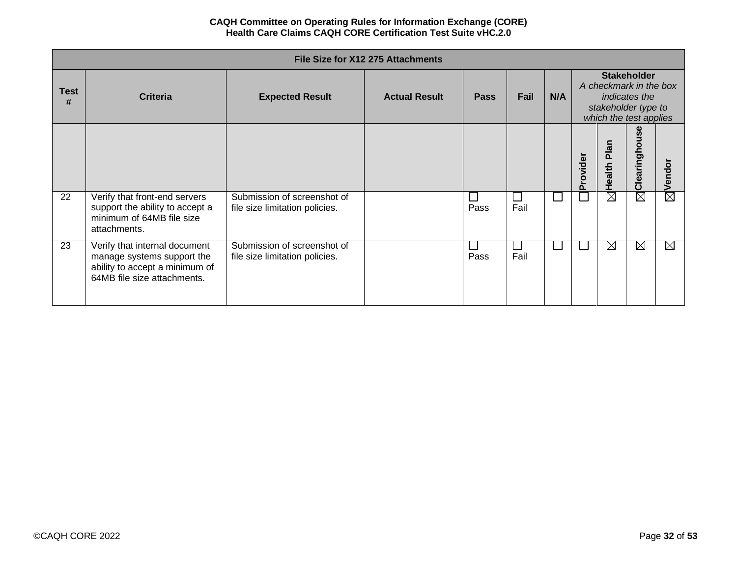| File Size for X12 275 Attachments | | | | | | | | | | |
|---|---|---|---|---|---|---|---|---|---|---|
| Test # | Criteria | Expected Result | Actual Result | Pass | Fail | N/A | Stakeholder *A checkmark in the box indicates the stakeholder type to which the test applies* | | | |
| | | | | | | | Provider | Health Plan | Clearinghouse | Vendor |
| 22 | Verify that front-end servers support the ability to accept a minimum of 64MB file size attachments. | Submission of screenshot of file size limitation policies. | | ☐ Pass | ☐ Fail | ☐ | ☐ | ☒ | ☒ | ☒ |
| 23 | Verify that internal document manage systems support the ability to accept a minimum of 64MB file size attachments. | Submission of screenshot of file size limitation policies. | | ☐ Pass | ☐ Fail | ☐ | ☐ | ☒ | ☒ | ☒ |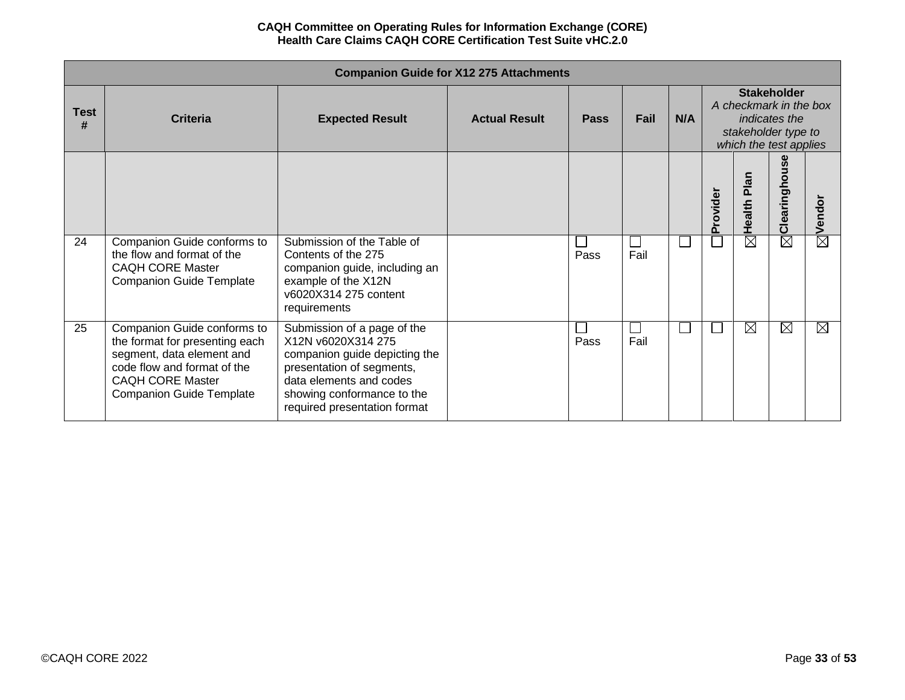| Companion Guide for X12 275 Attachments | | | | | | | | | | |
|---|---|---|---|---|---|---|---|---|---|---|
| Test # | Criteria | Expected Result | Actual Result | Pass | Fail | N/A | Stakeholder *A checkmark in the box indicates the stakeholder type to which the test applies* | | | |
| | | | | | | | Provider | Health Plan | Clearinghouse | Vendor |
| 24 | Companion Guide conforms to the flow and format of the CAQH CORE Master Companion Guide Template | Submission of the Table of Contents of the 275 companion guide, including an example of the X12N v6020X314 275 content requirements | | ☐ Pass | ☐ Fail | ☐ | ☐ | ☒ | ☒ | ☒ |
| 25 | Companion Guide conforms to the format for presenting each segment, data element and code flow and format of the CAQH CORE Master Companion Guide Template | Submission of a page of the X12N v6020X314 275 companion guide depicting the presentation of segments, data elements and codes showing conformance to the required presentation format | | ☐ Pass | ☐ Fail | ☐ | ☐ | ☒ | ☒ | ☒ |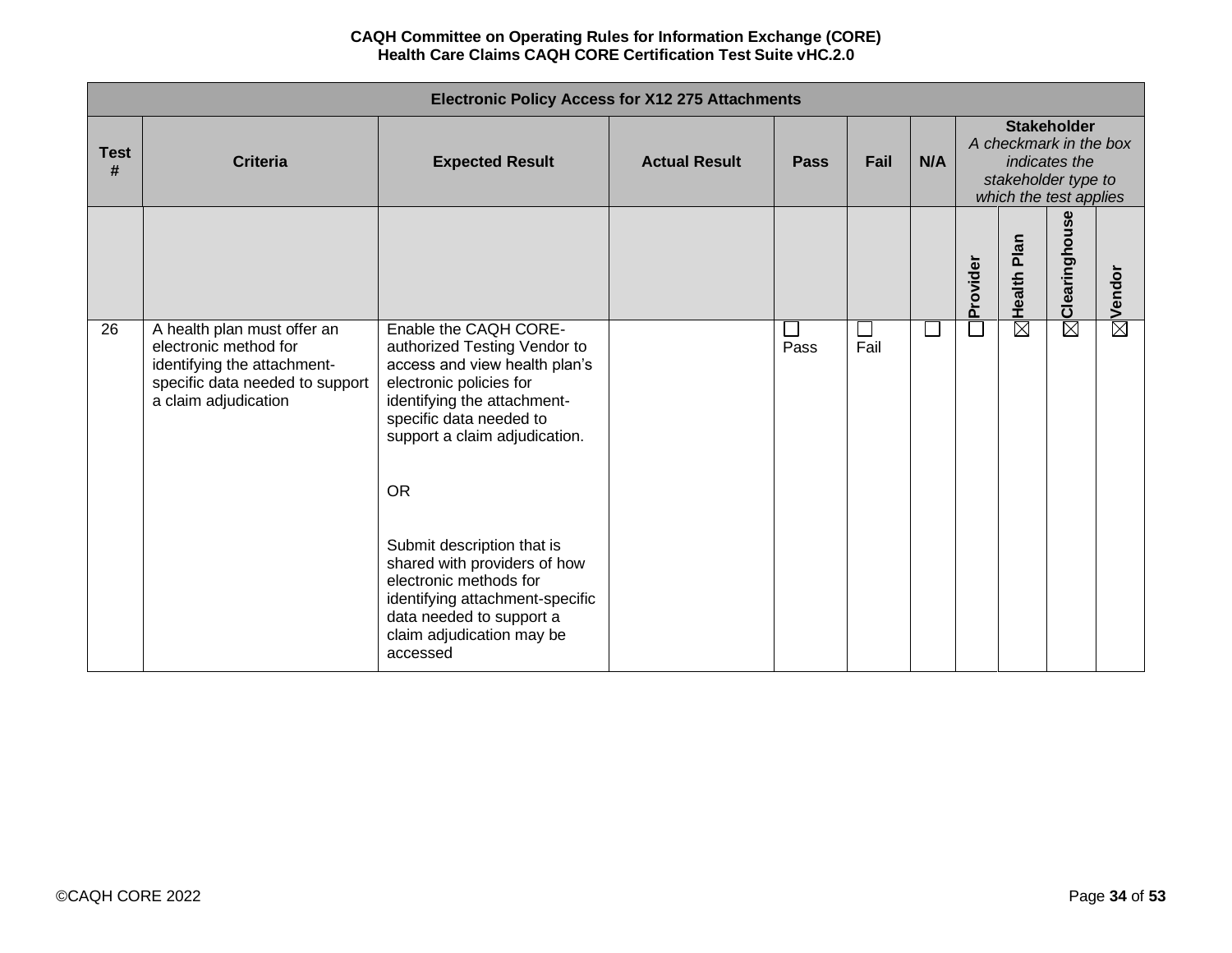| Electronic Policy Access for X12 275 Attachments | | | | | | | | | | |
|---|---|---|---|---|---|---|---|---|---|---|
| Test # | Criteria | Expected Result | Actual Result | Pass | Fail | N/A | Stakeholder *A checkmark in the box indicates the stakeholder type to which the test applies* | | | |
| | | | | | | | Provider | Health Plan | Clearinghouse | Vendor |
| 26 | A health plan must offer an electronic method for identifying the attachment-specific data needed to support a claim adjudication | Enable the CAQH CORE-authorized Testing Vendor to access and view health plan's electronic policies for identifying the attachment-specific data needed to support a claim adjudication.<br><br>OR<br><br>Submit description that is shared with providers of how electronic methods for identifying attachment-specific data needed to support a claim adjudication may be accessed | | ☐ Pass | ☐ Fail | ☐ | ☐ | ☒ | ☒ | ☒ |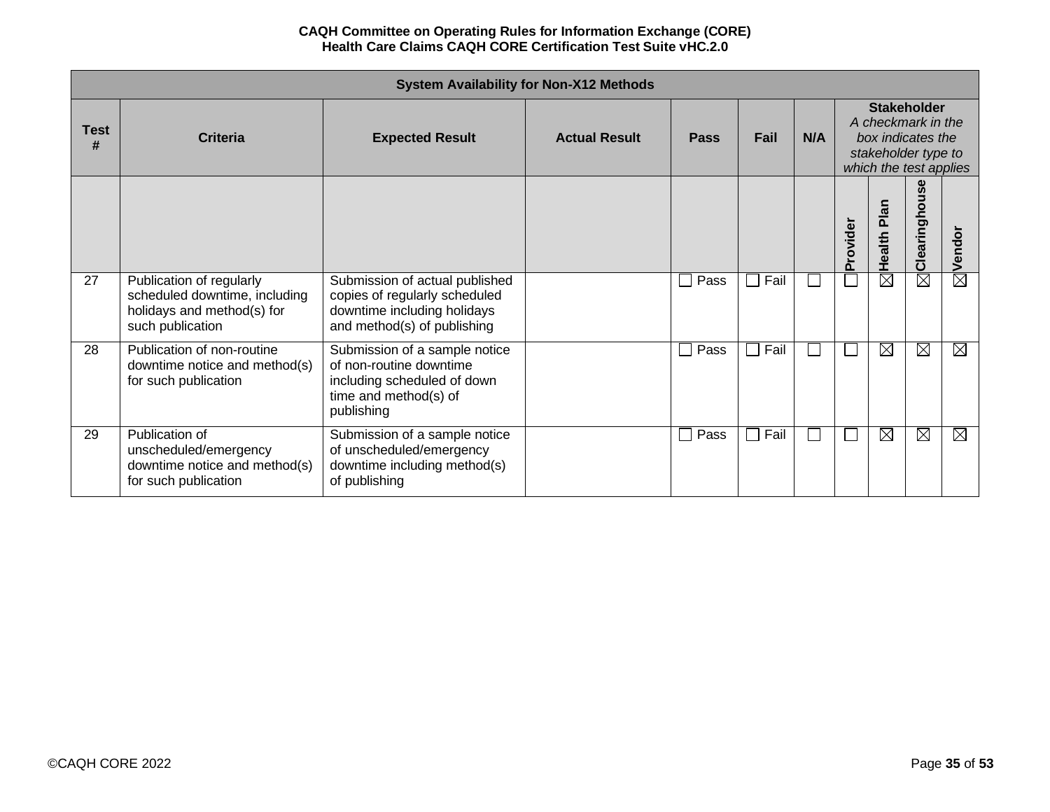| System Availability for Non-X12 Methods | | | | | | | | | | |
|---|---|---|---|---|---|---|---|---|---|---|
| Test # | Criteria | Expected Result | Actual Result | Pass | Fail | N/A | Stakeholder<br>*A checkmark in the box indicates the stakeholder type to which the test applies* | | | |
| | | | | | | | Provider | Health Plan | Clearinghouse | Vendor |
| 27 | Publication of regularly scheduled downtime, including holidays and method(s) for such publication | Submission of actual published copies of regularly scheduled downtime including holidays and method(s) of publishing | | ☐ Pass | ☐ Fail | ☐ | ☐ | ☒ | ☒ | ☒ |
| 28 | Publication of non-routine downtime notice and method(s) for such publication | Submission of a sample notice of non-routine downtime including scheduled of down time and method(s) of publishing | | ☐ Pass | ☐ Fail | ☐ | ☐ | ☒ | ☒ | ☒ |
| 29 | Publication of unscheduled/emergency downtime notice and method(s) for such publication | Submission of a sample notice of unscheduled/emergency downtime including method(s) of publishing | | ☐ Pass | ☐ Fail | ☐ | ☐ | ☒ | ☒ | ☒ |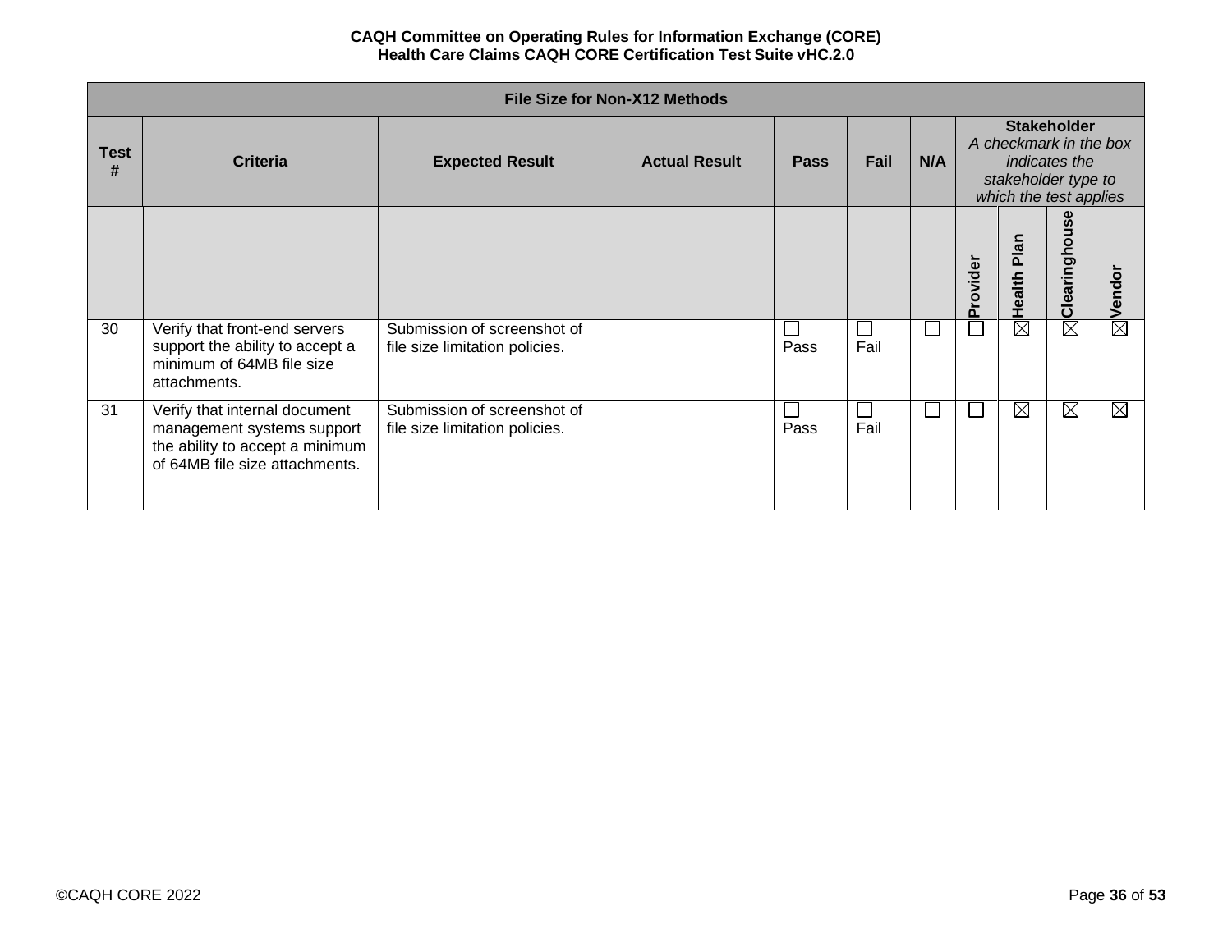| File Size for Non-X12 Methods | | | | | | | | | | |
|---|---|---|---|---|---|---|---|---|---|---|
| Test # | Criteria | Expected Result | Actual Result | Pass | Fail | N/A | Stakeholder *A checkmark in the box indicates the stakeholder type to which the test applies* | | | |
| | | | | | | | Provider | Health Plan | Clearinghouse | Vendor |
| 30 | Verify that front-end servers support the ability to accept a minimum of 64MB file size attachments. | Submission of screenshot of file size limitation policies. | | ☐ Pass | ☐ Fail | ☐ | ☐ | ☒ | ☒ | ☒ |
| 31 | Verify that internal document management systems support the ability to accept a minimum of 64MB file size attachments. | Submission of screenshot of file size limitation policies. | | ☐ Pass | ☐ Fail | ☐ | ☐ | ☒ | ☒ | ☒ |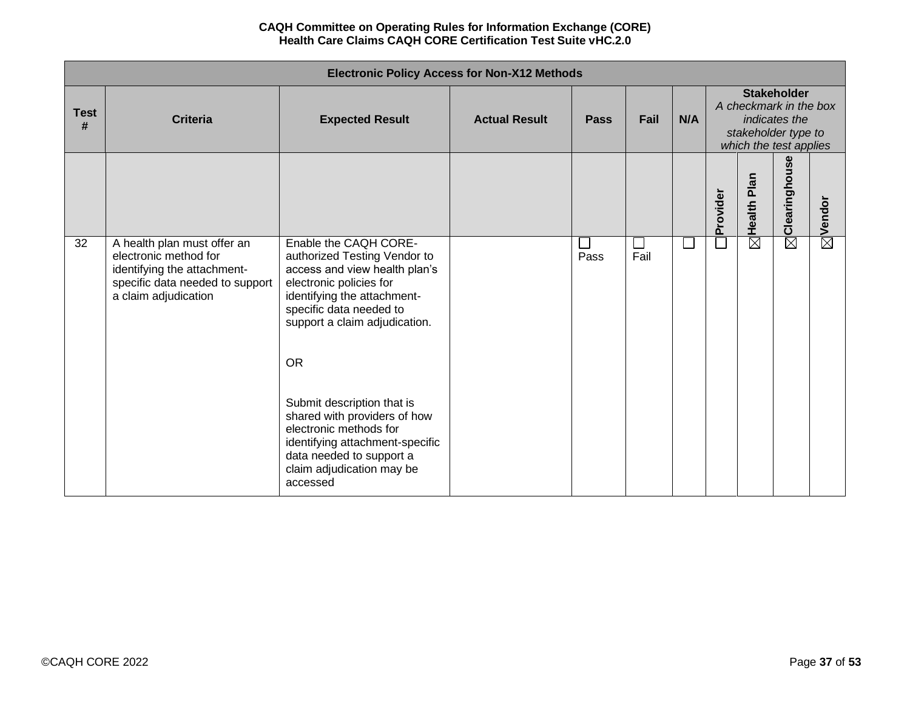| Electronic Policy Access for Non-X12 Methods | | | | | | | | | | |
|---|---|---|---|---|---|---|---|---|---|---|
| Test # | Criteria | Expected Result | Actual Result | Pass | Fail | N/A | Stakeholder *A checkmark in the box indicates the stakeholder type to which the test applies* | | | |
| | | | | | | | Provider | Health Plan | Clearinghouse | Vendor |
| 32 | A health plan must offer an electronic method for identifying the attachment-specific data needed to support a claim adjudication | Enable the CAQH CORE-authorized Testing Vendor to access and view health plan's electronic policies for identifying the attachment-specific data needed to support a claim adjudication.<br><br>OR<br><br>Submit description that is shared with providers of how electronic methods for identifying attachment-specific data needed to support a claim adjudication may be accessed | | ☐ Pass | ☐ Fail | ☐ | ☐ | ☒ | ☒ | ☒ |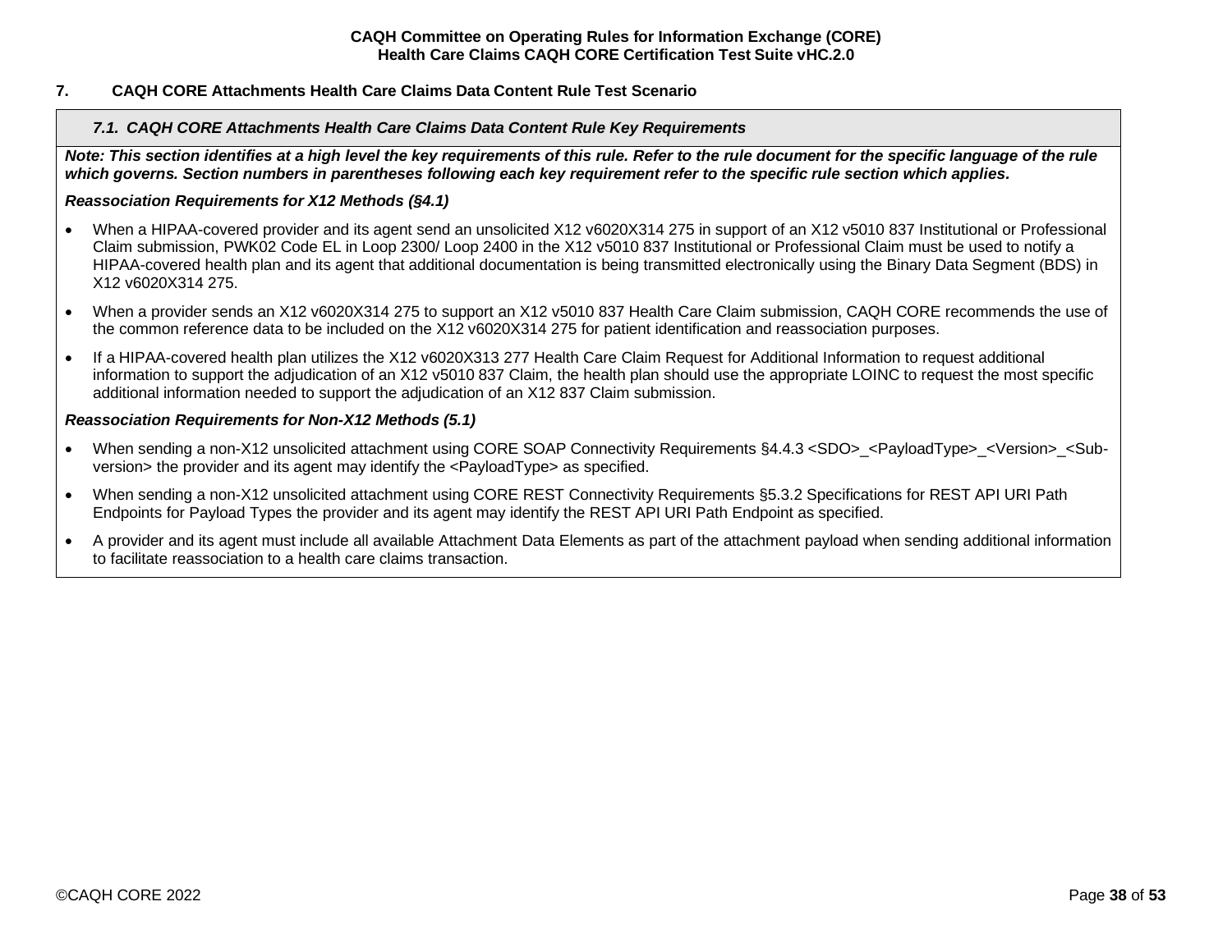## 7. CAQH CORE Attachments Health Care Claims Data Content Rule Test Scenario

### *7.1. CAQH CORE Attachments Health Care Claims Data Content Rule Key Requirements*

***Note: This section identifies at a high level the key requirements of this rule. Refer to the rule document for the specific language of the rule which governs. Section numbers in parentheses following each key requirement refer to the specific rule section which applies.***

***Reassociation Requirements for X12 Methods (§4.1)***

- When a HIPAA-covered provider and its agent send an unsolicited X12 v6020X314 275 in support of an X12 v5010 837 Institutional or Professional Claim submission, PWK02 Code EL in Loop 2300/ Loop 2400 in the X12 v5010 837 Institutional or Professional Claim must be used to notify a HIPAA-covered health plan and its agent that additional documentation is being transmitted electronically using the Binary Data Segment (BDS) in X12 v6020X314 275.
- When a provider sends an X12 v6020X314 275 to support an X12 v5010 837 Health Care Claim submission, CAQH CORE recommends the use of the common reference data to be included on the X12 v6020X314 275 for patient identification and reassociation purposes.
- If a HIPAA-covered health plan utilizes the X12 v6020X313 277 Health Care Claim Request for Additional Information to request additional information to support the adjudication of an X12 v5010 837 Claim, the health plan should use the appropriate LOINC to request the most specific additional information needed to support the adjudication of an X12 837 Claim submission.

***Reassociation Requirements for Non-X12 Methods (5.1)***

- When sending a non-X12 unsolicited attachment using CORE SOAP Connectivity Requirements §4.4.3 <SDO>_<PayloadType>_<Version>_<Sub-version> the provider and its agent may identify the <PayloadType> as specified.
- When sending a non-X12 unsolicited attachment using CORE REST Connectivity Requirements §5.3.2 Specifications for REST API URI Path Endpoints for Payload Types the provider and its agent may identify the REST API URI Path Endpoint as specified.
- A provider and its agent must include all available Attachment Data Elements as part of the attachment payload when sending additional information to facilitate reassociation to a health care claims transaction.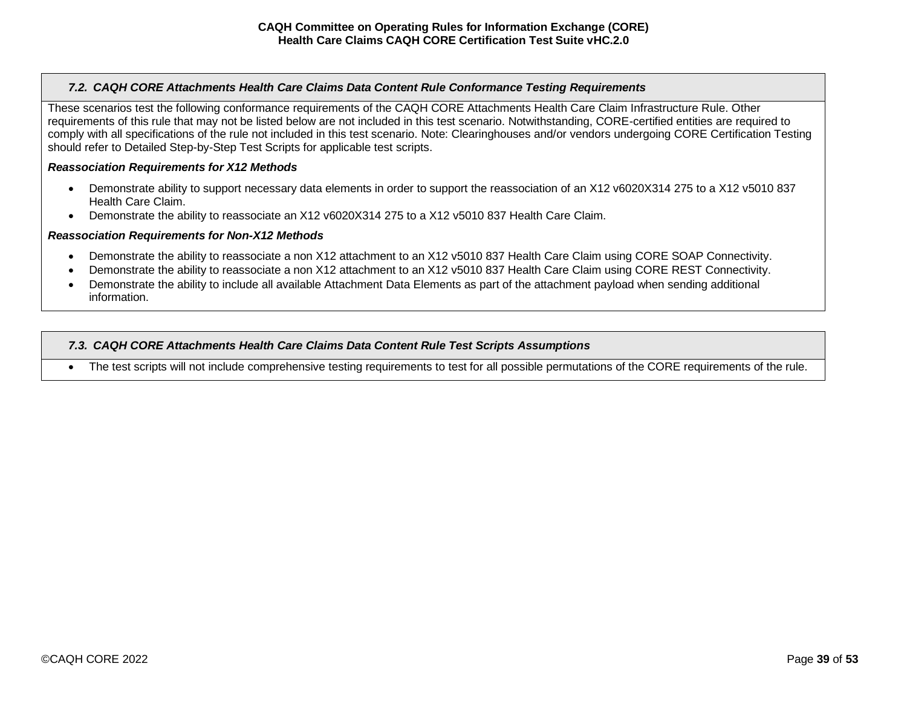### *7.2. CAQH CORE Attachments Health Care Claims Data Content Rule Conformance Testing Requirements*

These scenarios test the following conformance requirements of the CAQH CORE Attachments Health Care Claim Infrastructure Rule. Other requirements of this rule that may not be listed below are not included in this test scenario. Notwithstanding, CORE-certified entities are required to comply with all specifications of the rule not included in this test scenario. Note: Clearinghouses and/or vendors undergoing CORE Certification Testing should refer to Detailed Step-by-Step Test Scripts for applicable test scripts.

***Reassociation Requirements for X12 Methods***

- Demonstrate ability to support necessary data elements in order to support the reassociation of an X12 v6020X314 275 to a X12 v5010 837 Health Care Claim.
- Demonstrate the ability to reassociate an X12 v6020X314 275 to a X12 v5010 837 Health Care Claim.

***Reassociation Requirements for Non-X12 Methods***

- Demonstrate the ability to reassociate a non X12 attachment to an X12 v5010 837 Health Care Claim using CORE SOAP Connectivity.
- Demonstrate the ability to reassociate a non X12 attachment to an X12 v5010 837 Health Care Claim using CORE REST Connectivity.
- Demonstrate the ability to include all available Attachment Data Elements as part of the attachment payload when sending additional information.

### *7.3. CAQH CORE Attachments Health Care Claims Data Content Rule Test Scripts Assumptions*

- The test scripts will not include comprehensive testing requirements to test for all possible permutations of the CORE requirements of the rule.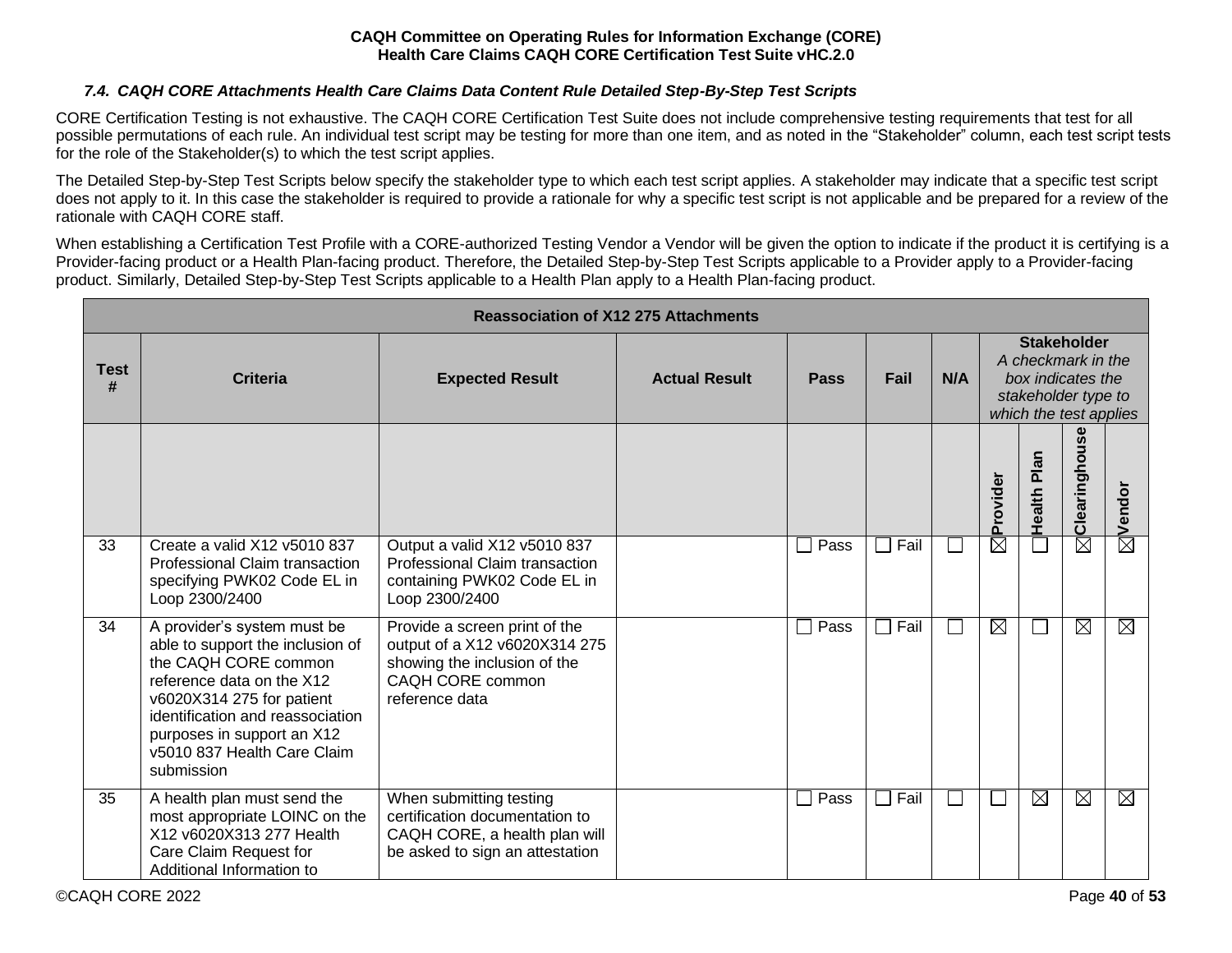### 7.4. CAQH CORE Attachments Health Care Claims Data Content Rule Detailed Step-By-Step Test Scripts

CORE Certification Testing is not exhaustive. The CAQH CORE Certification Test Suite does not include comprehensive testing requirements that test for all possible permutations of each rule. An individual test script may be testing for more than one item, and as noted in the "Stakeholder" column, each test script tests for the role of the Stakeholder(s) to which the test script applies.

The Detailed Step-by-Step Test Scripts below specify the stakeholder type to which each test script applies. A stakeholder may indicate that a specific test script does not apply to it. In this case the stakeholder is required to provide a rationale for why a specific test script is not applicable and be prepared for a review of the rationale with CAQH CORE staff.

When establishing a Certification Test Profile with a CORE-authorized Testing Vendor a Vendor will be given the option to indicate if the product it is certifying is a Provider-facing product or a Health Plan-facing product. Therefore, the Detailed Step-by-Step Test Scripts applicable to a Provider apply to a Provider-facing product. Similarly, Detailed Step-by-Step Test Scripts applicable to a Health Plan apply to a Health Plan-facing product.

| **Reassociation of X12 275 Attachments** | | | | | | | | | | |
|---|---|---|---|---|---|---|---|---|---|---|
| **Test #** | **Criteria** | **Expected Result** | **Actual Result** | **Pass** | **Fail** | **N/A** | **Stakeholder** *A checkmark in the box indicates the stakeholder type to which the test applies* | | | |
| | | | | | | | **Provider** | **Health Plan** | **Clearinghouse** | **Vendor** |
| 33 | Create a valid X12 v5010 837 Professional Claim transaction specifying PWK02 Code EL in Loop 2300/2400 | Output a valid X12 v5010 837 Professional Claim transaction containing PWK02 Code EL in Loop 2300/2400 | | ☐ Pass | ☐ Fail | ☐ | ☒ | ☐ | ☒ | ☒ |
| 34 | A provider's system must be able to support the inclusion of the CAQH CORE common reference data on the X12 v6020X314 275 for patient identification and reassociation purposes in support an X12 v5010 837 Health Care Claim submission | Provide a screen print of the output of a X12 v6020X314 275 showing the inclusion of the CAQH CORE common reference data | | ☐ Pass | ☐ Fail | ☐ | ☒ | ☐ | ☒ | ☒ |
| 35 | A health plan must send the most appropriate LOINC on the X12 v6020X313 277 Health Care Claim Request for Additional Information to | When submitting testing certification documentation to CAQH CORE, a health plan will be asked to sign an attestation | | ☐ Pass | ☐ Fail | ☐ | ☐ | ☒ | ☒ | ☒ |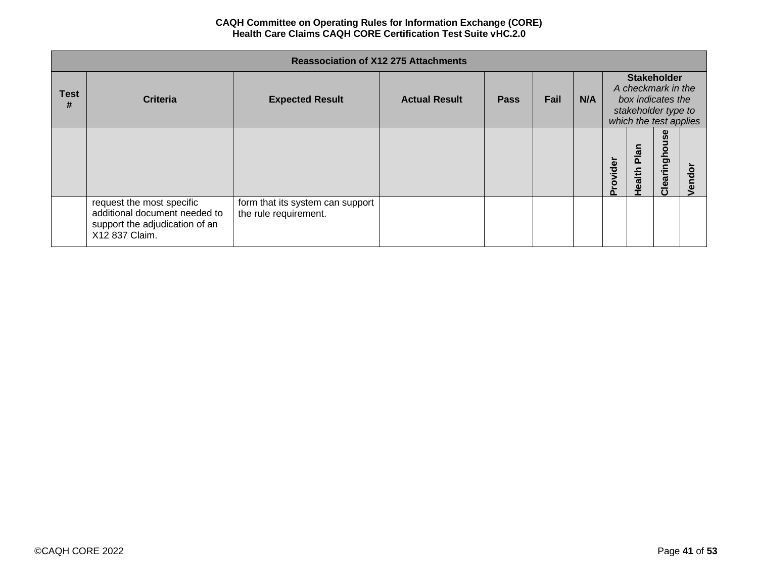| Reassociation of X12 275 Attachments | | | | | | | | | | |
|---|---|---|---|---|---|---|---|---|---|---|
| Test # | Criteria | Expected Result | Actual Result | Pass | Fail | N/A | Stakeholder *A checkmark in the box indicates the stakeholder type to which the test applies* | | | |
| | | | | | | | Provider | Health Plan | Clearinghouse | Vendor |
| | request the most specific additional document needed to support the adjudication of an X12 837 Claim. | form that its system can support the rule requirement. | | | | | | | | |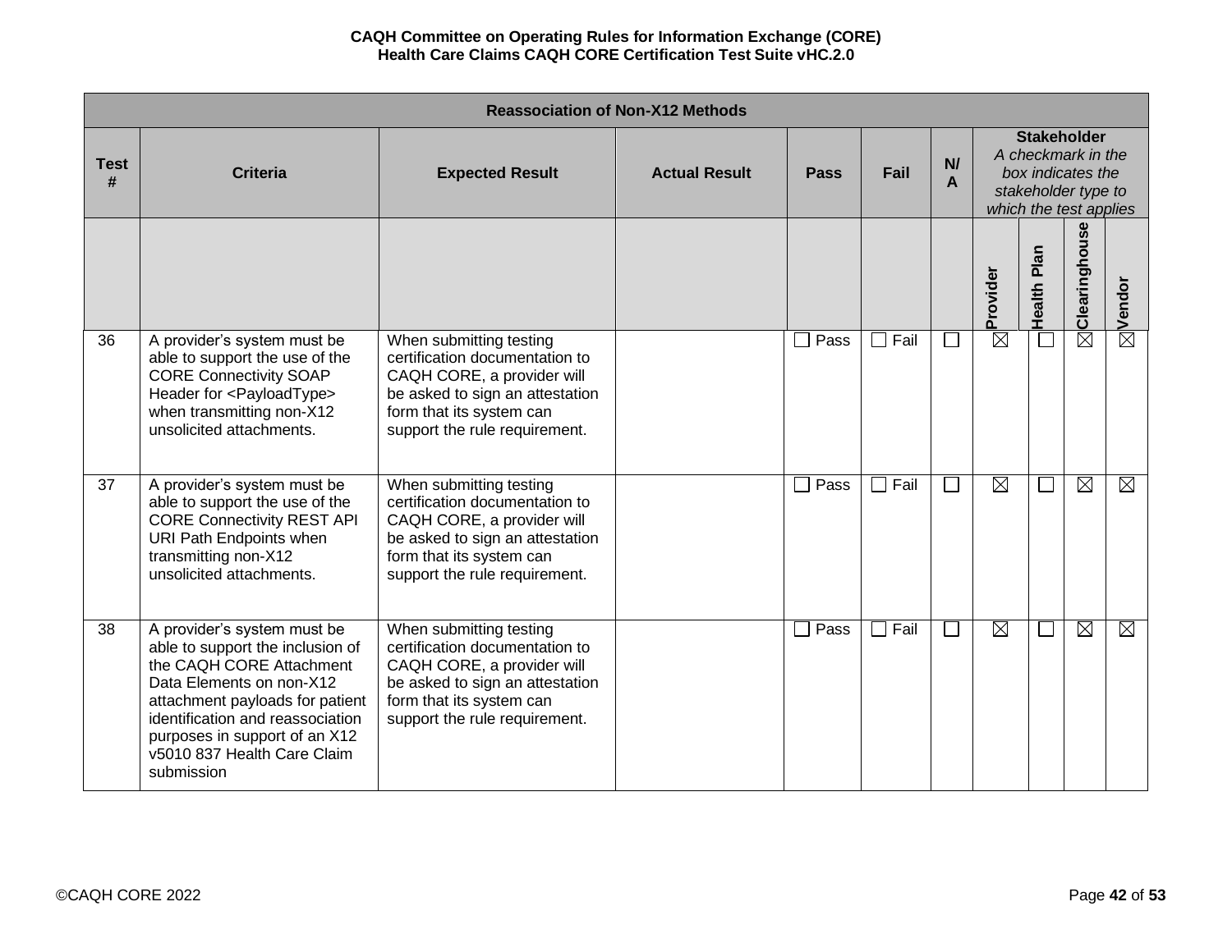| Reassociation of Non-X12 Methods | | | | | | | | | | |
|---|---|---|---|---|---|---|---|---|---|---|
| Test # | Criteria | Expected Result | Actual Result | Pass | Fail | N/A | Stakeholder *A checkmark in the box indicates the stakeholder type to which the test applies* | | | |
| | | | | | | | Provider | Health Plan | Clearinghouse | Vendor |
| 36 | A provider's system must be able to support the use of the CORE Connectivity SOAP Header for <PayloadType> when transmitting non-X12 unsolicited attachments. | When submitting testing certification documentation to CAQH CORE, a provider will be asked to sign an attestation form that its system can support the rule requirement. | | ☐ Pass | ☐ Fail | ☐ | ☒ | ☐ | ☒ | ☒ |
| 37 | A provider's system must be able to support the use of the CORE Connectivity REST API URI Path Endpoints when transmitting non-X12 unsolicited attachments. | When submitting testing certification documentation to CAQH CORE, a provider will be asked to sign an attestation form that its system can support the rule requirement. | | ☐ Pass | ☐ Fail | ☐ | ☒ | ☐ | ☒ | ☒ |
| 38 | A provider's system must be able to support the inclusion of the CAQH CORE Attachment Data Elements on non-X12 attachment payloads for patient identification and reassociation purposes in support of an X12 v5010 837 Health Care Claim submission | When submitting testing certification documentation to CAQH CORE, a provider will be asked to sign an attestation form that its system can support the rule requirement. | | ☐ Pass | ☐ Fail | ☐ | ☒ | ☐ | ☒ | ☒ |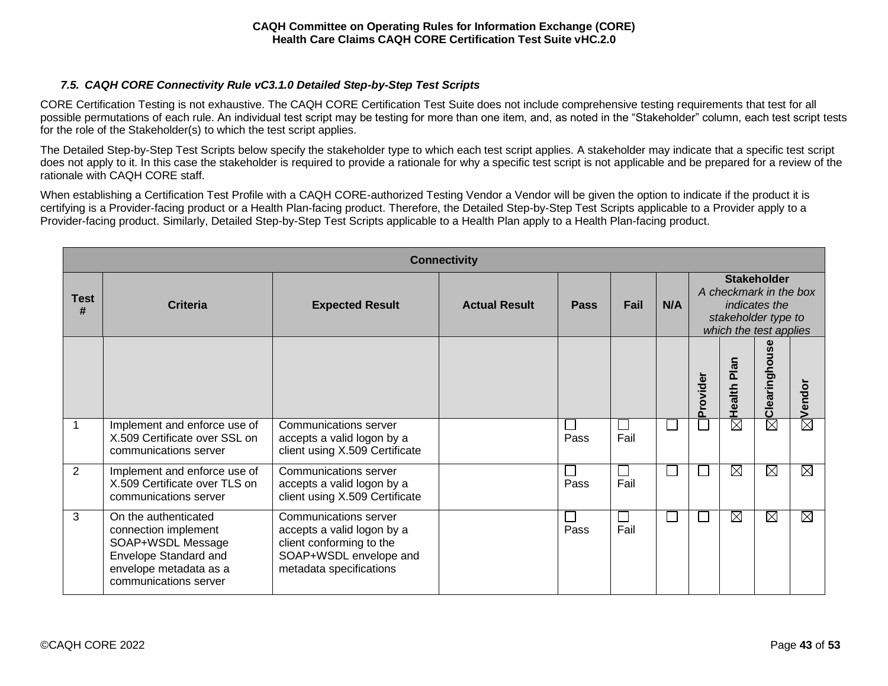### 7.5. CAQH CORE Connectivity Rule vC3.1.0 Detailed Step-by-Step Test Scripts

CORE Certification Testing is not exhaustive. The CAQH CORE Certification Test Suite does not include comprehensive testing requirements that test for all possible permutations of each rule. An individual test script may be testing for more than one item, and, as noted in the "Stakeholder" column, each test script tests for the role of the Stakeholder(s) to which the test script applies.

The Detailed Step-by-Step Test Scripts below specify the stakeholder type to which each test script applies. A stakeholder may indicate that a specific test script does not apply to it. In this case the stakeholder is required to provide a rationale for why a specific test script is not applicable and be prepared for a review of the rationale with CAQH CORE staff.

When establishing a Certification Test Profile with a CAQH CORE-authorized Testing Vendor a Vendor will be given the option to indicate if the product it is certifying is a Provider-facing product or a Health Plan-facing product. Therefore, the Detailed Step-by-Step Test Scripts applicable to a Provider apply to a Provider-facing product. Similarly, Detailed Step-by-Step Test Scripts applicable to a Health Plan apply to a Health Plan-facing product.

| Connectivity | | | | | | | | | | |
|---|---|---|---|---|---|---|---|---|---|---|
| Test # | Criteria | Expected Result | Actual Result | Pass | Fail | N/A | Stakeholder *A checkmark in the box indicates the stakeholder type to which the test applies* | | | |
| | | | | | | | Provider | Health Plan | Clearinghouse | Vendor |
| 1 | Implement and enforce use of X.509 Certificate over SSL on communications server | Communications server accepts a valid logon by a client using X.509 Certificate | | ☐ Pass | ☐ Fail | ☐ | ☐ | ☒ | ☒ | ☒ |
| 2 | Implement and enforce use of X.509 Certificate over TLS on communications server | Communications server accepts a valid logon by a client using X.509 Certificate | | ☐ Pass | ☐ Fail | ☐ | ☐ | ☒ | ☒ | ☒ |
| 3 | On the authenticated connection implement SOAP+WSDL Message Envelope Standard and envelope metadata as a communications server | Communications server accepts a valid logon by a client conforming to the SOAP+WSDL envelope and metadata specifications | | ☐ Pass | ☐ Fail | ☐ | ☐ | ☒ | ☒ | ☒ |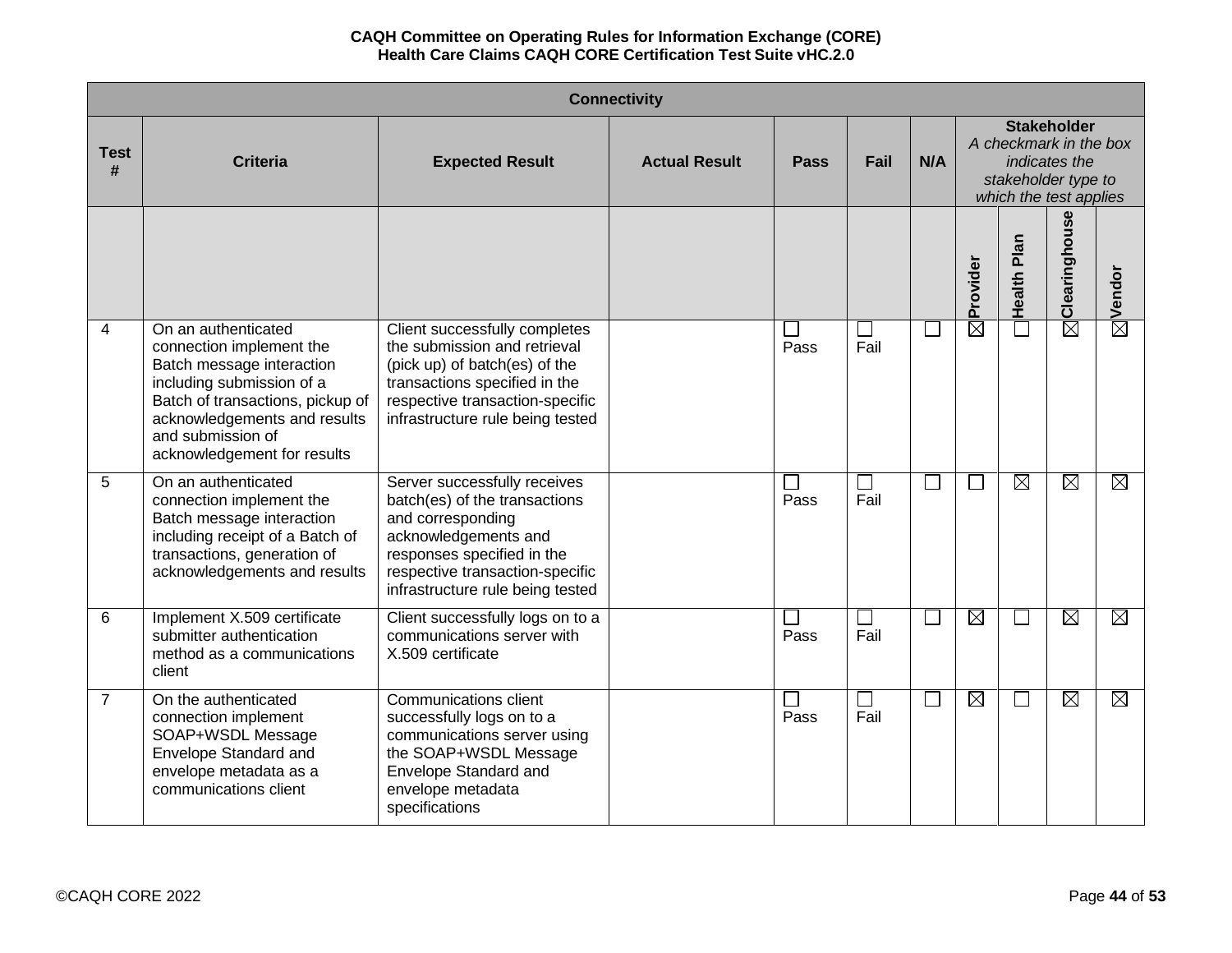| Connectivity | | | | | | | | | | |
|---|---|---|---|---|---|---|---|---|---|---|
| Test # | Criteria | Expected Result | Actual Result | Pass | Fail | N/A | Stakeholder *A checkmark in the box indicates the stakeholder type to which the test applies* | | | |
| | | | | | | | Provider | Health Plan | Clearinghouse | Vendor |
| 4 | On an authenticated connection implement the Batch message interaction including submission of a Batch of transactions, pickup of acknowledgements and results and submission of acknowledgement for results | Client successfully completes the submission and retrieval (pick up) of batch(es) of the transactions specified in the respective transaction-specific infrastructure rule being tested | | ☐ Pass | ☐ Fail | ☐ | ☒ | ☐ | ☒ | ☒ |
| 5 | On an authenticated connection implement the Batch message interaction including receipt of a Batch of transactions, generation of acknowledgements and results | Server successfully receives batch(es) of the transactions and corresponding acknowledgements and responses specified in the respective transaction-specific infrastructure rule being tested | | ☐ Pass | ☐ Fail | ☐ | ☐ | ☒ | ☒ | ☒ |
| 6 | Implement X.509 certificate submitter authentication method as a communications client | Client successfully logs on to a communications server with X.509 certificate | | ☐ Pass | ☐ Fail | ☐ | ☒ | ☐ | ☒ | ☒ |
| 7 | On the authenticated connection implement SOAP+WSDL Message Envelope Standard and envelope metadata as a communications client | Communications client successfully logs on to a communications server using the SOAP+WSDL Message Envelope Standard and envelope metadata specifications | | ☐ Pass | ☐ Fail | ☐ | ☒ | ☐ | ☒ | ☒ |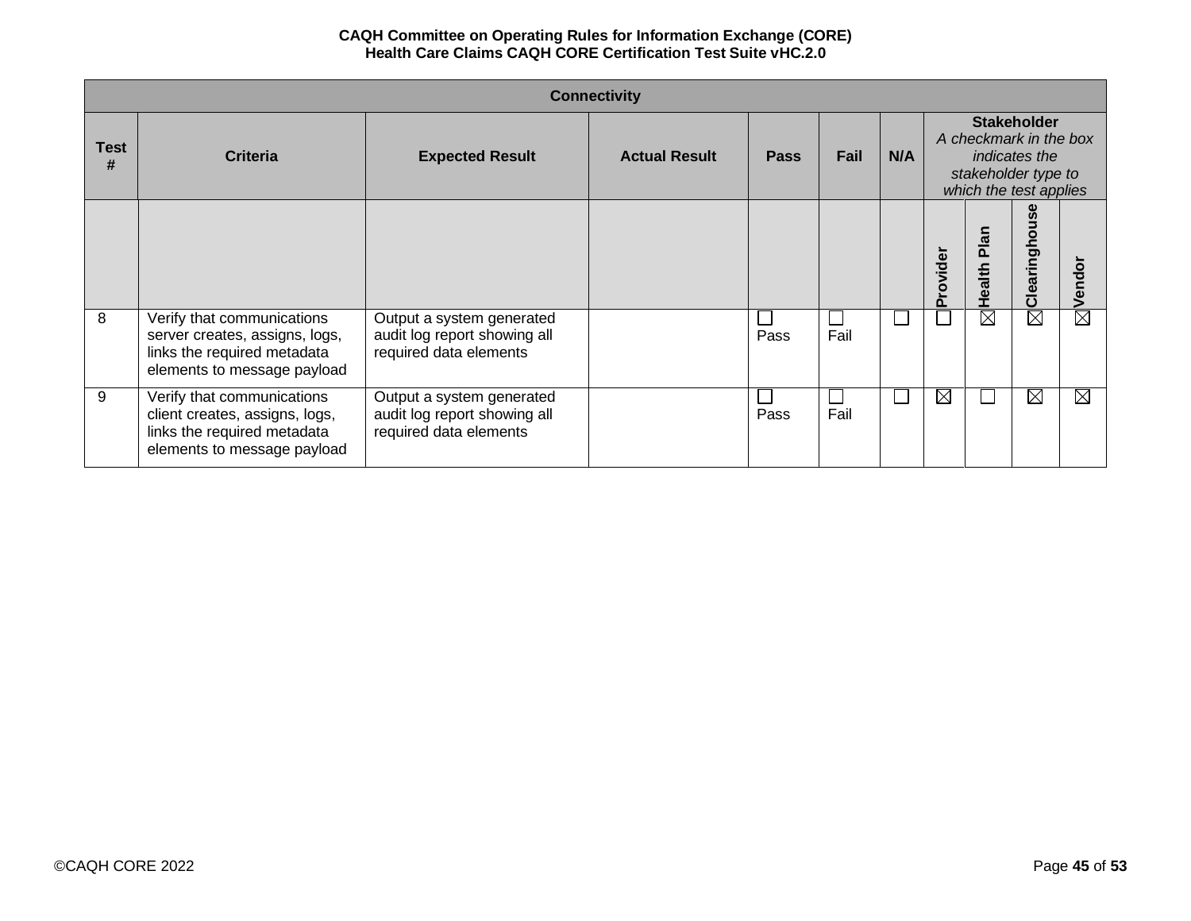| Connectivity | | | | | | | | | | |
|---|---|---|---|---|---|---|---|---|---|---|
| Test # | Criteria | Expected Result | Actual Result | Pass | Fail | N/A | Stakeholder *A checkmark in the box indicates the stakeholder type to which the test applies* | | | |
| | | | | | | | Provider | Health Plan | Clearinghouse | Vendor |
| 8 | Verify that communications server creates, assigns, logs, links the required metadata elements to message payload | Output a system generated audit log report showing all required data elements | | ☐ Pass | ☐ Fail | ☐ | ☐ | ☒ | ☒ | ☒ |
| 9 | Verify that communications client creates, assigns, logs, links the required metadata elements to message payload | Output a system generated audit log report showing all required data elements | | ☐ Pass | ☐ Fail | ☐ | ☒ | ☐ | ☒ | ☒ |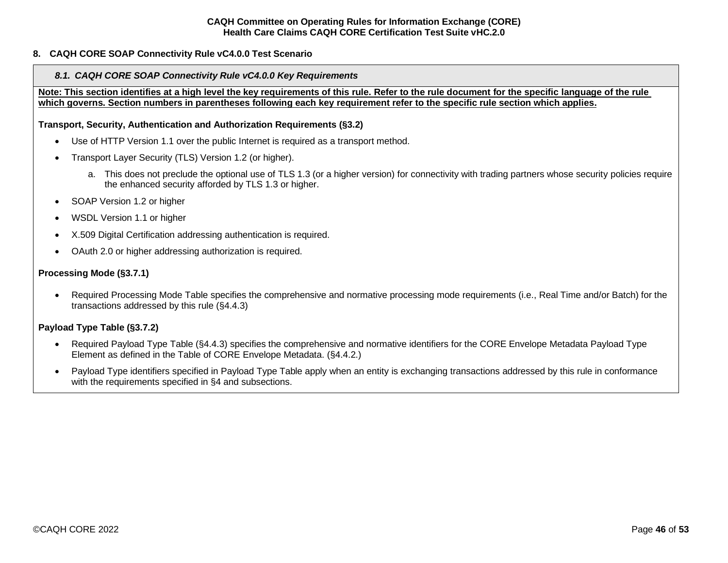## 8. CAQH CORE SOAP Connectivity Rule vC4.0.0 Test Scenario

### *8.1. CAQH CORE SOAP Connectivity Rule vC4.0.0 Key Requirements*

**Note: This section identifies at a high level the key requirements of this rule. Refer to the rule document for the specific language of the rule which governs. Section numbers in parentheses following each key requirement refer to the specific rule section which applies.**

**Transport, Security, Authentication and Authorization Requirements (§3.2)**

- Use of HTTP Version 1.1 over the public Internet is required as a transport method.
- Transport Layer Security (TLS) Version 1.2 (or higher).
  a. This does not preclude the optional use of TLS 1.3 (or a higher version) for connectivity with trading partners whose security policies require the enhanced security afforded by TLS 1.3 or higher.
- SOAP Version 1.2 or higher
- WSDL Version 1.1 or higher
- X.509 Digital Certification addressing authentication is required.
- OAuth 2.0 or higher addressing authorization is required.

**Processing Mode (§3.7.1)**

- Required Processing Mode Table specifies the comprehensive and normative processing mode requirements (i.e., Real Time and/or Batch) for the transactions addressed by this rule (§4.4.3)

**Payload Type Table (§3.7.2)**

- Required Payload Type Table (§4.4.3) specifies the comprehensive and normative identifiers for the CORE Envelope Metadata Payload Type Element as defined in the Table of CORE Envelope Metadata. (§4.4.2.)
- Payload Type identifiers specified in Payload Type Table apply when an entity is exchanging transactions addressed by this rule in conformance with the requirements specified in §4 and subsections.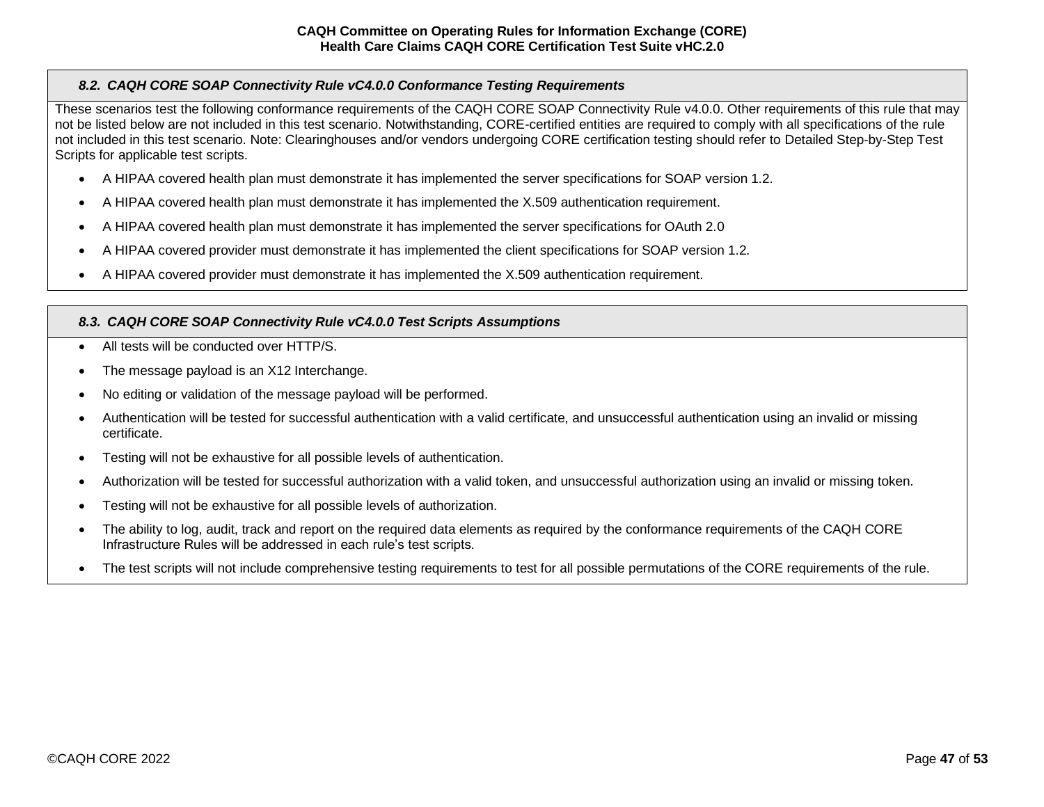### *8.2. CAQH CORE SOAP Connectivity Rule vC4.0.0 Conformance Testing Requirements*

These scenarios test the following conformance requirements of the CAQH CORE SOAP Connectivity Rule v4.0.0. Other requirements of this rule that may not be listed below are not included in this test scenario. Notwithstanding, CORE-certified entities are required to comply with all specifications of the rule not included in this test scenario. Note: Clearinghouses and/or vendors undergoing CORE certification testing should refer to Detailed Step-by-Step Test Scripts for applicable test scripts.

- A HIPAA covered health plan must demonstrate it has implemented the server specifications for SOAP version 1.2.
- A HIPAA covered health plan must demonstrate it has implemented the X.509 authentication requirement.
- A HIPAA covered health plan must demonstrate it has implemented the server specifications for OAuth 2.0
- A HIPAA covered provider must demonstrate it has implemented the client specifications for SOAP version 1.2.
- A HIPAA covered provider must demonstrate it has implemented the X.509 authentication requirement.

### *8.3. CAQH CORE SOAP Connectivity Rule vC4.0.0 Test Scripts Assumptions*

- All tests will be conducted over HTTP/S.
- The message payload is an X12 Interchange.
- No editing or validation of the message payload will be performed.
- Authentication will be tested for successful authentication with a valid certificate, and unsuccessful authentication using an invalid or missing certificate.
- Testing will not be exhaustive for all possible levels of authentication.
- Authorization will be tested for successful authorization with a valid token, and unsuccessful authorization using an invalid or missing token.
- Testing will not be exhaustive for all possible levels of authorization.
- The ability to log, audit, track and report on the required data elements as required by the conformance requirements of the CAQH CORE Infrastructure Rules will be addressed in each rule's test scripts.
- The test scripts will not include comprehensive testing requirements to test for all possible permutations of the CORE requirements of the rule.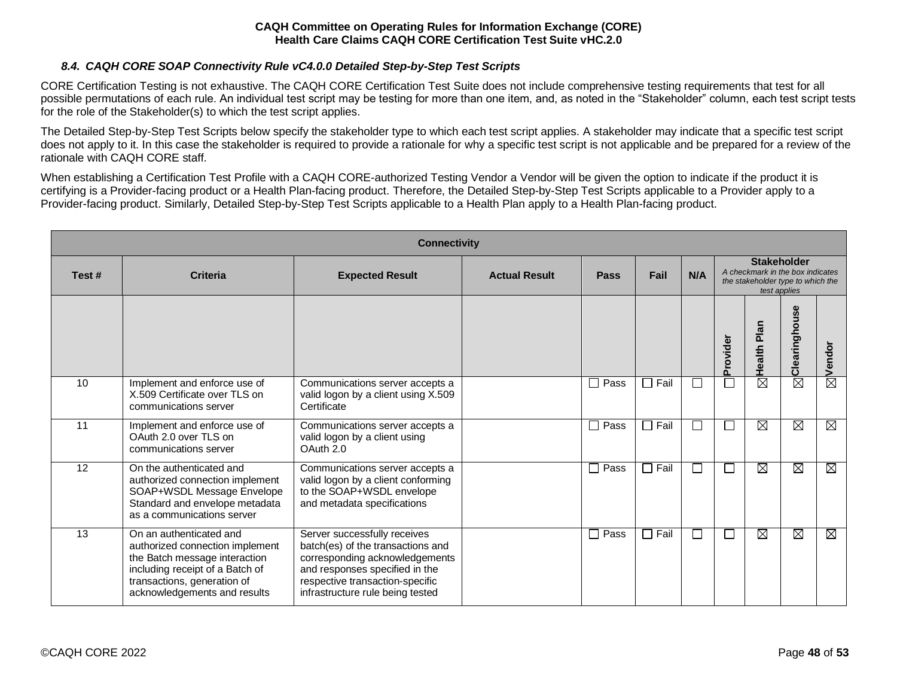### 8.4. CAQH CORE SOAP Connectivity Rule vC4.0.0 Detailed Step-by-Step Test Scripts

CORE Certification Testing is not exhaustive. The CAQH CORE Certification Test Suite does not include comprehensive testing requirements that test for all possible permutations of each rule. An individual test script may be testing for more than one item, and, as noted in the "Stakeholder" column, each test script tests for the role of the Stakeholder(s) to which the test script applies.

The Detailed Step-by-Step Test Scripts below specify the stakeholder type to which each test script applies. A stakeholder may indicate that a specific test script does not apply to it. In this case the stakeholder is required to provide a rationale for why a specific test script is not applicable and be prepared for a review of the rationale with CAQH CORE staff.

When establishing a Certification Test Profile with a CAQH CORE-authorized Testing Vendor a Vendor will be given the option to indicate if the product it is certifying is a Provider-facing product or a Health Plan-facing product. Therefore, the Detailed Step-by-Step Test Scripts applicable to a Provider apply to a Provider-facing product. Similarly, Detailed Step-by-Step Test Scripts applicable to a Health Plan apply to a Health Plan-facing product.

| Connectivity | | | | | | | | | | |
|---|---|---|---|---|---|---|---|---|---|---|
| Test # | Criteria | Expected Result | Actual Result | Pass | Fail | N/A | Stakeholder *A checkmark in the box indicates the stakeholder type to which the test applies* | | | |
| | | | | | | | Provider | Health Plan | Clearinghouse | Vendor |
| 10 | Implement and enforce use of X.509 Certificate over TLS on communications server | Communications server accepts a valid logon by a client using X.509 Certificate | | ☐ Pass | ☐ Fail | ☐ | ☐ | ☒ | ☒ | ☒ |
| 11 | Implement and enforce use of OAuth 2.0 over TLS on communications server | Communications server accepts a valid logon by a client using OAuth 2.0 | | ☐ Pass | ☐ Fail | ☐ | ☐ | ☒ | ☒ | ☒ |
| 12 | On the authenticated and authorized connection implement SOAP+WSDL Message Envelope Standard and envelope metadata as a communications server | Communications server accepts a valid logon by a client conforming to the SOAP+WSDL envelope and metadata specifications | | ☐ Pass | ☐ Fail | ☐ | ☐ | ☒ | ☒ | ☒ |
| 13 | On an authenticated and authorized connection implement the Batch message interaction including receipt of a Batch of transactions, generation of acknowledgements and results | Server successfully receives batch(es) of the transactions and corresponding acknowledgements and responses specified in the respective transaction-specific infrastructure rule being tested | | ☐ Pass | ☐ Fail | ☐ | ☐ | ☒ | ☒ | ☒ |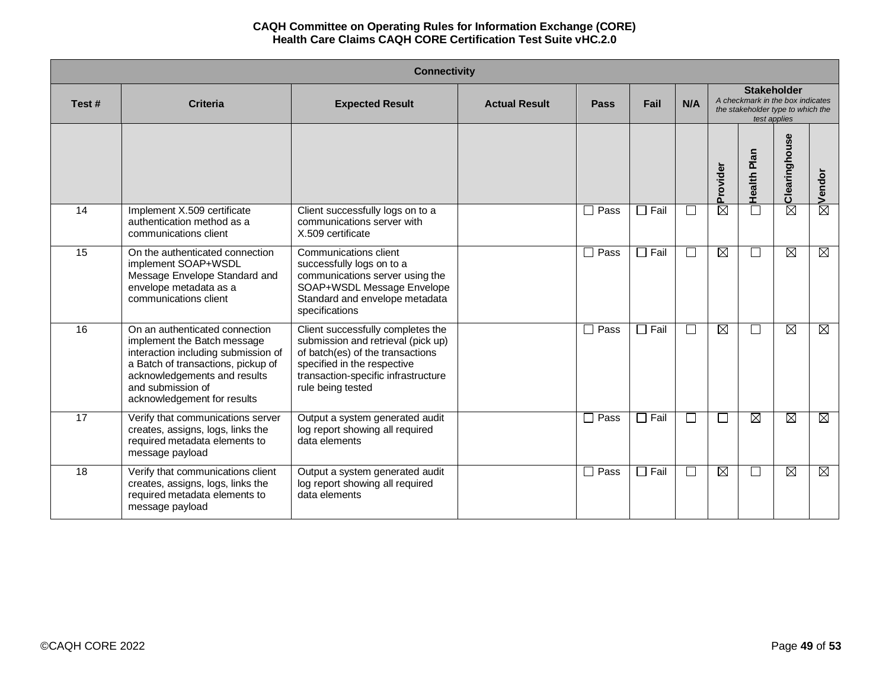| Connectivity | | | | | | | | | | |
|---|---|---|---|---|---|---|---|---|---|---|
| Test # | Criteria | Expected Result | Actual Result | Pass | Fail | N/A | **Stakeholder** *A checkmark in the box indicates the stakeholder type to which the test applies* | | | |
| | | | | | | | Provider | Health Plan | Clearinghouse | Vendor |
| 14 | Implement X.509 certificate authentication method as a communications client | Client successfully logs on to a communications server with X.509 certificate | | ☐ Pass | ☐ Fail | ☐ | ☒ | ☐ | ☒ | ☒ |
| 15 | On the authenticated connection implement SOAP+WSDL Message Envelope Standard and envelope metadata as a communications client | Communications client successfully logs on to a communications server using the SOAP+WSDL Message Envelope Standard and envelope metadata specifications | | ☐ Pass | ☐ Fail | ☐ | ☒ | ☐ | ☒ | ☒ |
| 16 | On an authenticated connection implement the Batch message interaction including submission of a Batch of transactions, pickup of acknowledgements and results and submission of acknowledgement for results | Client successfully completes the submission and retrieval (pick up) of batch(es) of the transactions specified in the respective transaction-specific infrastructure rule being tested | | ☐ Pass | ☐ Fail | ☐ | ☒ | ☐ | ☒ | ☒ |
| 17 | Verify that communications server creates, assigns, logs, links the required metadata elements to message payload | Output a system generated audit log report showing all required data elements | | ☐ Pass | ☐ Fail | ☐ | ☐ | ☒ | ☒ | ☒ |
| 18 | Verify that communications client creates, assigns, logs, links the required metadata elements to message payload | Output a system generated audit log report showing all required data elements | | ☐ Pass | ☐ Fail | ☐ | ☒ | ☐ | ☒ | ☒ |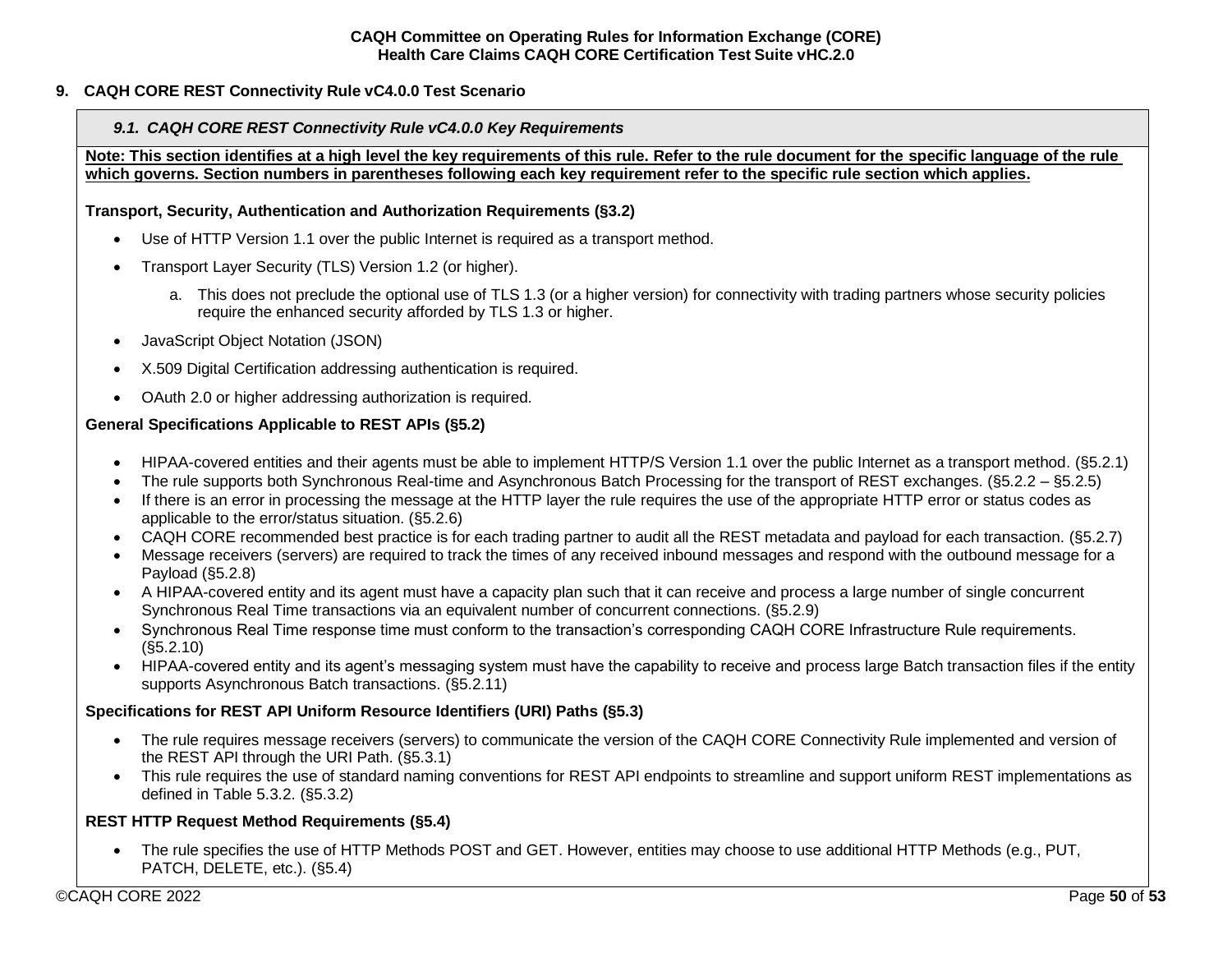## 9. CAQH CORE REST Connectivity Rule vC4.0.0 Test Scenario

### *9.1. CAQH CORE REST Connectivity Rule vC4.0.0 Key Requirements*

**Note: This section identifies at a high level the key requirements of this rule. Refer to the rule document for the specific language of the rule which governs. Section numbers in parentheses following each key requirement refer to the specific rule section which applies.**

**Transport, Security, Authentication and Authorization Requirements (§3.2)**

- Use of HTTP Version 1.1 over the public Internet is required as a transport method.
- Transport Layer Security (TLS) Version 1.2 (or higher).
  a. This does not preclude the optional use of TLS 1.3 (or a higher version) for connectivity with trading partners whose security policies require the enhanced security afforded by TLS 1.3 or higher.
- JavaScript Object Notation (JSON)
- X.509 Digital Certification addressing authentication is required.
- OAuth 2.0 or higher addressing authorization is required.

**General Specifications Applicable to REST APIs (§5.2)**

- HIPAA-covered entities and their agents must be able to implement HTTP/S Version 1.1 over the public Internet as a transport method. (§5.2.1)
- The rule supports both Synchronous Real-time and Asynchronous Batch Processing for the transport of REST exchanges. (§5.2.2 – §5.2.5)
- If there is an error in processing the message at the HTTP layer the rule requires the use of the appropriate HTTP error or status codes as applicable to the error/status situation. (§5.2.6)
- CAQH CORE recommended best practice is for each trading partner to audit all the REST metadata and payload for each transaction. (§5.2.7)
- Message receivers (servers) are required to track the times of any received inbound messages and respond with the outbound message for a Payload (§5.2.8)
- A HIPAA-covered entity and its agent must have a capacity plan such that it can receive and process a large number of single concurrent Synchronous Real Time transactions via an equivalent number of concurrent connections. (§5.2.9)
- Synchronous Real Time response time must conform to the transaction's corresponding CAQH CORE Infrastructure Rule requirements. (§5.2.10)
- HIPAA-covered entity and its agent's messaging system must have the capability to receive and process large Batch transaction files if the entity supports Asynchronous Batch transactions. (§5.2.11)

**Specifications for REST API Uniform Resource Identifiers (URI) Paths (§5.3)**

- The rule requires message receivers (servers) to communicate the version of the CAQH CORE Connectivity Rule implemented and version of the REST API through the URI Path. (§5.3.1)
- This rule requires the use of standard naming conventions for REST API endpoints to streamline and support uniform REST implementations as defined in Table 5.3.2. (§5.3.2)

**REST HTTP Request Method Requirements (§5.4)**

- The rule specifies the use of HTTP Methods POST and GET. However, entities may choose to use additional HTTP Methods (e.g., PUT, PATCH, DELETE, etc.). (§5.4)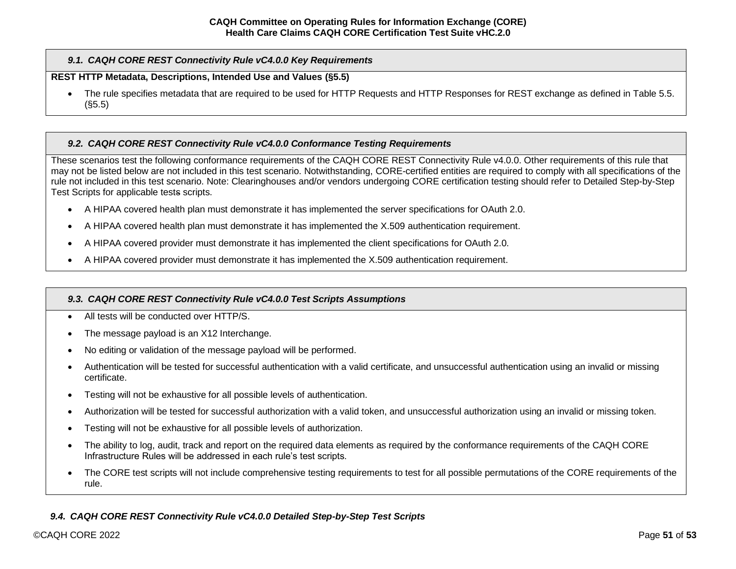### *9.1. CAQH CORE REST Connectivity Rule vC4.0.0 Key Requirements*

**REST HTTP Metadata, Descriptions, Intended Use and Values (§5.5)**

- The rule specifies metadata that are required to be used for HTTP Requests and HTTP Responses for REST exchange as defined in Table 5.5. (§5.5)

### *9.2. CAQH CORE REST Connectivity Rule vC4.0.0 Conformance Testing Requirements*

These scenarios test the following conformance requirements of the CAQH CORE REST Connectivity Rule v4.0.0. Other requirements of this rule that may not be listed below are not included in this test scenario. Notwithstanding, CORE-certified entities are required to comply with all specifications of the rule not included in this test scenario. Note: Clearinghouses and/or vendors undergoing CORE certification testing should refer to Detailed Step-by-Step Test Scripts for applicable tests scripts.

- A HIPAA covered health plan must demonstrate it has implemented the server specifications for OAuth 2.0.
- A HIPAA covered health plan must demonstrate it has implemented the X.509 authentication requirement.
- A HIPAA covered provider must demonstrate it has implemented the client specifications for OAuth 2.0.
- A HIPAA covered provider must demonstrate it has implemented the X.509 authentication requirement.

### *9.3. CAQH CORE REST Connectivity Rule vC4.0.0 Test Scripts Assumptions*

- All tests will be conducted over HTTP/S.
- The message payload is an X12 Interchange.
- No editing or validation of the message payload will be performed.
- Authentication will be tested for successful authentication with a valid certificate, and unsuccessful authentication using an invalid or missing certificate.
- Testing will not be exhaustive for all possible levels of authentication.
- Authorization will be tested for successful authorization with a valid token, and unsuccessful authorization using an invalid or missing token.
- Testing will not be exhaustive for all possible levels of authorization.
- The ability to log, audit, track and report on the required data elements as required by the conformance requirements of the CAQH CORE Infrastructure Rules will be addressed in each rule's test scripts.
- The CORE test scripts will not include comprehensive testing requirements to test for all possible permutations of the CORE requirements of the rule.

### *9.4. CAQH CORE REST Connectivity Rule vC4.0.0 Detailed Step-by-Step Test Scripts*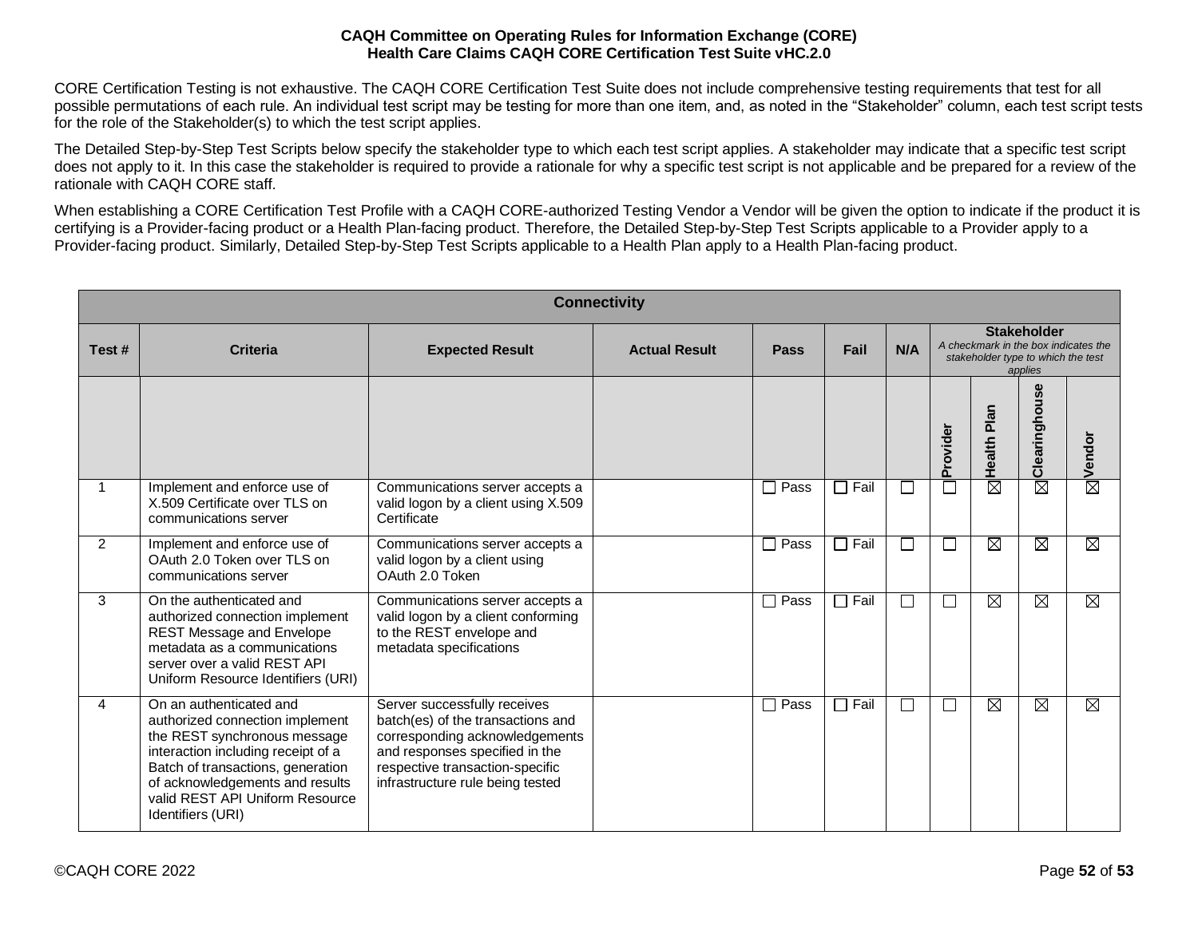CORE Certification Testing is not exhaustive. The CAQH CORE Certification Test Suite does not include comprehensive testing requirements that test for all possible permutations of each rule. An individual test script may be testing for more than one item, and, as noted in the "Stakeholder" column, each test script tests for the role of the Stakeholder(s) to which the test script applies.

The Detailed Step-by-Step Test Scripts below specify the stakeholder type to which each test script applies. A stakeholder may indicate that a specific test script does not apply to it. In this case the stakeholder is required to provide a rationale for why a specific test script is not applicable and be prepared for a review of the rationale with CAQH CORE staff.

When establishing a CORE Certification Test Profile with a CAQH CORE-authorized Testing Vendor a Vendor will be given the option to indicate if the product it is certifying is a Provider-facing product or a Health Plan-facing product. Therefore, the Detailed Step-by-Step Test Scripts applicable to a Provider apply to a Provider-facing product. Similarly, Detailed Step-by-Step Test Scripts applicable to a Health Plan apply to a Health Plan-facing product.

| **Connectivity** | | | | | | | | | | |
|---|---|---|---|---|---|---|---|---|---|---|
| **Test #** | **Criteria** | **Expected Result** | **Actual Result** | **Pass** | **Fail** | **N/A** | **Stakeholder** *A checkmark in the box indicates the stakeholder type to which the test applies* | | | |
| | | | | | | | **Provider** | **Health Plan** | **Clearinghouse** | **Vendor** |
| 1 | Implement and enforce use of X.509 Certificate over TLS on communications server | Communications server accepts a valid logon by a client using X.509 Certificate | | ☐ Pass | ☐ Fail | ☐ | ☐ | ☒ | ☒ | ☒ |
| 2 | Implement and enforce use of OAuth 2.0 Token over TLS on communications server | Communications server accepts a valid logon by a client using OAuth 2.0 Token | | ☐ Pass | ☐ Fail | ☐ | ☐ | ☒ | ☒ | ☒ |
| 3 | On the authenticated and authorized connection implement REST Message and Envelope metadata as a communications server over a valid REST API Uniform Resource Identifiers (URI) | Communications server accepts a valid logon by a client conforming to the REST envelope and metadata specifications | | ☐ Pass | ☐ Fail | ☐ | ☐ | ☒ | ☒ | ☒ |
| 4 | On an authenticated and authorized connection implement the REST synchronous message interaction including receipt of a Batch of transactions, generation of acknowledgements and results valid REST API Uniform Resource Identifiers (URI) | Server successfully receives batch(es) of the transactions and corresponding acknowledgements and responses specified in the respective transaction-specific infrastructure rule being tested | | ☐ Pass | ☐ Fail | ☐ | ☐ | ☒ | ☒ | ☒ |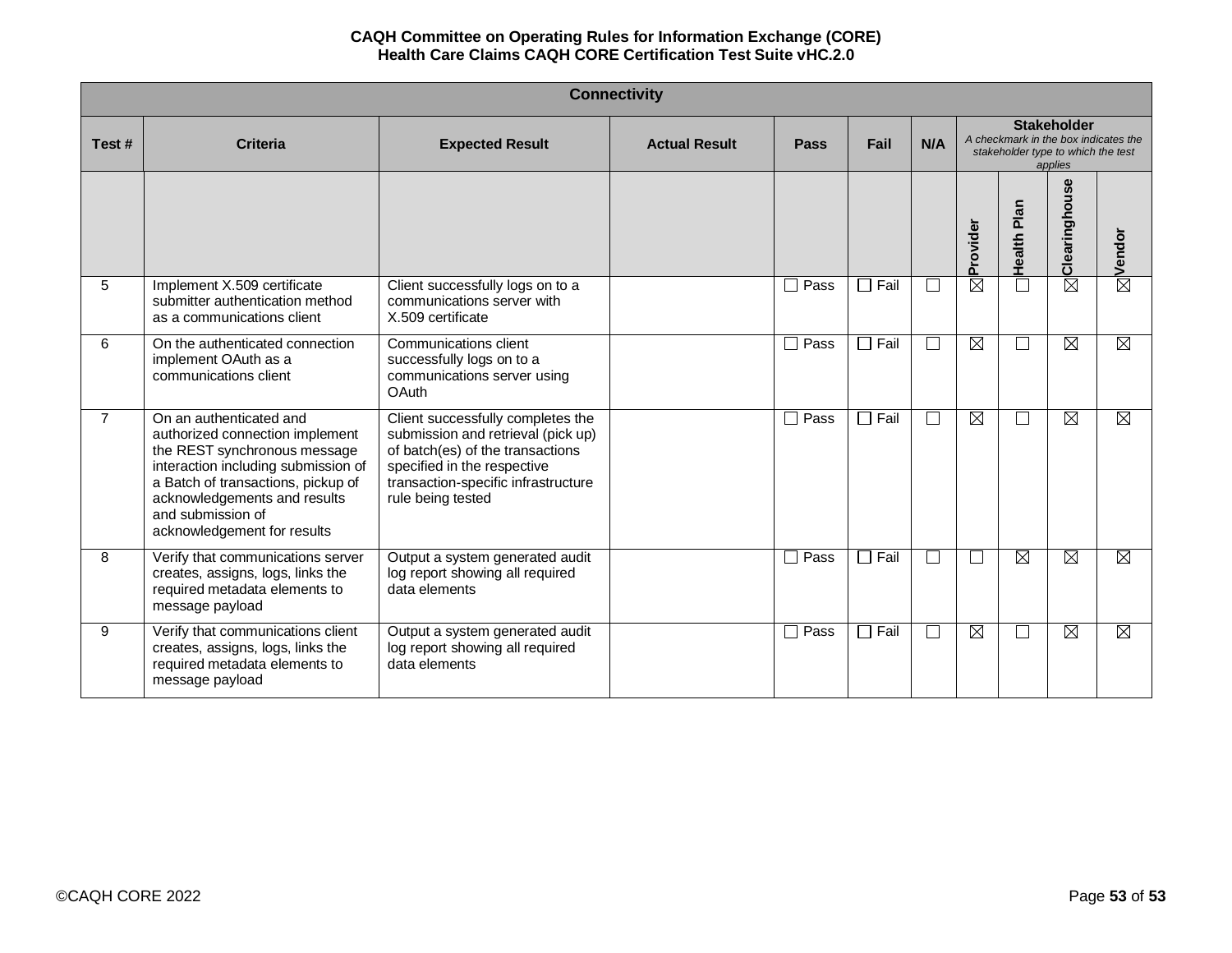| Connectivity | | | | | | | | | | |
|---|---|---|---|---|---|---|---|---|---|---|
| Test # | Criteria | Expected Result | Actual Result | Pass | Fail | N/A | Stakeholder<br>*A checkmark in the box indicates the stakeholder type to which the test applies* | | | |
| | | | | | | | Provider | Health Plan | Clearinghouse | Vendor |
| 5 | Implement X.509 certificate submitter authentication method as a communications client | Client successfully logs on to a communications server with X.509 certificate | | ☐ Pass | ☐ Fail | ☐ | ☒ | ☐ | ☒ | ☒ |
| 6 | On the authenticated connection implement OAuth as a communications client | Communications client successfully logs on to a communications server using OAuth | | ☐ Pass | ☐ Fail | ☐ | ☒ | ☐ | ☒ | ☒ |
| 7 | On an authenticated and authorized connection implement the REST synchronous message interaction including submission of a Batch of transactions, pickup of acknowledgements and results and submission of acknowledgement for results | Client successfully completes the submission and retrieval (pick up) of batch(es) of the transactions specified in the respective transaction-specific infrastructure rule being tested | | ☐ Pass | ☐ Fail | ☐ | ☒ | ☐ | ☒ | ☒ |
| 8 | Verify that communications server creates, assigns, logs, links the required metadata elements to message payload | Output a system generated audit log report showing all required data elements | | ☐ Pass | ☐ Fail | ☐ | ☐ | ☒ | ☒ | ☒ |
| 9 | Verify that communications client creates, assigns, logs, links the required metadata elements to message payload | Output a system generated audit log report showing all required data elements | | ☐ Pass | ☐ Fail | ☐ | ☒ | ☐ | ☒ | ☒ |